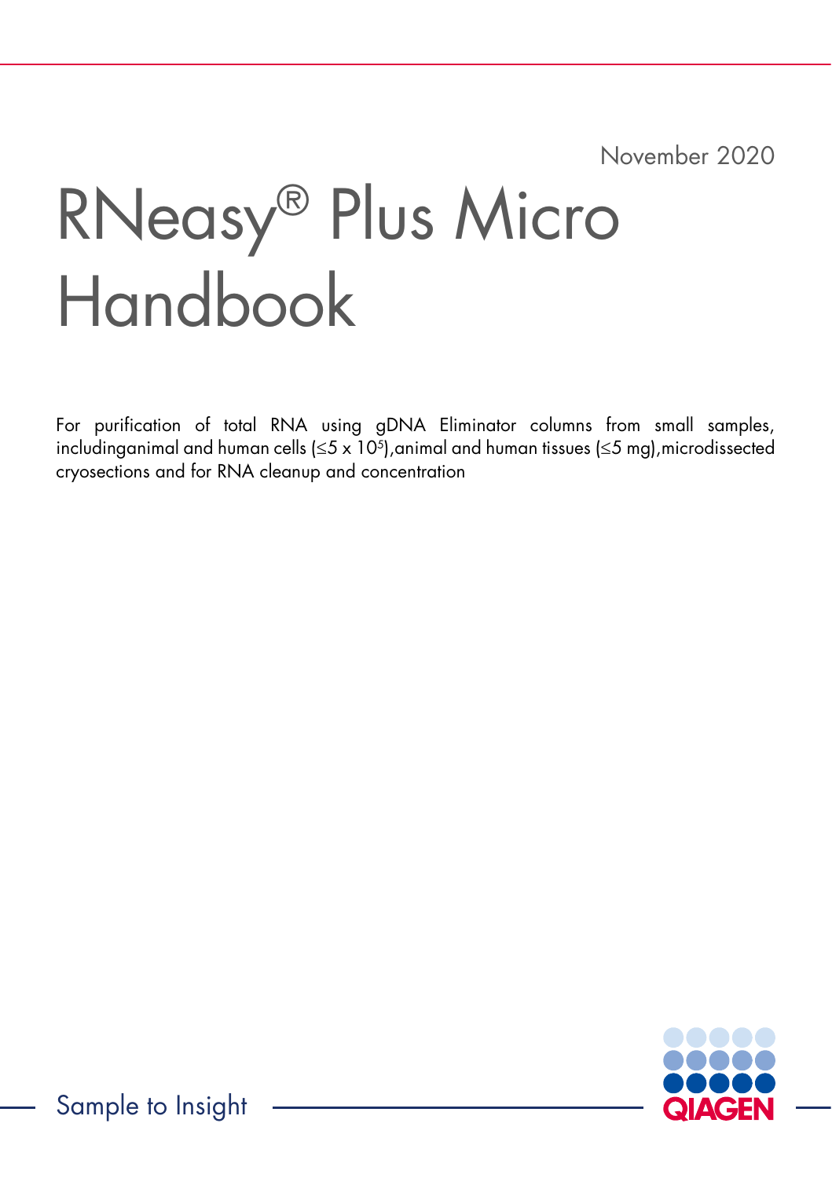November 2020

# RNeasy® Plus Micro Handbook

For purification of total RNA using gDNA Eliminator columns from small samples, includinganimal and human cells (≤5 x $10^5$),animal and human tissues (≤5 mg),microdissected cryosections and for RNA cleanup and concentration

Sample to Insight

QIAGEN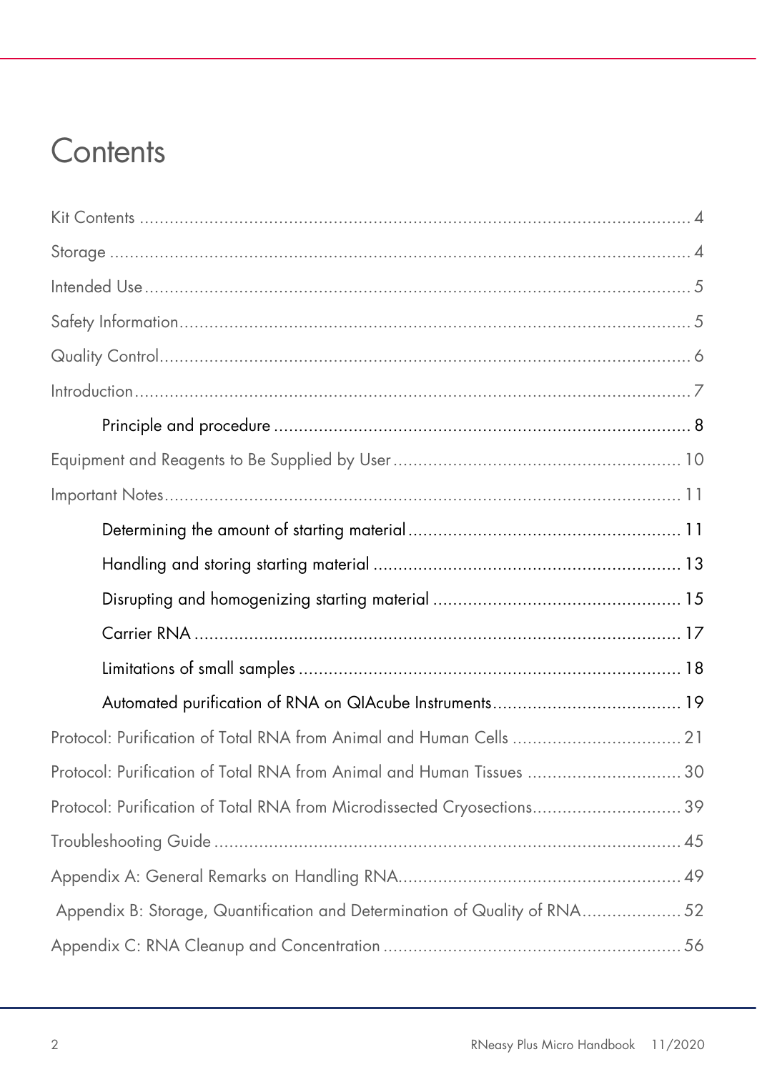# Contents

Kit Contents ........................................................................................................ 4

Storage ................................................................................................................ 4

Intended Use ....................................................................................................... 5

Safety Information ............................................................................................... 5

Quality Control .................................................................................................... 6

Introduction ......................................................................................................... 7

- Principle and procedure ................................................................................ 8

Equipment and Reagents to Be Supplied by User ............................................... 10

Important Notes .................................................................................................. 11

- Determining the amount of starting material ................................................ 11
- Handling and storing starting material ........................................................ 13
- Disrupting and homogenizing starting material ........................................... 15
- Carrier RNA ................................................................................................ 17
- Limitations of small samples ........................................................................ 18
- Automated purification of RNA on QIAcube Instruments ............................. 19

Protocol: Purification of Total RNA from Animal and Human Cells ..................... 21

Protocol: Purification of Total RNA from Animal and Human Tissues .................. 30

Protocol: Purification of Total RNA from Microdissected Cryosections ................ 39

Troubleshooting Guide ....................................................................................... 45

Appendix A: General Remarks on Handling RNA ................................................ 49

Appendix B: Storage, Quantification and Determination of Quality of RNA .......... 52

Appendix C: RNA Cleanup and Concentration .................................................... 56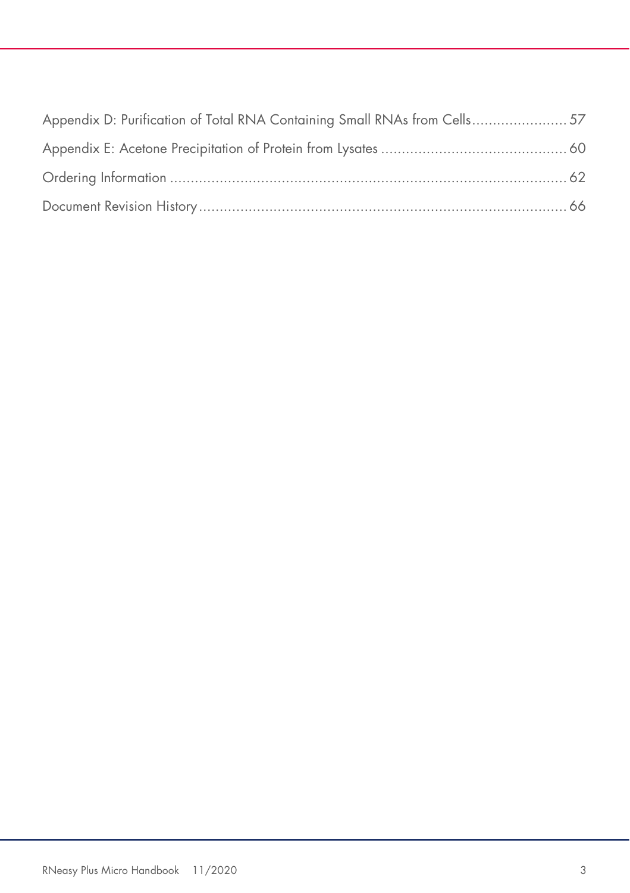Appendix D: Purification of Total RNA Containing Small RNAs from Cells ....................... 57

Appendix E: Acetone Precipitation of Protein from Lysates ............................................. 60

Ordering Information ................................................................................................ 62

Document Revision History ......................................................................................... 66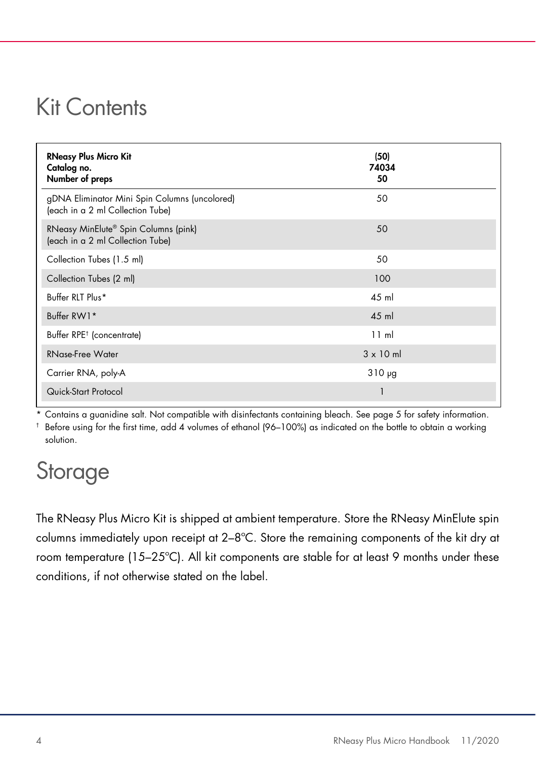# Kit Contents

| RNeasy Plus Micro Kit<br>Catalog no.<br>Number of preps | (50)<br>74034<br>50 |
|---|---|
| gDNA Eliminator Mini Spin Columns (uncolored) (each in a 2 ml Collection Tube) | 50 |
| RNeasy MinElute® Spin Columns (pink) (each in a 2 ml Collection Tube) | 50 |
| Collection Tubes (1.5 ml) | 50 |
| Collection Tubes (2 ml) | 100 |
| Buffer RLT Plus* | 45 ml |
| Buffer RW1* | 45 ml |
| Buffer RPE† (concentrate) | 11 ml |
| RNase-Free Water | 3 x 10 ml |
| Carrier RNA, poly-A | 310 µg |
| Quick-Start Protocol | 1 |

\* Contains a guanidine salt. Not compatible with disinfectants containing bleach. See page 5 for safety information.

† Before using for the first time, add 4 volumes of ethanol (96–100%) as indicated on the bottle to obtain a working solution.

# Storage

The RNeasy Plus Micro Kit is shipped at ambient temperature. Store the RNeasy MinElute spin columns immediately upon receipt at 2–8°C. Store the remaining components of the kit dry at room temperature (15–25°C). All kit components are stable for at least 9 months under these conditions, if not otherwise stated on the label.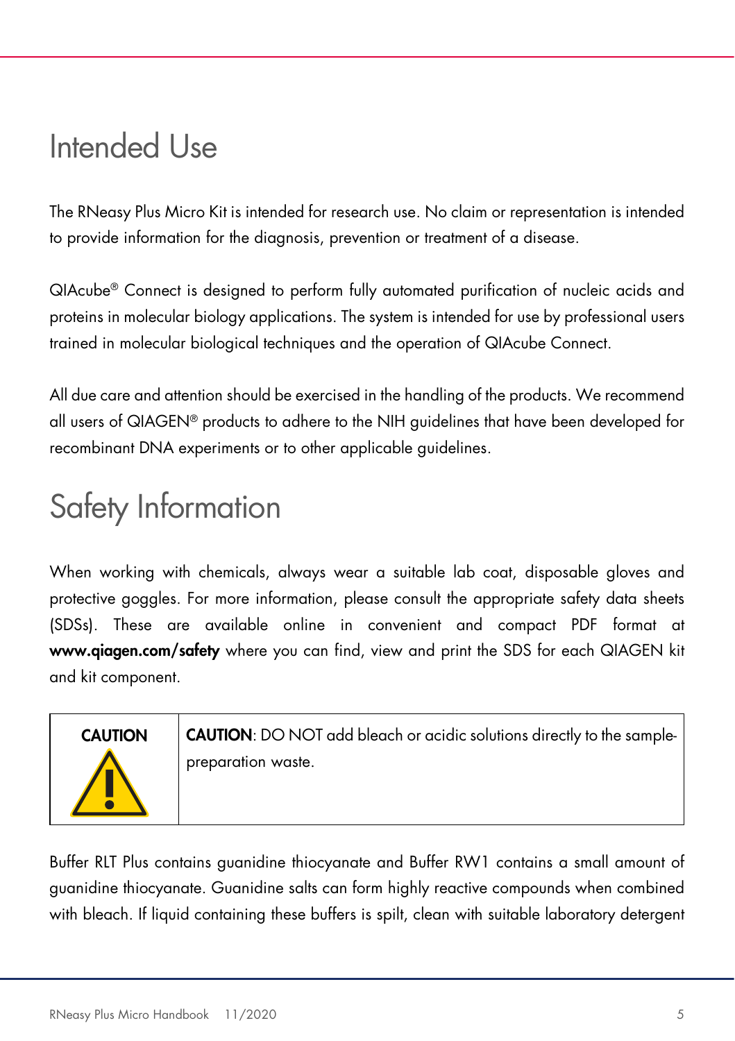# Intended Use

The RNeasy Plus Micro Kit is intended for research use. No claim or representation is intended to provide information for the diagnosis, prevention or treatment of a disease.

QIAcube® Connect is designed to perform fully automated purification of nucleic acids and proteins in molecular biology applications. The system is intended for use by professional users trained in molecular biological techniques and the operation of QIAcube Connect.

All due care and attention should be exercised in the handling of the products. We recommend all users of QIAGEN® products to adhere to the NIH guidelines that have been developed for recombinant DNA experiments or to other applicable guidelines.

# Safety Information

When working with chemicals, always wear a suitable lab coat, disposable gloves and protective goggles. For more information, please consult the appropriate safety data sheets (SDSs). These are available online in convenient and compact PDF format at **www.qiagen.com/safety** where you can find, view and print the SDS for each QIAGEN kit and kit component.

| CAUTION | **CAUTION**: DO NOT add bleach or acidic solutions directly to the sample-preparation waste. |
|---|---|

Buffer RLT Plus contains guanidine thiocyanate and Buffer RW1 contains a small amount of guanidine thiocyanate. Guanidine salts can form highly reactive compounds when combined with bleach. If liquid containing these buffers is spilt, clean with suitable laboratory detergent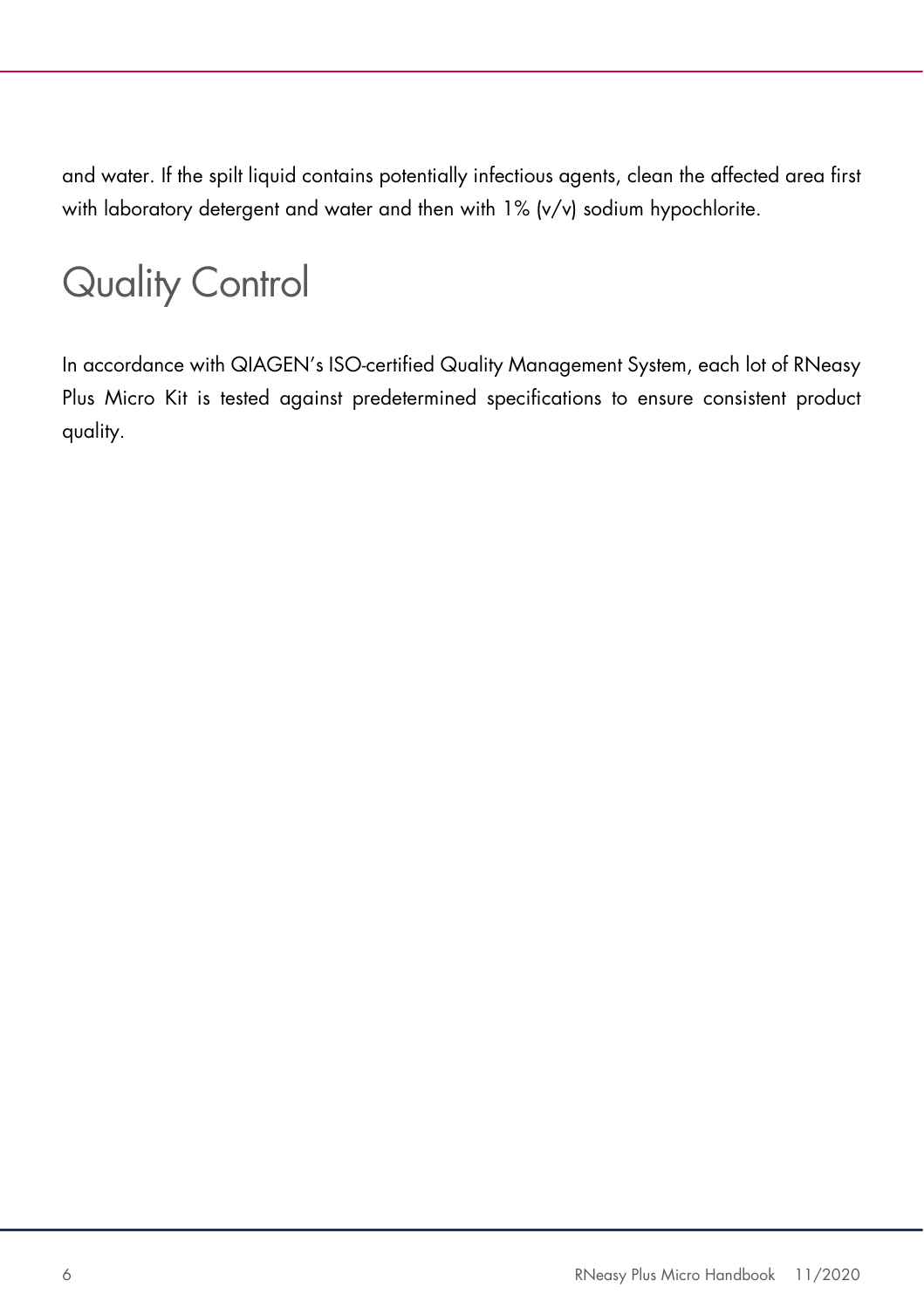and water. If the spilt liquid contains potentially infectious agents, clean the affected area first with laboratory detergent and water and then with 1% (v/v) sodium hypochlorite.

# Quality Control

In accordance with QIAGEN's ISO-certified Quality Management System, each lot of RNeasy Plus Micro Kit is tested against predetermined specifications to ensure consistent product quality.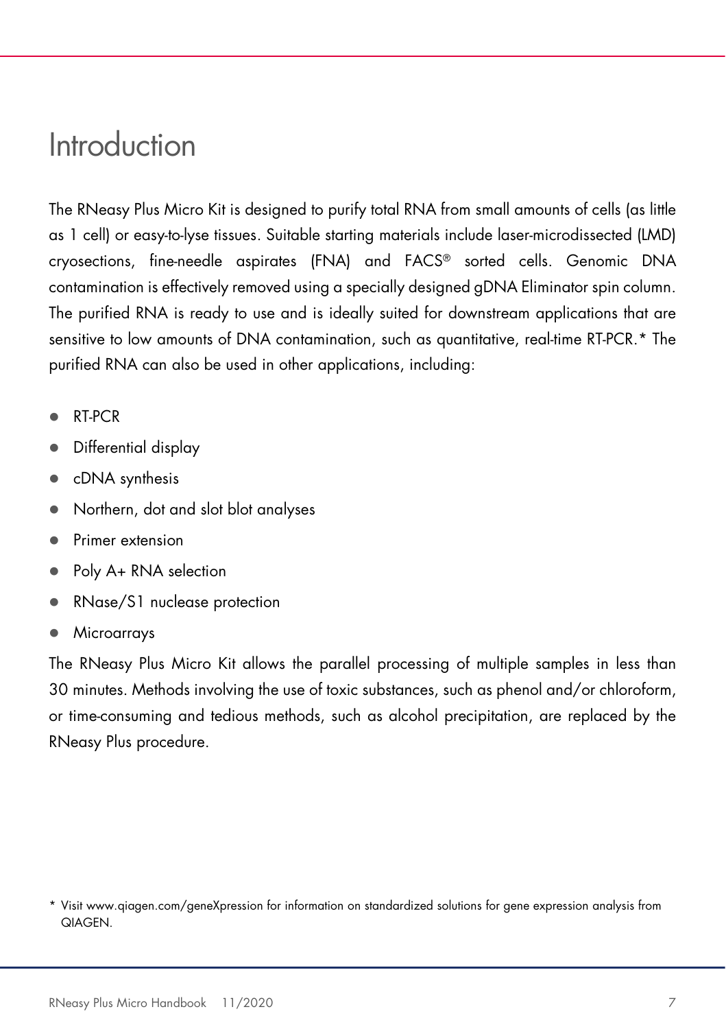# Introduction

The RNeasy Plus Micro Kit is designed to purify total RNA from small amounts of cells (as little as 1 cell) or easy-to-lyse tissues. Suitable starting materials include laser-microdissected (LMD) cryosections, fine-needle aspirates (FNA) and FACS® sorted cells. Genomic DNA contamination is effectively removed using a specially designed gDNA Eliminator spin column. The purified RNA is ready to use and is ideally suited for downstream applications that are sensitive to low amounts of DNA contamination, such as quantitative, real-time RT-PCR.* The purified RNA can also be used in other applications, including:

- RT-PCR
- Differential display
- cDNA synthesis
- Northern, dot and slot blot analyses
- Primer extension
- Poly A+ RNA selection
- RNase/S1 nuclease protection
- Microarrays

The RNeasy Plus Micro Kit allows the parallel processing of multiple samples in less than 30 minutes. Methods involving the use of toxic substances, such as phenol and/or chloroform, or time-consuming and tedious methods, such as alcohol precipitation, are replaced by the RNeasy Plus procedure.

* Visit www.qiagen.com/geneXpression for information on standardized solutions for gene expression analysis from QIAGEN.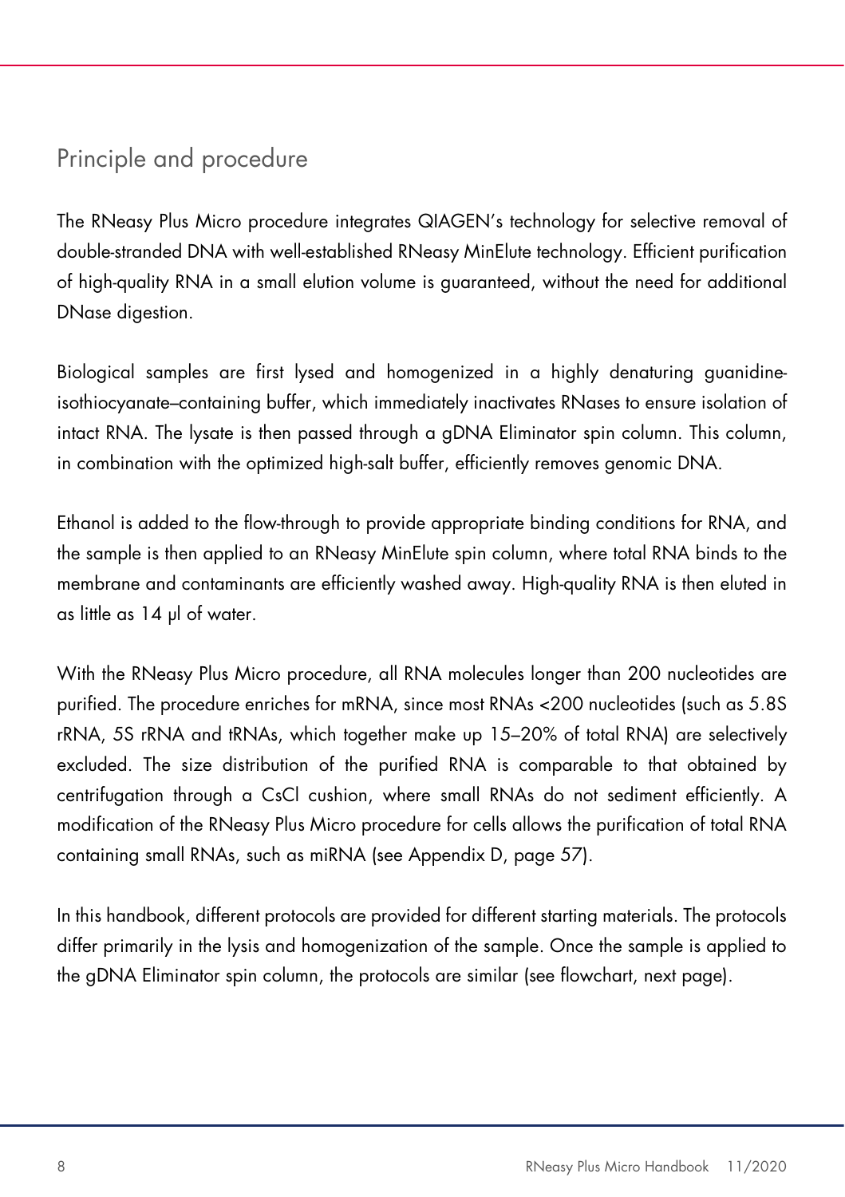## Principle and procedure

The RNeasy Plus Micro procedure integrates QIAGEN's technology for selective removal of double-stranded DNA with well-established RNeasy MinElute technology. Efficient purification of high-quality RNA in a small elution volume is guaranteed, without the need for additional DNase digestion.

Biological samples are first lysed and homogenized in a highly denaturing guanidine-isothiocyanate–containing buffer, which immediately inactivates RNases to ensure isolation of intact RNA. The lysate is then passed through a gDNA Eliminator spin column. This column, in combination with the optimized high-salt buffer, efficiently removes genomic DNA.

Ethanol is added to the flow-through to provide appropriate binding conditions for RNA, and the sample is then applied to an RNeasy MinElute spin column, where total RNA binds to the membrane and contaminants are efficiently washed away. High-quality RNA is then eluted in as little as 14 µl of water.

With the RNeasy Plus Micro procedure, all RNA molecules longer than 200 nucleotides are purified. The procedure enriches for mRNA, since most RNAs <200 nucleotides (such as 5.8S rRNA, 5S rRNA and tRNAs, which together make up 15–20% of total RNA) are selectively excluded. The size distribution of the purified RNA is comparable to that obtained by centrifugation through a CsCl cushion, where small RNAs do not sediment efficiently. A modification of the RNeasy Plus Micro procedure for cells allows the purification of total RNA containing small RNAs, such as miRNA (see Appendix D, page 57).

In this handbook, different protocols are provided for different starting materials. The protocols differ primarily in the lysis and homogenization of the sample. Once the sample is applied to the gDNA Eliminator spin column, the protocols are similar (see flowchart, next page).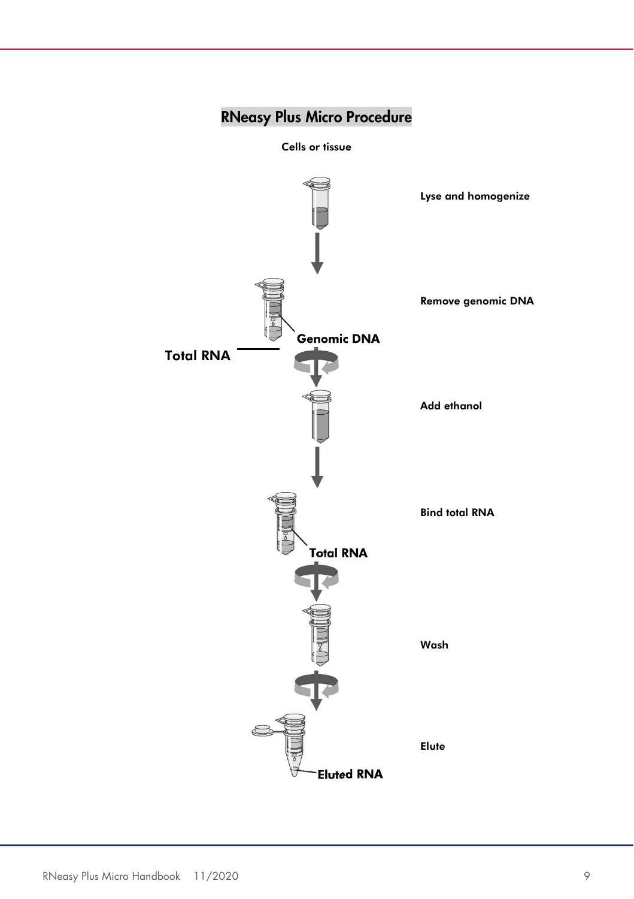# RNeasy Plus Micro Procedure

Cells or tissue

Lyse and homogenize

Remove genomic DNA

Genomic DNA

Total RNA

Add ethanol

Bind total RNA

Total RNA

Wash

Elute

Eluted RNA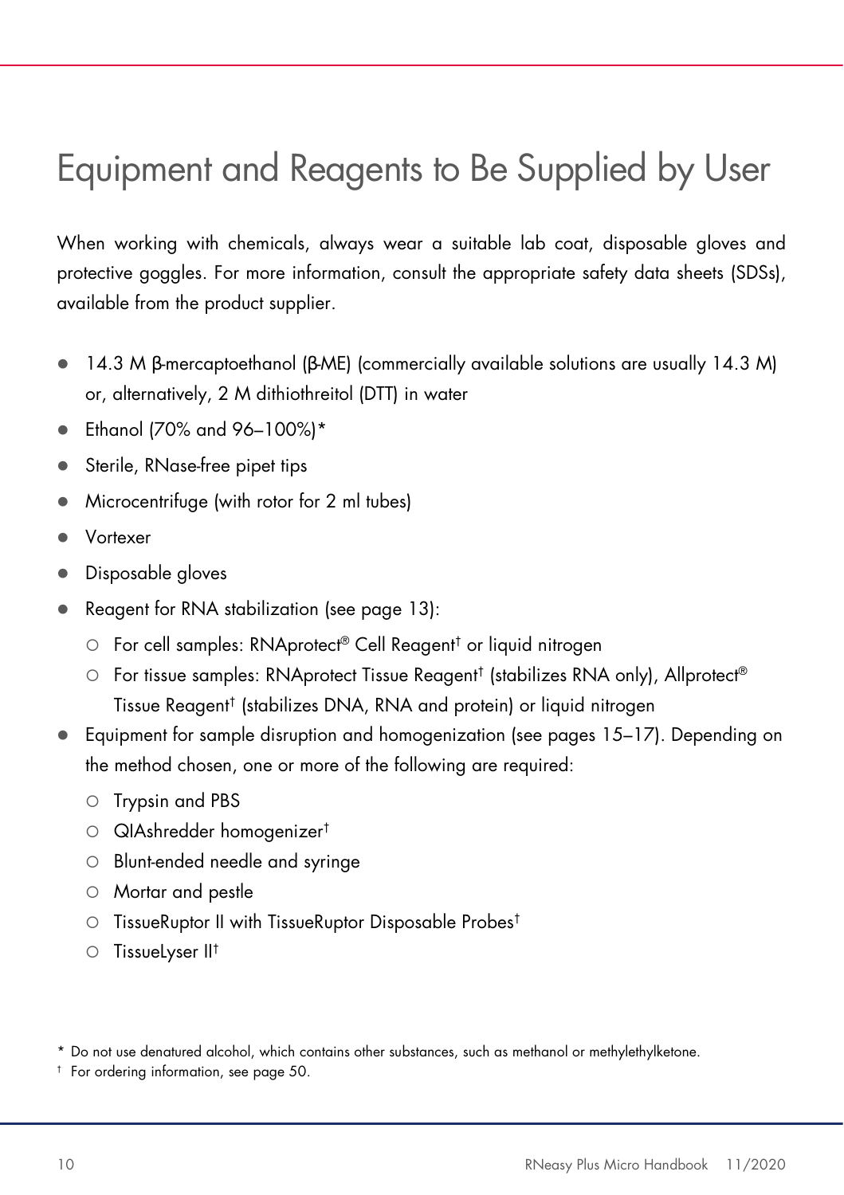# Equipment and Reagents to Be Supplied by User

When working with chemicals, always wear a suitable lab coat, disposable gloves and protective goggles. For more information, consult the appropriate safety data sheets (SDSs), available from the product supplier.

- 14.3 M β-mercaptoethanol (β-ME) (commercially available solutions are usually 14.3 M) or, alternatively, 2 M dithiothreitol (DTT) in water
- Ethanol (70% and 96–100%)*
- Sterile, RNase-free pipet tips
- Microcentrifuge (with rotor for 2 ml tubes)
- Vortexer
- Disposable gloves
- Reagent for RNA stabilization (see page 13):
  - For cell samples: RNAprotect® Cell Reagent† or liquid nitrogen
  - For tissue samples: RNAprotect Tissue Reagent† (stabilizes RNA only), Allprotect® Tissue Reagent† (stabilizes DNA, RNA and protein) or liquid nitrogen
- Equipment for sample disruption and homogenization (see pages 15–17). Depending on the method chosen, one or more of the following are required:
  - Trypsin and PBS
  - QIAshredder homogenizer†
  - Blunt-ended needle and syringe
  - Mortar and pestle
  - TissueRuptor II with TissueRuptor Disposable Probes†
  - TissueLyser II†

\* Do not use denatured alcohol, which contains other substances, such as methanol or methylethylketone.

† For ordering information, see page 50.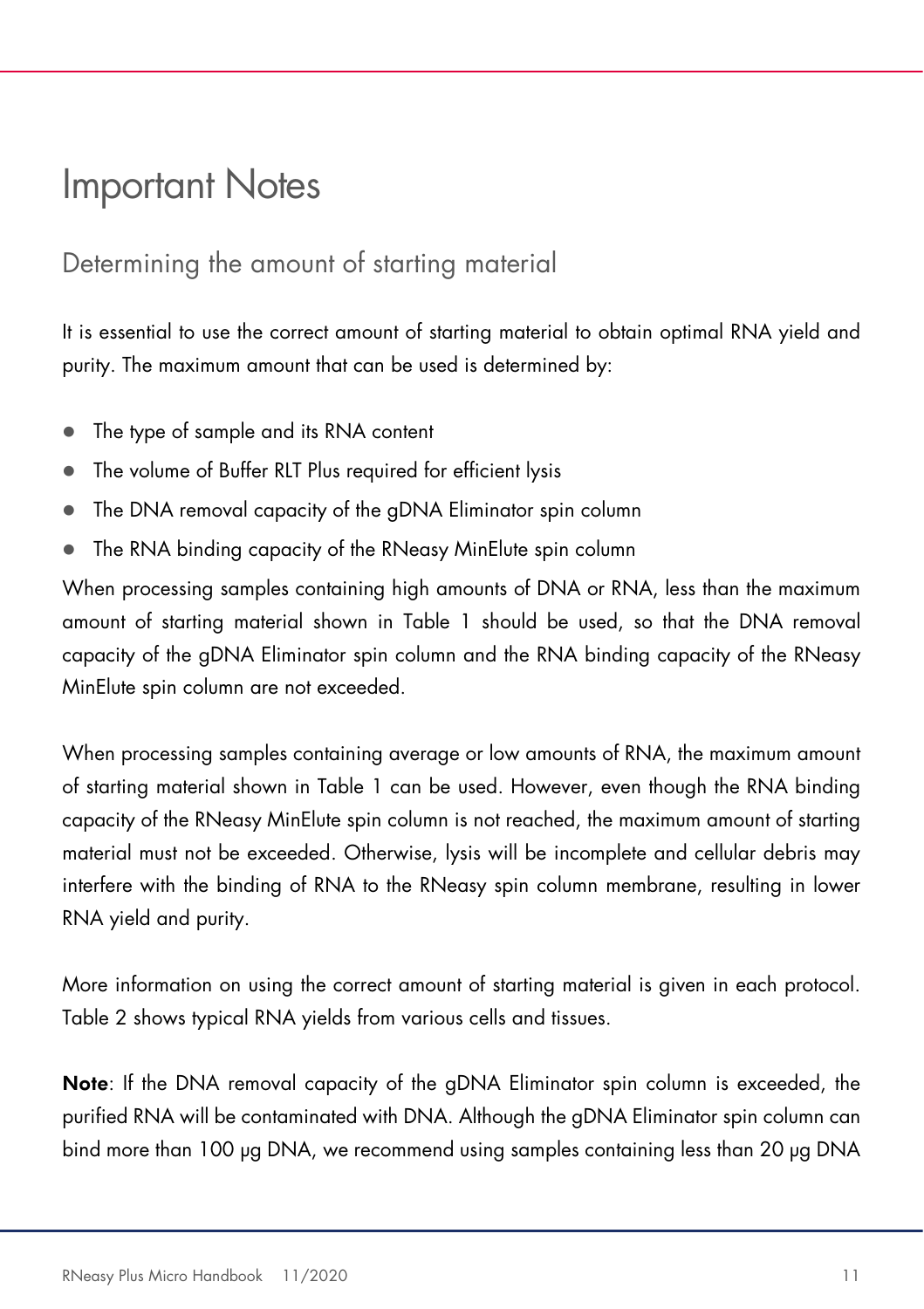# Important Notes

## Determining the amount of starting material

It is essential to use the correct amount of starting material to obtain optimal RNA yield and purity. The maximum amount that can be used is determined by:

- The type of sample and its RNA content
- The volume of Buffer RLT Plus required for efficient lysis
- The DNA removal capacity of the gDNA Eliminator spin column
- The RNA binding capacity of the RNeasy MinElute spin column

When processing samples containing high amounts of DNA or RNA, less than the maximum amount of starting material shown in Table 1 should be used, so that the DNA removal capacity of the gDNA Eliminator spin column and the RNA binding capacity of the RNeasy MinElute spin column are not exceeded.

When processing samples containing average or low amounts of RNA, the maximum amount of starting material shown in Table 1 can be used. However, even though the RNA binding capacity of the RNeasy MinElute spin column is not reached, the maximum amount of starting material must not be exceeded. Otherwise, lysis will be incomplete and cellular debris may interfere with the binding of RNA to the RNeasy spin column membrane, resulting in lower RNA yield and purity.

More information on using the correct amount of starting material is given in each protocol. Table 2 shows typical RNA yields from various cells and tissues.

**Note**: If the DNA removal capacity of the gDNA Eliminator spin column is exceeded, the purified RNA will be contaminated with DNA. Although the gDNA Eliminator spin column can bind more than 100 µg DNA, we recommend using samples containing less than 20 µg DNA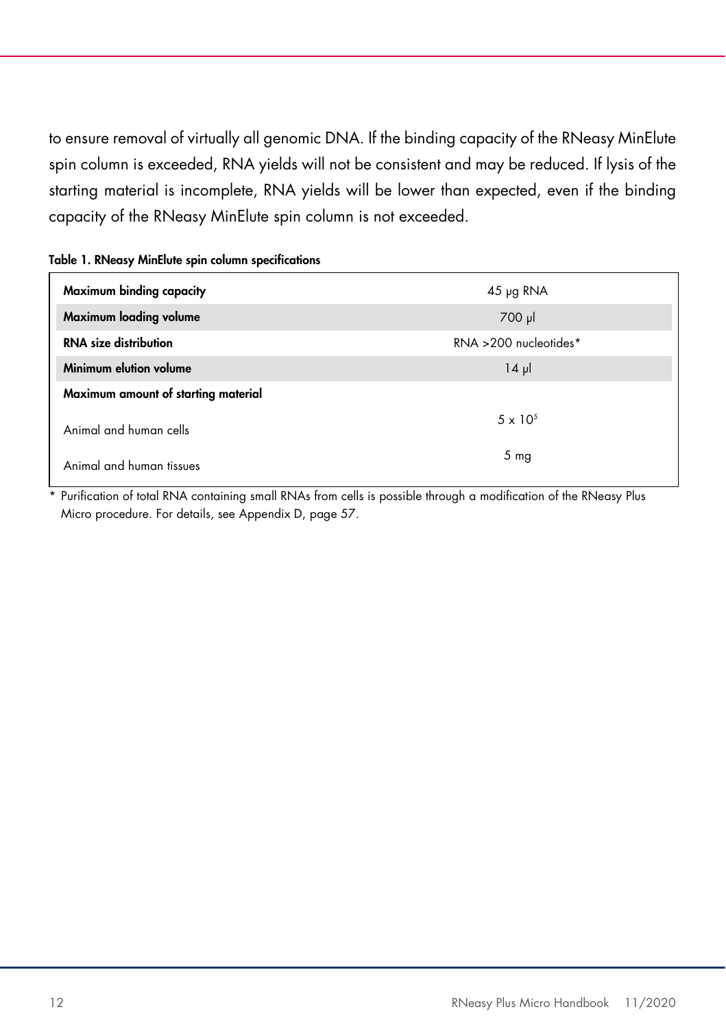to ensure removal of virtually all genomic DNA. If the binding capacity of the RNeasy MinElute spin column is exceeded, RNA yields will not be consistent and may be reduced. If lysis of the starting material is incomplete, RNA yields will be lower than expected, even if the binding capacity of the RNeasy MinElute spin column is not exceeded.

**Table 1. RNeasy MinElute spin column specifications**

| | |
|---|---|
| **Maximum binding capacity** | 45 µg RNA |
| **Maximum loading volume** | 700 µl |
| **RNA size distribution** | RNA >200 nucleotides* |
| **Minimum elution volume** | 14 µl |
| **Maximum amount of starting material** | |
| Animal and human cells | $5 \times 10^5$ |
| Animal and human tissues | 5 mg |

\* Purification of total RNA containing small RNAs from cells is possible through a modification of the RNeasy Plus Micro procedure. For details, see Appendix D, page 57.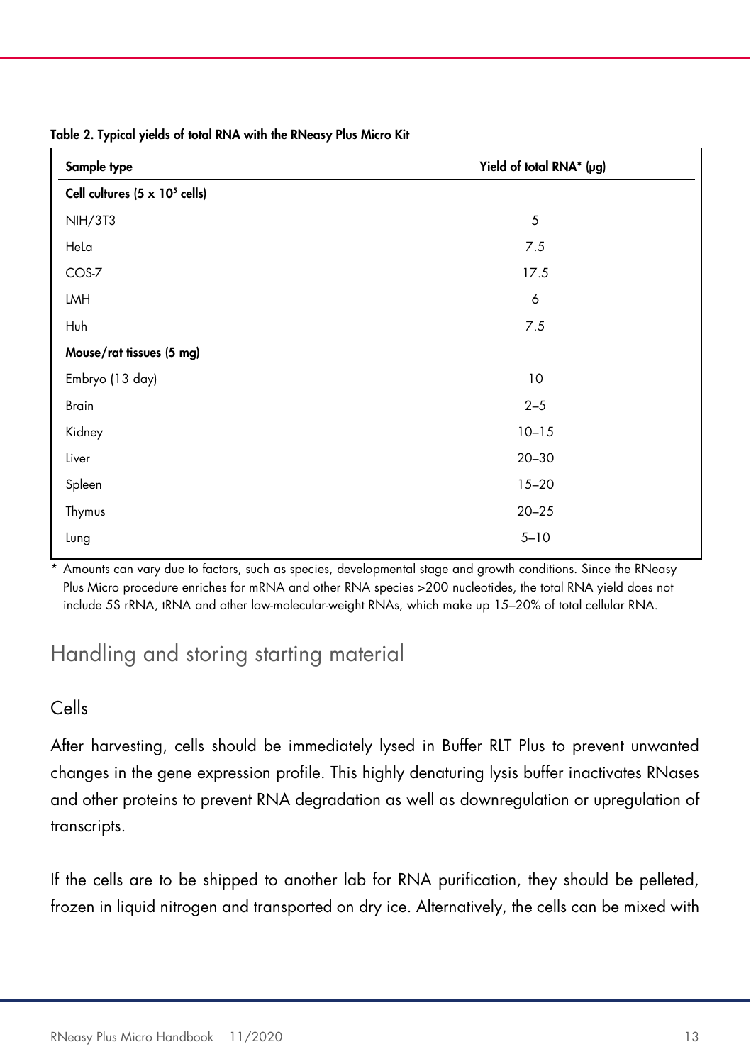**Table 2. Typical yields of total RNA with the RNeasy Plus Micro Kit**

| Sample type | Yield of total RNA* (µg) |
|---|---|
| **Cell cultures (5 x $10^5$ cells)** | |
| NIH/3T3 | 5 |
| HeLa | 7.5 |
| COS-7 | 17.5 |
| LMH | 6 |
| Huh | 7.5 |
| **Mouse/rat tissues (5 mg)** | |
| Embryo (13 day) | 10 |
| Brain | 2–5 |
| Kidney | 10–15 |
| Liver | 20–30 |
| Spleen | 15–20 |
| Thymus | 20–25 |
| Lung | 5–10 |

* Amounts can vary due to factors, such as species, developmental stage and growth conditions. Since the RNeasy Plus Micro procedure enriches for mRNA and other RNA species >200 nucleotides, the total RNA yield does not include 5S rRNA, tRNA and other low-molecular-weight RNAs, which make up 15–20% of total cellular RNA.

## Handling and storing starting material

### Cells

After harvesting, cells should be immediately lysed in Buffer RLT Plus to prevent unwanted changes in the gene expression profile. This highly denaturing lysis buffer inactivates RNases and other proteins to prevent RNA degradation as well as downregulation or upregulation of transcripts.

If the cells are to be shipped to another lab for RNA purification, they should be pelleted, frozen in liquid nitrogen and transported on dry ice. Alternatively, the cells can be mixed with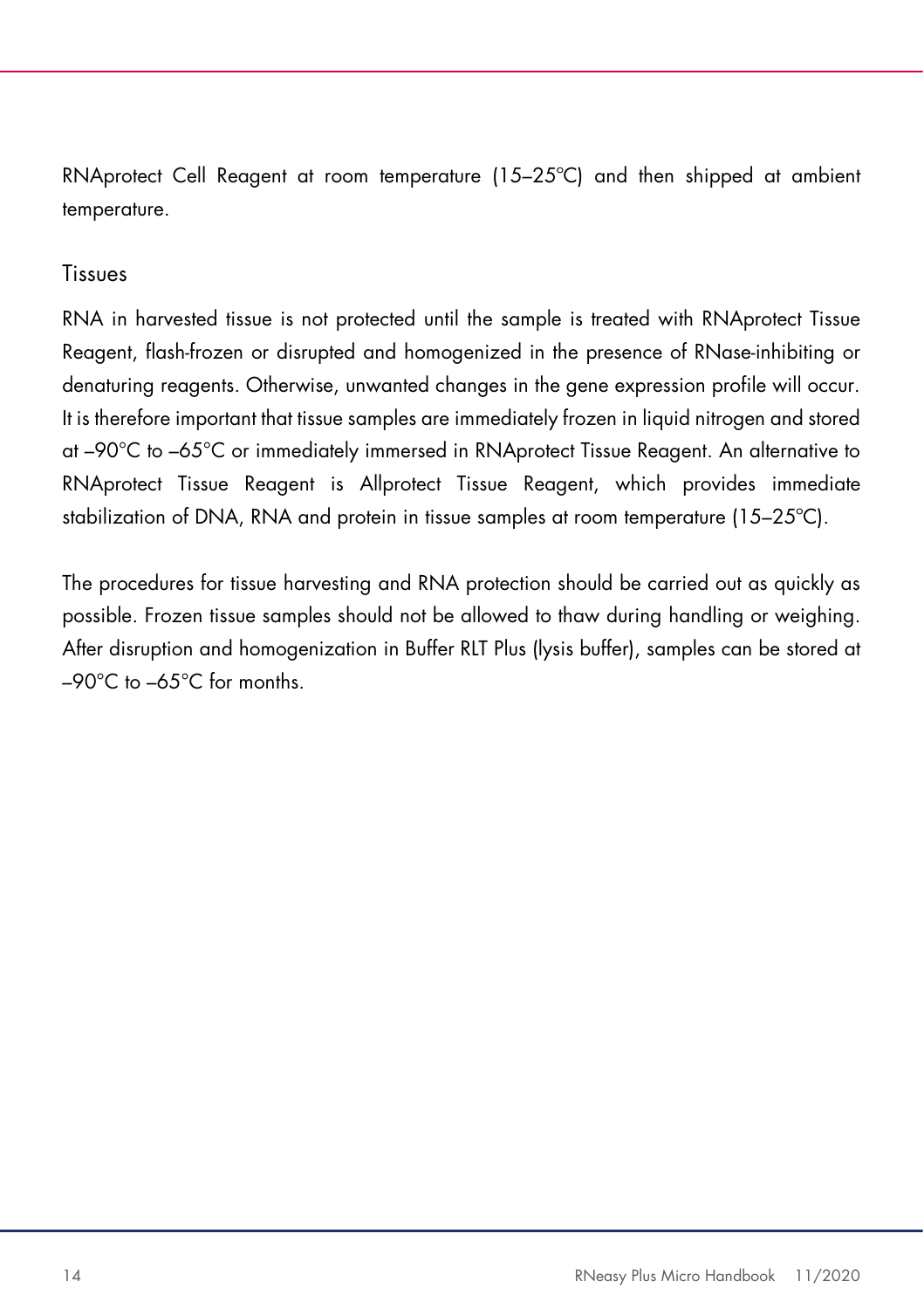RNAprotect Cell Reagent at room temperature (15–25ºC) and then shipped at ambient temperature.

### Tissues

RNA in harvested tissue is not protected until the sample is treated with RNAprotect Tissue Reagent, flash-frozen or disrupted and homogenized in the presence of RNase-inhibiting or denaturing reagents. Otherwise, unwanted changes in the gene expression profile will occur. It is therefore important that tissue samples are immediately frozen in liquid nitrogen and stored at –90°C to –65°C or immediately immersed in RNAprotect Tissue Reagent. An alternative to RNAprotect Tissue Reagent is Allprotect Tissue Reagent, which provides immediate stabilization of DNA, RNA and protein in tissue samples at room temperature (15–25ºC).

The procedures for tissue harvesting and RNA protection should be carried out as quickly as possible. Frozen tissue samples should not be allowed to thaw during handling or weighing. After disruption and homogenization in Buffer RLT Plus (lysis buffer), samples can be stored at –90°C to –65°C for months.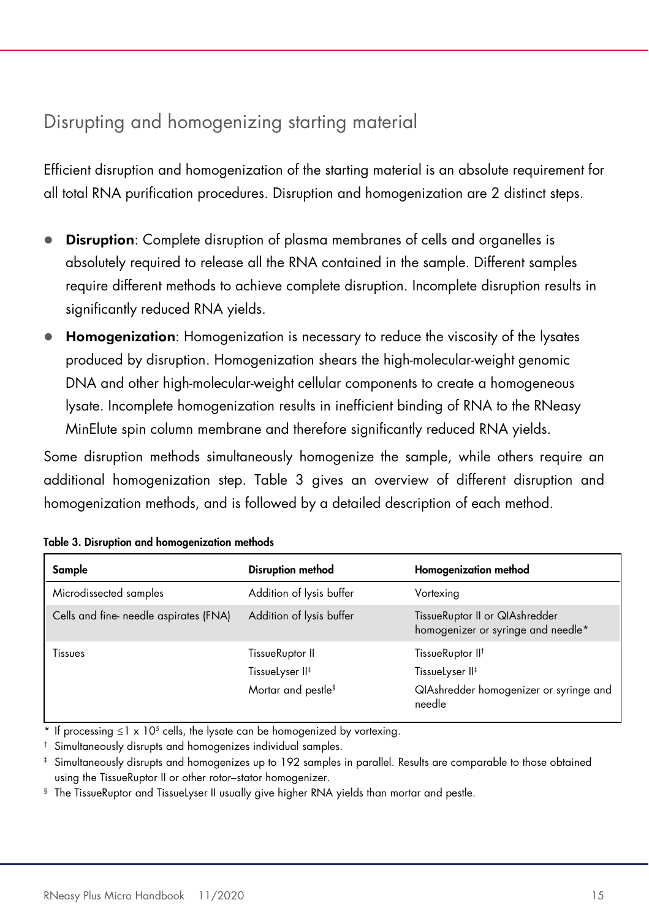## Disrupting and homogenizing starting material

Efficient disruption and homogenization of the starting material is an absolute requirement for all total RNA purification procedures. Disruption and homogenization are 2 distinct steps.

- **Disruption**: Complete disruption of plasma membranes of cells and organelles is absolutely required to release all the RNA contained in the sample. Different samples require different methods to achieve complete disruption. Incomplete disruption results in significantly reduced RNA yields.
- **Homogenization**: Homogenization is necessary to reduce the viscosity of the lysates produced by disruption. Homogenization shears the high-molecular-weight genomic DNA and other high-molecular-weight cellular components to create a homogeneous lysate. Incomplete homogenization results in inefficient binding of RNA to the RNeasy MinElute spin column membrane and therefore significantly reduced RNA yields.

Some disruption methods simultaneously homogenize the sample, while others require an additional homogenization step. Table 3 gives an overview of different disruption and homogenization methods, and is followed by a detailed description of each method.

**Table 3. Disruption and homogenization methods**

| Sample | Disruption method | Homogenization method |
|---|---|---|
| Microdissected samples | Addition of lysis buffer | Vortexing |
| Cells and fine- needle aspirates (FNA) | Addition of lysis buffer | TissueRuptor II or QIAshredder homogenizer or syringe and needle* |
| Tissues | TissueRuptor II<br>TissueLyser II‡<br>Mortar and pestle§ | TissueRuptor II†<br>TissueLyser II‡<br>QIAshredder homogenizer or syringe and needle |

\* If processing $\leq 1 \times 10^5$ cells, the lysate can be homogenized by vortexing.

† Simultaneously disrupts and homogenizes individual samples.

‡ Simultaneously disrupts and homogenizes up to 192 samples in parallel. Results are comparable to those obtained using the TissueRuptor II or other rotor–stator homogenizer.

§ The TissueRuptor and TissueLyser II usually give higher RNA yields than mortar and pestle.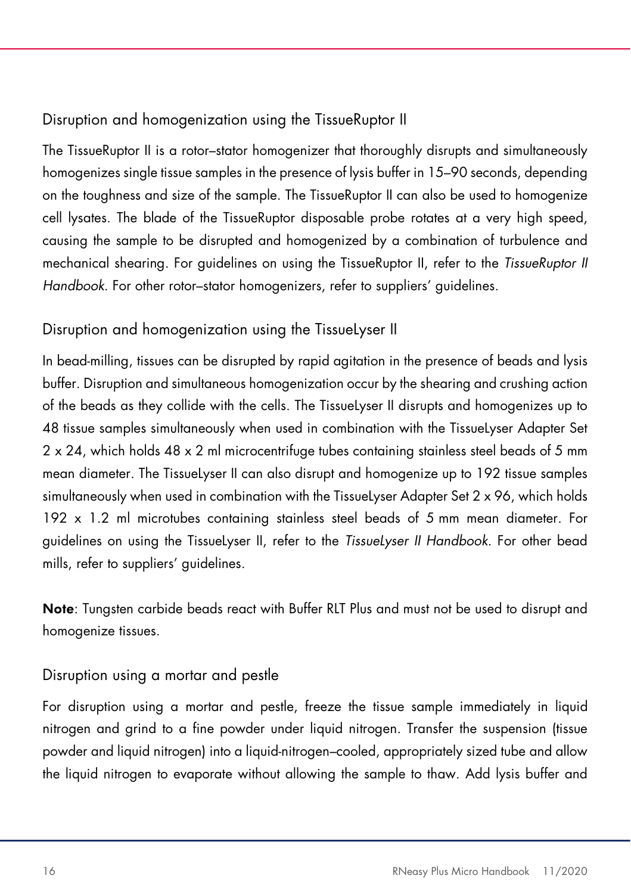### Disruption and homogenization using the TissueRuptor II

The TissueRuptor II is a rotor–stator homogenizer that thoroughly disrupts and simultaneously homogenizes single tissue samples in the presence of lysis buffer in 15–90 seconds, depending on the toughness and size of the sample. The TissueRuptor II can also be used to homogenize cell lysates. The blade of the TissueRuptor disposable probe rotates at a very high speed, causing the sample to be disrupted and homogenized by a combination of turbulence and mechanical shearing. For guidelines on using the TissueRuptor II, refer to the *TissueRuptor II Handbook*. For other rotor–stator homogenizers, refer to suppliers' guidelines.

### Disruption and homogenization using the TissueLyser II

In bead-milling, tissues can be disrupted by rapid agitation in the presence of beads and lysis buffer. Disruption and simultaneous homogenization occur by the shearing and crushing action of the beads as they collide with the cells. The TissueLyser II disrupts and homogenizes up to 48 tissue samples simultaneously when used in combination with the TissueLyser Adapter Set 2 x 24, which holds 48 x 2 ml microcentrifuge tubes containing stainless steel beads of 5 mm mean diameter. The TissueLyser II can also disrupt and homogenize up to 192 tissue samples simultaneously when used in combination with the TissueLyser Adapter Set 2 x 96, which holds 192 x 1.2 ml microtubes containing stainless steel beads of 5 mm mean diameter. For guidelines on using the TissueLyser II, refer to the *TissueLyser II Handbook*. For other bead mills, refer to suppliers' guidelines.

**Note**: Tungsten carbide beads react with Buffer RLT Plus and must not be used to disrupt and homogenize tissues.

### Disruption using a mortar and pestle

For disruption using a mortar and pestle, freeze the tissue sample immediately in liquid nitrogen and grind to a fine powder under liquid nitrogen. Transfer the suspension (tissue powder and liquid nitrogen) into a liquid-nitrogen–cooled, appropriately sized tube and allow the liquid nitrogen to evaporate without allowing the sample to thaw. Add lysis buffer and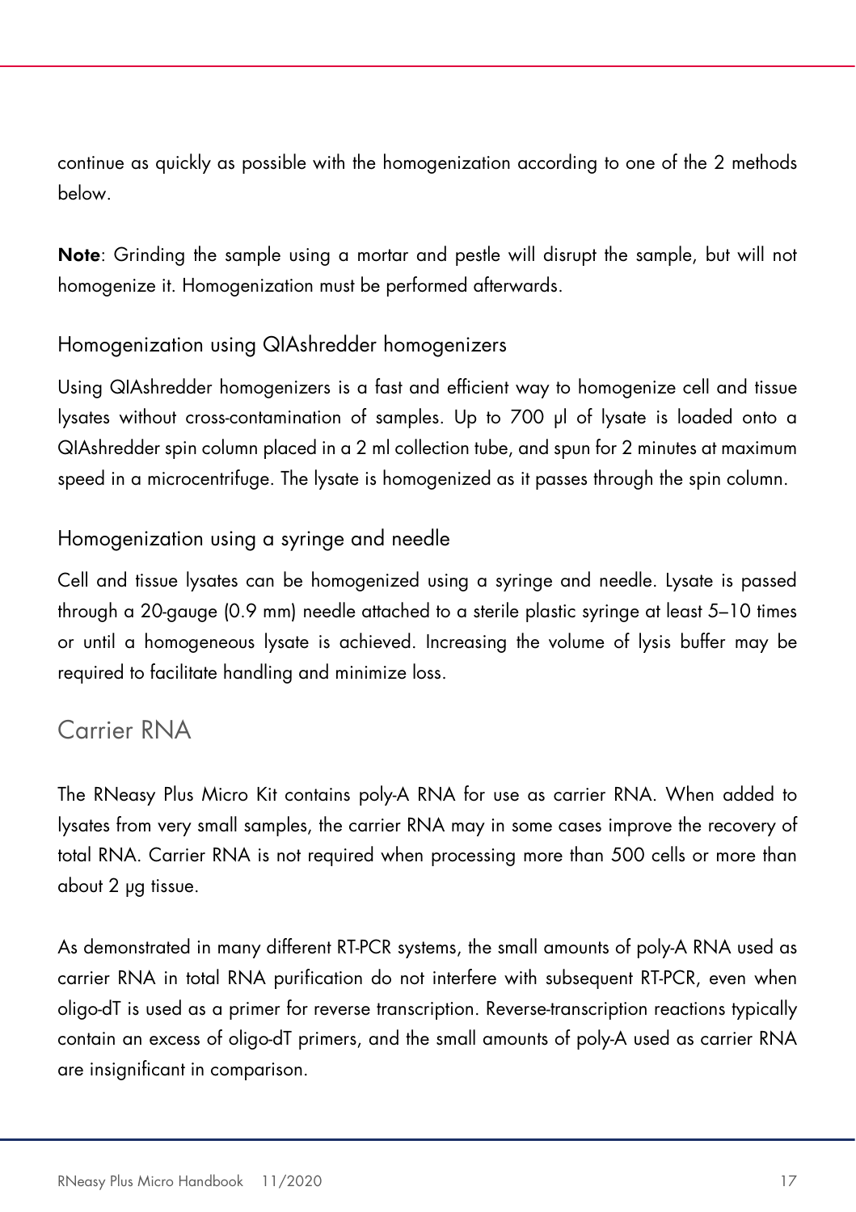continue as quickly as possible with the homogenization according to one of the 2 methods below.

**Note**: Grinding the sample using a mortar and pestle will disrupt the sample, but will not homogenize it. Homogenization must be performed afterwards.

### Homogenization using QIAshredder homogenizers

Using QIAshredder homogenizers is a fast and efficient way to homogenize cell and tissue lysates without cross-contamination of samples. Up to 700 µl of lysate is loaded onto a QIAshredder spin column placed in a 2 ml collection tube, and spun for 2 minutes at maximum speed in a microcentrifuge. The lysate is homogenized as it passes through the spin column.

### Homogenization using a syringe and needle

Cell and tissue lysates can be homogenized using a syringe and needle. Lysate is passed through a 20-gauge (0.9 mm) needle attached to a sterile plastic syringe at least 5–10 times or until a homogeneous lysate is achieved. Increasing the volume of lysis buffer may be required to facilitate handling and minimize loss.

## Carrier RNA

The RNeasy Plus Micro Kit contains poly-A RNA for use as carrier RNA. When added to lysates from very small samples, the carrier RNA may in some cases improve the recovery of total RNA. Carrier RNA is not required when processing more than 500 cells or more than about 2 µg tissue.

As demonstrated in many different RT-PCR systems, the small amounts of poly-A RNA used as carrier RNA in total RNA purification do not interfere with subsequent RT-PCR, even when oligo-dT is used as a primer for reverse transcription. Reverse-transcription reactions typically contain an excess of oligo-dT primers, and the small amounts of poly-A used as carrier RNA are insignificant in comparison.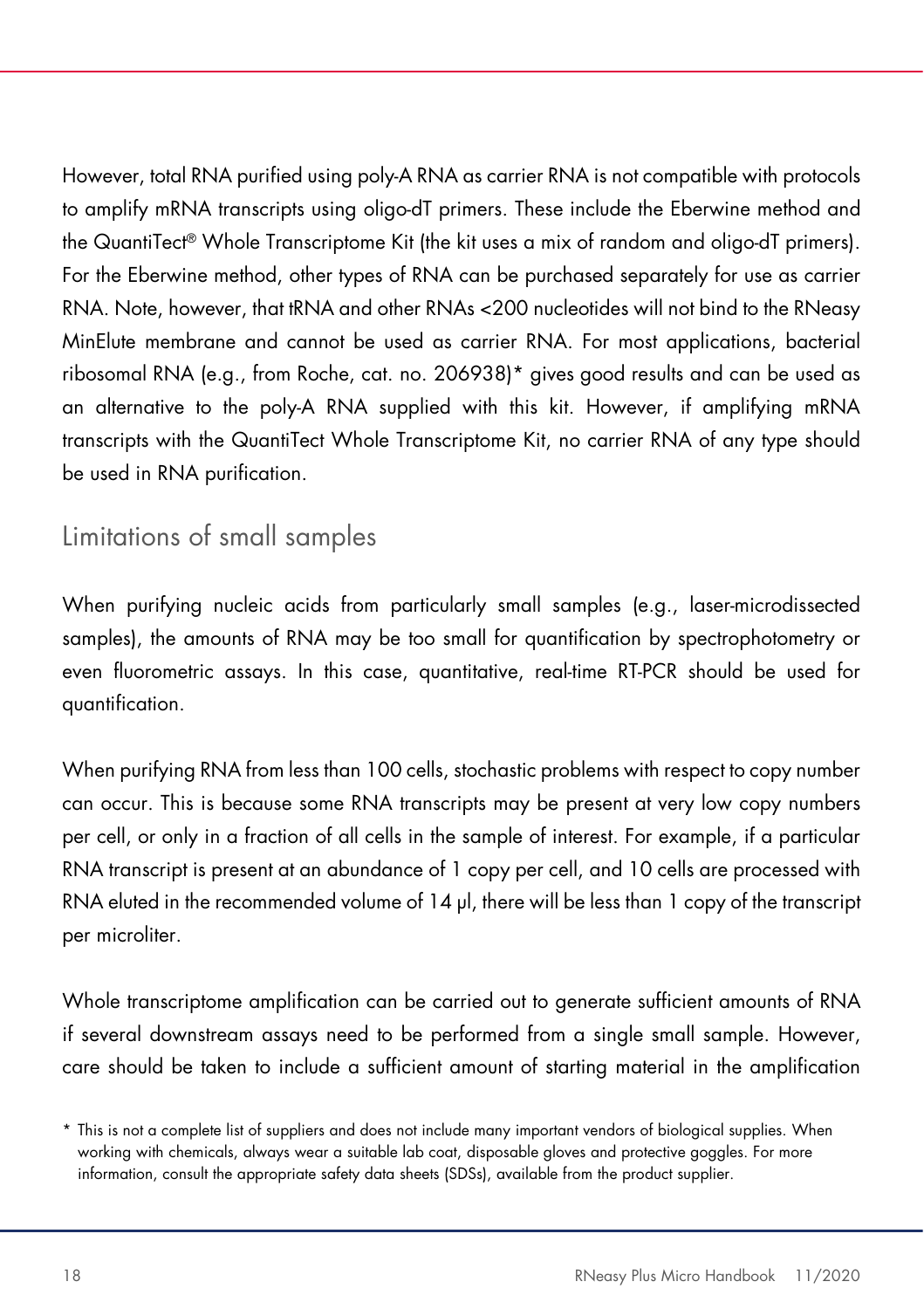However, total RNA purified using poly-A RNA as carrier RNA is not compatible with protocols to amplify mRNA transcripts using oligo-dT primers. These include the Eberwine method and the QuantiTect® Whole Transcriptome Kit (the kit uses a mix of random and oligo-dT primers). For the Eberwine method, other types of RNA can be purchased separately for use as carrier RNA. Note, however, that tRNA and other RNAs <200 nucleotides will not bind to the RNeasy MinElute membrane and cannot be used as carrier RNA. For most applications, bacterial ribosomal RNA (e.g., from Roche, cat. no. 206938)* gives good results and can be used as an alternative to the poly-A RNA supplied with this kit. However, if amplifying mRNA transcripts with the QuantiTect Whole Transcriptome Kit, no carrier RNA of any type should be used in RNA purification.

## Limitations of small samples

When purifying nucleic acids from particularly small samples (e.g., laser-microdissected samples), the amounts of RNA may be too small for quantification by spectrophotometry or even fluorometric assays. In this case, quantitative, real-time RT-PCR should be used for quantification.

When purifying RNA from less than 100 cells, stochastic problems with respect to copy number can occur. This is because some RNA transcripts may be present at very low copy numbers per cell, or only in a fraction of all cells in the sample of interest. For example, if a particular RNA transcript is present at an abundance of 1 copy per cell, and 10 cells are processed with RNA eluted in the recommended volume of 14 µl, there will be less than 1 copy of the transcript per microliter.

Whole transcriptome amplification can be carried out to generate sufficient amounts of RNA if several downstream assays need to be performed from a single small sample. However, care should be taken to include a sufficient amount of starting material in the amplification

\* This is not a complete list of suppliers and does not include many important vendors of biological supplies. When working with chemicals, always wear a suitable lab coat, disposable gloves and protective goggles. For more information, consult the appropriate safety data sheets (SDSs), available from the product supplier.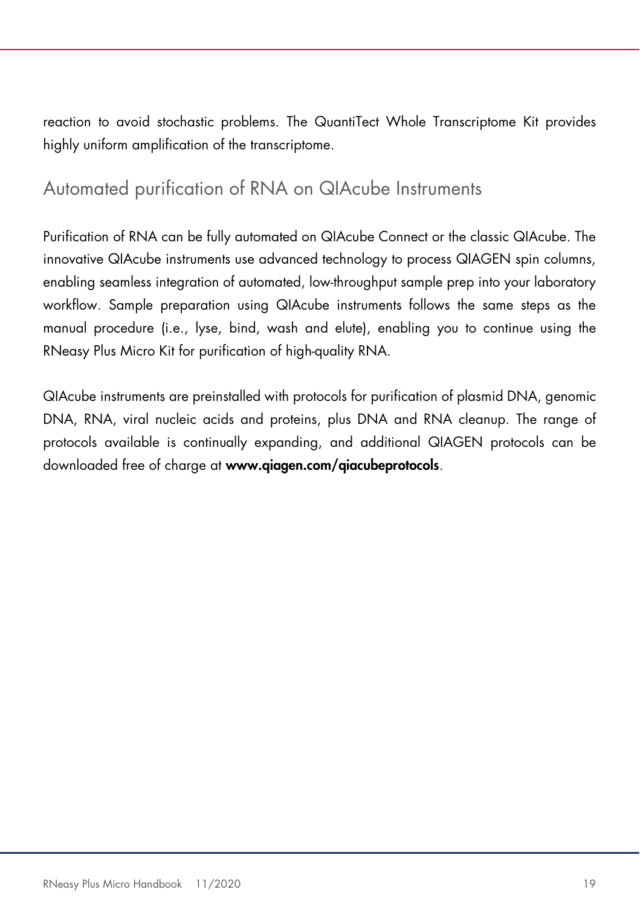reaction to avoid stochastic problems. The QuantiTect Whole Transcriptome Kit provides highly uniform amplification of the transcriptome.

## Automated purification of RNA on QIAcube Instruments

Purification of RNA can be fully automated on QIAcube Connect or the classic QIAcube. The innovative QIAcube instruments use advanced technology to process QIAGEN spin columns, enabling seamless integration of automated, low-throughput sample prep into your laboratory workflow. Sample preparation using QIAcube instruments follows the same steps as the manual procedure (i.e., lyse, bind, wash and elute), enabling you to continue using the RNeasy Plus Micro Kit for purification of high-quality RNA.

QIAcube instruments are preinstalled with protocols for purification of plasmid DNA, genomic DNA, RNA, viral nucleic acids and proteins, plus DNA and RNA cleanup. The range of protocols available is continually expanding, and additional QIAGEN protocols can be downloaded free of charge at **www.qiagen.com/qiacubeprotocols**.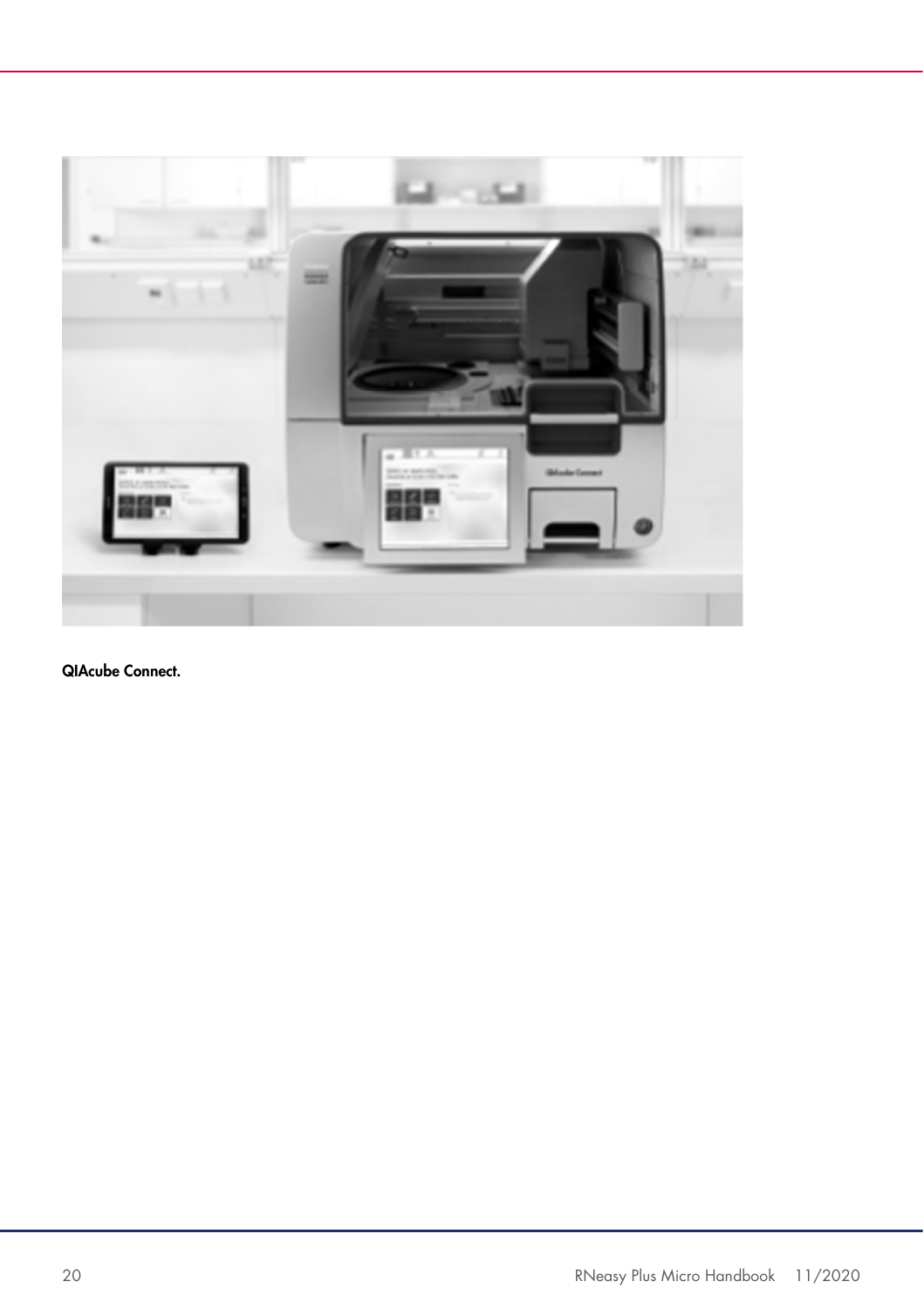**QIAcube Connect.**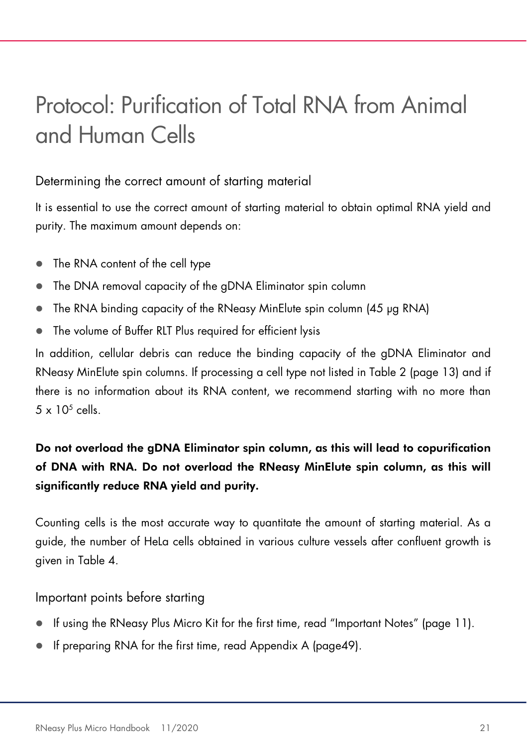# Protocol: Purification of Total RNA from Animal and Human Cells

## Determining the correct amount of starting material

It is essential to use the correct amount of starting material to obtain optimal RNA yield and purity. The maximum amount depends on:

- The RNA content of the cell type
- The DNA removal capacity of the gDNA Eliminator spin column
- The RNA binding capacity of the RNeasy MinElute spin column (45 µg RNA)
- The volume of Buffer RLT Plus required for efficient lysis

In addition, cellular debris can reduce the binding capacity of the gDNA Eliminator and RNeasy MinElute spin columns. If processing a cell type not listed in Table 2 (page 13) and if there is no information about its RNA content, we recommend starting with no more than $5 \times 10^5$ cells.

**Do not overload the gDNA Eliminator spin column, as this will lead to copurification of DNA with RNA. Do not overload the RNeasy MinElute spin column, as this will significantly reduce RNA yield and purity.**

Counting cells is the most accurate way to quantitate the amount of starting material. As a guide, the number of HeLa cells obtained in various culture vessels after confluent growth is given in Table 4.

## Important points before starting

- If using the RNeasy Plus Micro Kit for the first time, read "Important Notes" (page 11).
- If preparing RNA for the first time, read Appendix A (page49).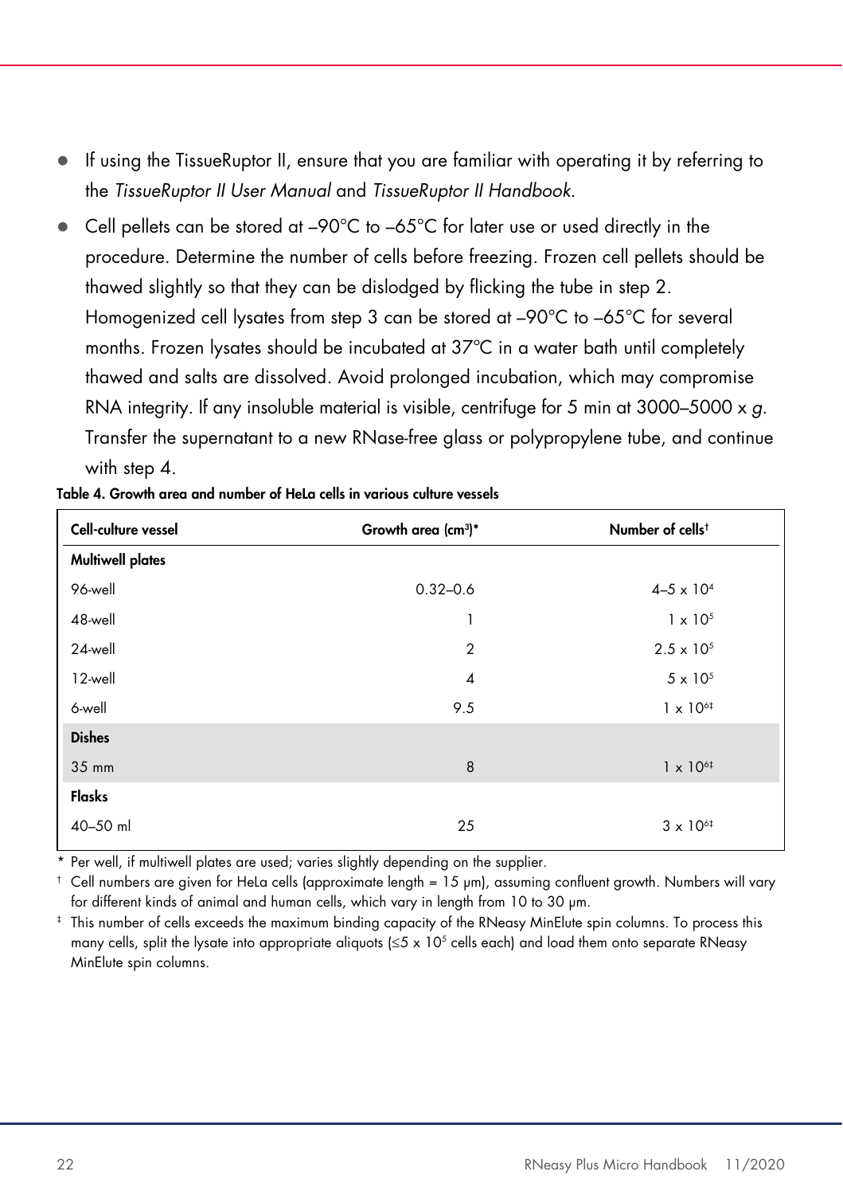- If using the TissueRuptor II, ensure that you are familiar with operating it by referring to the *TissueRuptor II User Manual* and *TissueRuptor II Handbook*.
- Cell pellets can be stored at –90°C to –65°C for later use or used directly in the procedure. Determine the number of cells before freezing. Frozen cell pellets should be thawed slightly so that they can be dislodged by flicking the tube in step 2. Homogenized cell lysates from step 3 can be stored at –90°C to –65°C for several months. Frozen lysates should be incubated at 37ºC in a water bath until completely thawed and salts are dissolved. Avoid prolonged incubation, which may compromise RNA integrity. If any insoluble material is visible, centrifuge for 5 min at 3000–5000 x *g*. Transfer the supernatant to a new RNase-free glass or polypropylene tube, and continue with step 4.

**Table 4. Growth area and number of HeLa cells in various culture vessels**

| Cell-culture vessel | Growth area (cm³)* | Number of cells† |
|---|---|---|
| **Multiwell plates** | | |
| 96-well | 0.32–0.6 | $4–5 \times 10^4$ |
| 48-well | 1 | $1 \times 10^5$ |
| 24-well | 2 | $2.5 \times 10^5$ |
| 12-well | 4 | $5 \times 10^5$ |
| 6-well | 9.5 | $1 \times 10^6$‡ |
| **Dishes** | | |
| 35 mm | 8 | $1 \times 10^6$‡ |
| **Flasks** | | |
| 40–50 ml | 25 | $3 \times 10^6$‡ |

\* Per well, if multiwell plates are used; varies slightly depending on the supplier.

† Cell numbers are given for HeLa cells (approximate length = 15 µm), assuming confluent growth. Numbers will vary for different kinds of animal and human cells, which vary in length from 10 to 30 µm.

‡ This number of cells exceeds the maximum binding capacity of the RNeasy MinElute spin columns. To process this many cells, split the lysate into appropriate aliquots (≤$5 \times 10^5$ cells each) and load them onto separate RNeasy MinElute spin columns.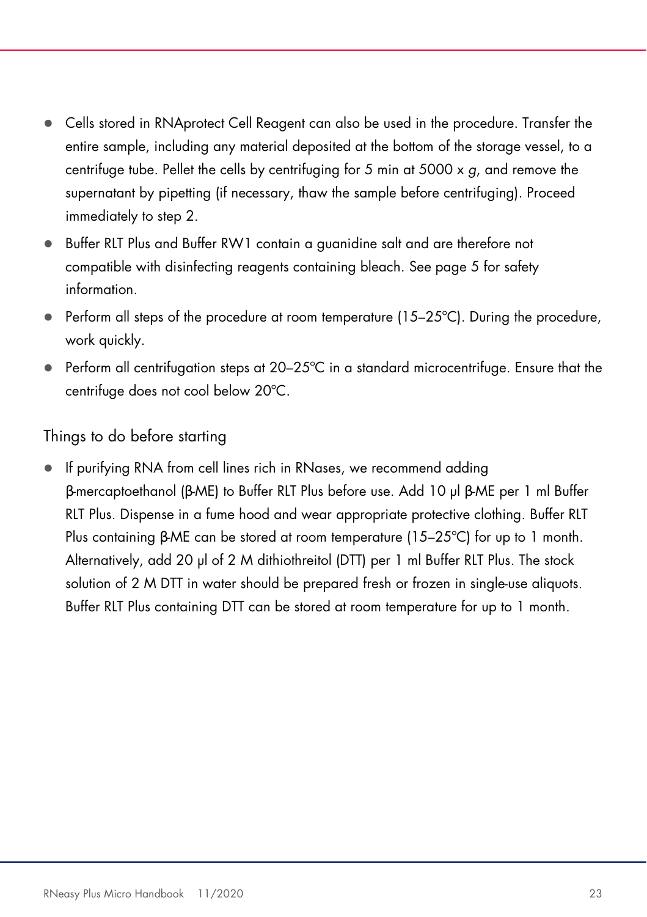- Cells stored in RNAprotect Cell Reagent can also be used in the procedure. Transfer the entire sample, including any material deposited at the bottom of the storage vessel, to a centrifuge tube. Pellet the cells by centrifuging for 5 min at 5000 x *g*, and remove the supernatant by pipetting (if necessary, thaw the sample before centrifuging). Proceed immediately to step 2.
- Buffer RLT Plus and Buffer RW1 contain a guanidine salt and are therefore not compatible with disinfecting reagents containing bleach. See page 5 for safety information.
- Perform all steps of the procedure at room temperature (15–25°C). During the procedure, work quickly.
- Perform all centrifugation steps at 20–25°C in a standard microcentrifuge. Ensure that the centrifuge does not cool below 20°C.

## Things to do before starting

- If purifying RNA from cell lines rich in RNases, we recommend adding β-mercaptoethanol (β-ME) to Buffer RLT Plus before use. Add 10 µl β-ME per 1 ml Buffer RLT Plus. Dispense in a fume hood and wear appropriate protective clothing. Buffer RLT Plus containing β-ME can be stored at room temperature (15–25°C) for up to 1 month. Alternatively, add 20 µl of 2 M dithiothreitol (DTT) per 1 ml Buffer RLT Plus. The stock solution of 2 M DTT in water should be prepared fresh or frozen in single-use aliquots. Buffer RLT Plus containing DTT can be stored at room temperature for up to 1 month.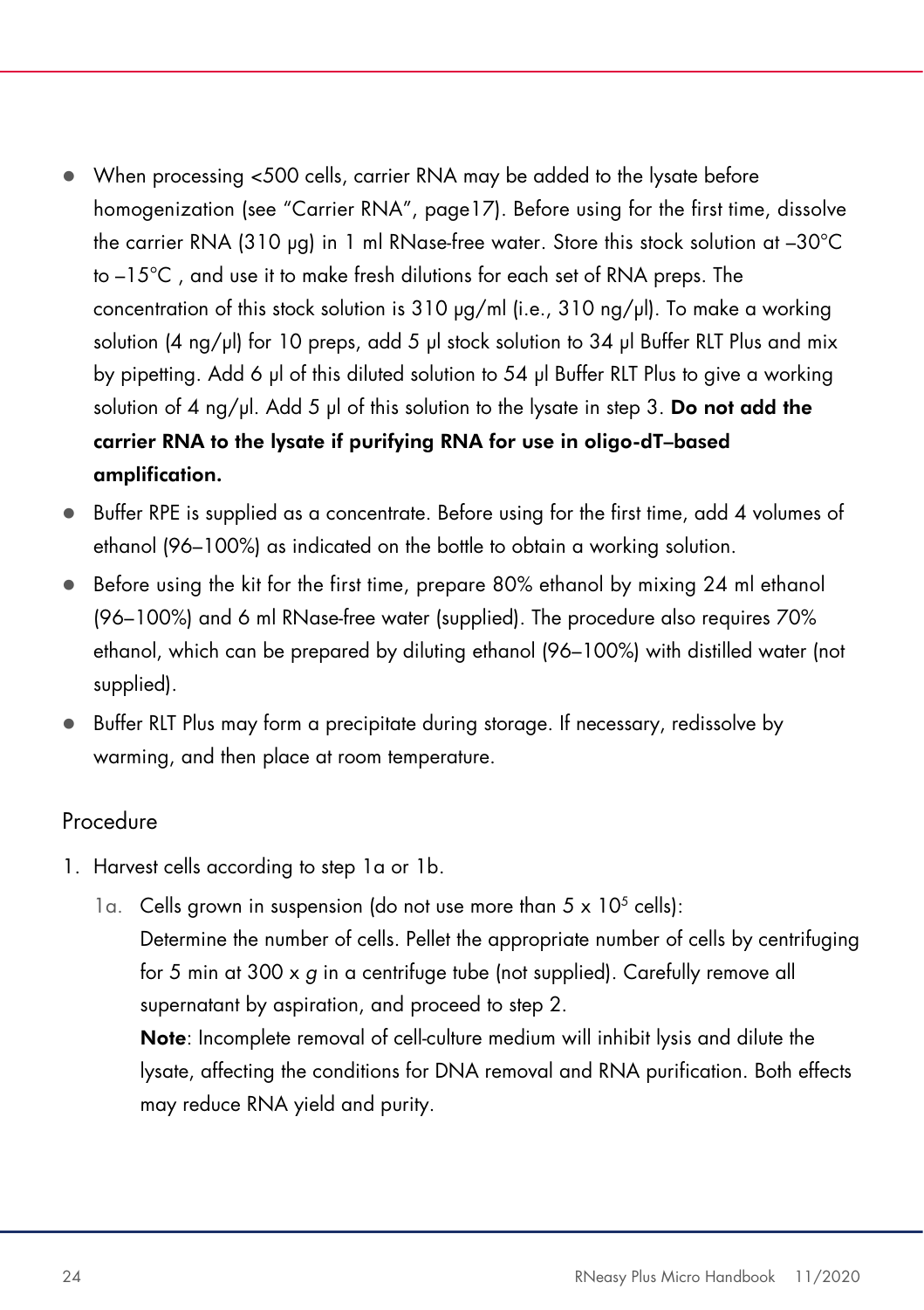- When processing <500 cells, carrier RNA may be added to the lysate before homogenization (see "Carrier RNA", page17). Before using for the first time, dissolve the carrier RNA (310 µg) in 1 ml RNase-free water. Store this stock solution at –30°C to –15°C , and use it to make fresh dilutions for each set of RNA preps. The concentration of this stock solution is 310 µg/ml (i.e., 310 ng/µl). To make a working solution (4 ng/µl) for 10 preps, add 5 µl stock solution to 34 µl Buffer RLT Plus and mix by pipetting. Add 6 µl of this diluted solution to 54 µl Buffer RLT Plus to give a working solution of 4 ng/µl. Add 5 µl of this solution to the lysate in step 3. **Do not add the carrier RNA to the lysate if purifying RNA for use in oligo-dT–based amplification.**
- Buffer RPE is supplied as a concentrate. Before using for the first time, add 4 volumes of ethanol (96–100%) as indicated on the bottle to obtain a working solution.
- Before using the kit for the first time, prepare 80% ethanol by mixing 24 ml ethanol (96–100%) and 6 ml RNase-free water (supplied). The procedure also requires 70% ethanol, which can be prepared by diluting ethanol (96–100%) with distilled water (not supplied).
- Buffer RLT Plus may form a precipitate during storage. If necessary, redissolve by warming, and then place at room temperature.

## Procedure

1. Harvest cells according to step 1a or 1b.

   1a. Cells grown in suspension (do not use more than $5 \times 10^5$ cells):
   Determine the number of cells. Pellet the appropriate number of cells by centrifuging for 5 min at 300 x *g* in a centrifuge tube (not supplied). Carefully remove all supernatant by aspiration, and proceed to step 2.
   **Note**: Incomplete removal of cell-culture medium will inhibit lysis and dilute the lysate, affecting the conditions for DNA removal and RNA purification. Both effects may reduce RNA yield and purity.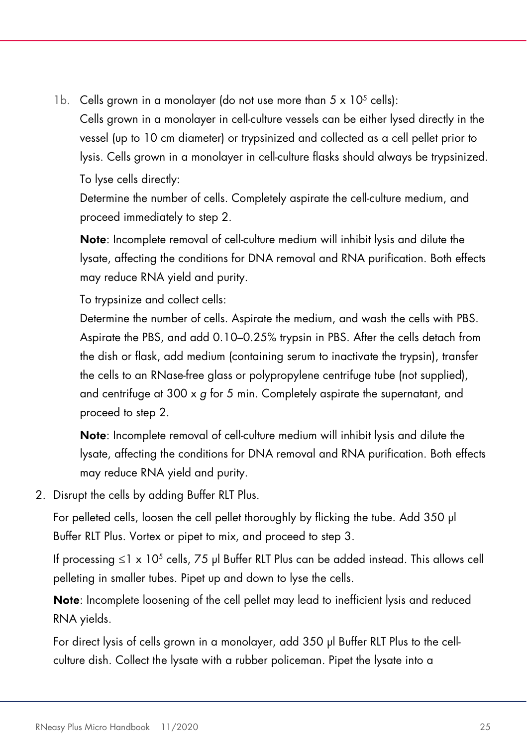1b. Cells grown in a monolayer (do not use more than $5 \times 10^5$ cells):

Cells grown in a monolayer in cell-culture vessels can be either lysed directly in the vessel (up to 10 cm diameter) or trypsinized and collected as a cell pellet prior to lysis. Cells grown in a monolayer in cell-culture flasks should always be trypsinized.

To lyse cells directly:

Determine the number of cells. Completely aspirate the cell-culture medium, and proceed immediately to step 2.

**Note**: Incomplete removal of cell-culture medium will inhibit lysis and dilute the lysate, affecting the conditions for DNA removal and RNA purification. Both effects may reduce RNA yield and purity.

To trypsinize and collect cells:

Determine the number of cells. Aspirate the medium, and wash the cells with PBS. Aspirate the PBS, and add 0.10–0.25% trypsin in PBS. After the cells detach from the dish or flask, add medium (containing serum to inactivate the trypsin), transfer the cells to an RNase-free glass or polypropylene centrifuge tube (not supplied), and centrifuge at 300 x *g* for 5 min. Completely aspirate the supernatant, and proceed to step 2.

**Note**: Incomplete removal of cell-culture medium will inhibit lysis and dilute the lysate, affecting the conditions for DNA removal and RNA purification. Both effects may reduce RNA yield and purity.

2. Disrupt the cells by adding Buffer RLT Plus.

   For pelleted cells, loosen the cell pellet thoroughly by flicking the tube. Add 350 µl Buffer RLT Plus. Vortex or pipet to mix, and proceed to step 3.

   If processing $\leq 1 \times 10^5$ cells, 75 µl Buffer RLT Plus can be added instead. This allows cell pelleting in smaller tubes. Pipet up and down to lyse the cells.

   **Note**: Incomplete loosening of the cell pellet may lead to inefficient lysis and reduced RNA yields.

   For direct lysis of cells grown in a monolayer, add 350 µl Buffer RLT Plus to the cell-culture dish. Collect the lysate with a rubber policeman. Pipet the lysate into a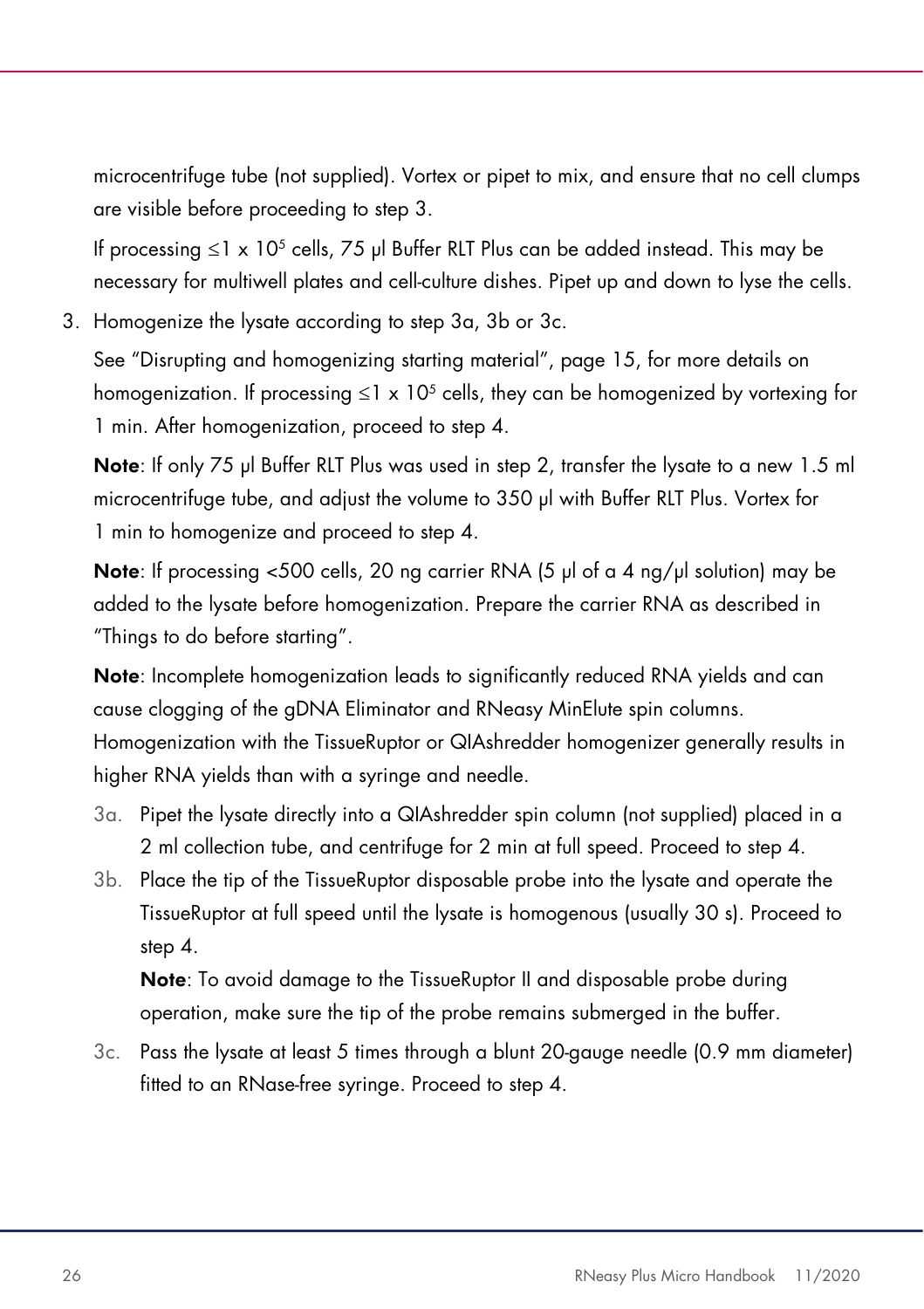microcentrifuge tube (not supplied). Vortex or pipet to mix, and ensure that no cell clumps are visible before proceeding to step 3.

If processing ≤1 x $10^5$ cells, 75 µl Buffer RLT Plus can be added instead. This may be necessary for multiwell plates and cell-culture dishes. Pipet up and down to lyse the cells.

3. Homogenize the lysate according to step 3a, 3b or 3c.

   See "Disrupting and homogenizing starting material", page 15, for more details on homogenization. If processing ≤1 x $10^5$ cells, they can be homogenized by vortexing for 1 min. After homogenization, proceed to step 4.

   **Note**: If only 75 µl Buffer RLT Plus was used in step 2, transfer the lysate to a new 1.5 ml microcentrifuge tube, and adjust the volume to 350 µl with Buffer RLT Plus. Vortex for 1 min to homogenize and proceed to step 4.

   **Note**: If processing <500 cells, 20 ng carrier RNA (5 µl of a 4 ng/µl solution) may be added to the lysate before homogenization. Prepare the carrier RNA as described in "Things to do before starting".

   **Note**: Incomplete homogenization leads to significantly reduced RNA yields and can cause clogging of the gDNA Eliminator and RNeasy MinElute spin columns. Homogenization with the TissueRuptor or QIAshredder homogenizer generally results in higher RNA yields than with a syringe and needle.

   3a. Pipet the lysate directly into a QIAshredder spin column (not supplied) placed in a 2 ml collection tube, and centrifuge for 2 min at full speed. Proceed to step 4.

   3b. Place the tip of the TissueRuptor disposable probe into the lysate and operate the TissueRuptor at full speed until the lysate is homogenous (usually 30 s). Proceed to step 4.

   **Note**: To avoid damage to the TissueRuptor II and disposable probe during operation, make sure the tip of the probe remains submerged in the buffer.

   3c. Pass the lysate at least 5 times through a blunt 20-gauge needle (0.9 mm diameter) fitted to an RNase-free syringe. Proceed to step 4.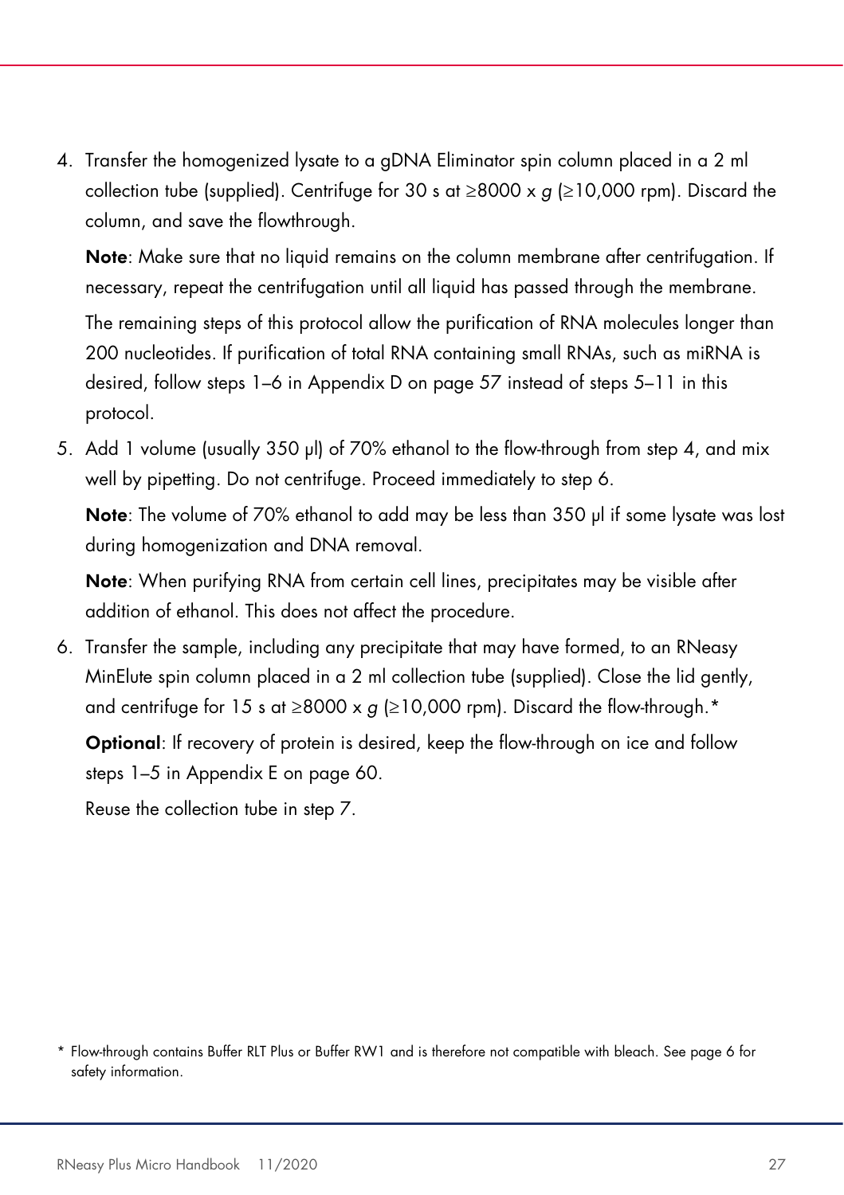4. Transfer the homogenized lysate to a gDNA Eliminator spin column placed in a 2 ml collection tube (supplied). Centrifuge for 30 s at ≥8000 x *g* (≥10,000 rpm). Discard the column, and save the flowthrough.

   **Note**: Make sure that no liquid remains on the column membrane after centrifugation. If necessary, repeat the centrifugation until all liquid has passed through the membrane.

   The remaining steps of this protocol allow the purification of RNA molecules longer than 200 nucleotides. If purification of total RNA containing small RNAs, such as miRNA is desired, follow steps 1–6 in Appendix D on page 57 instead of steps 5–11 in this protocol.

5. Add 1 volume (usually 350 µl) of 70% ethanol to the flow-through from step 4, and mix well by pipetting. Do not centrifuge. Proceed immediately to step 6.

   **Note**: The volume of 70% ethanol to add may be less than 350 µl if some lysate was lost during homogenization and DNA removal.

   **Note**: When purifying RNA from certain cell lines, precipitates may be visible after addition of ethanol. This does not affect the procedure.

6. Transfer the sample, including any precipitate that may have formed, to an RNeasy MinElute spin column placed in a 2 ml collection tube (supplied). Close the lid gently, and centrifuge for 15 s at ≥8000 x *g* (≥10,000 rpm). Discard the flow-through.*

   **Optional**: If recovery of protein is desired, keep the flow-through on ice and follow steps 1–5 in Appendix E on page 60.

   Reuse the collection tube in step 7.

\* Flow-through contains Buffer RLT Plus or Buffer RW1 and is therefore not compatible with bleach. See page 6 for safety information.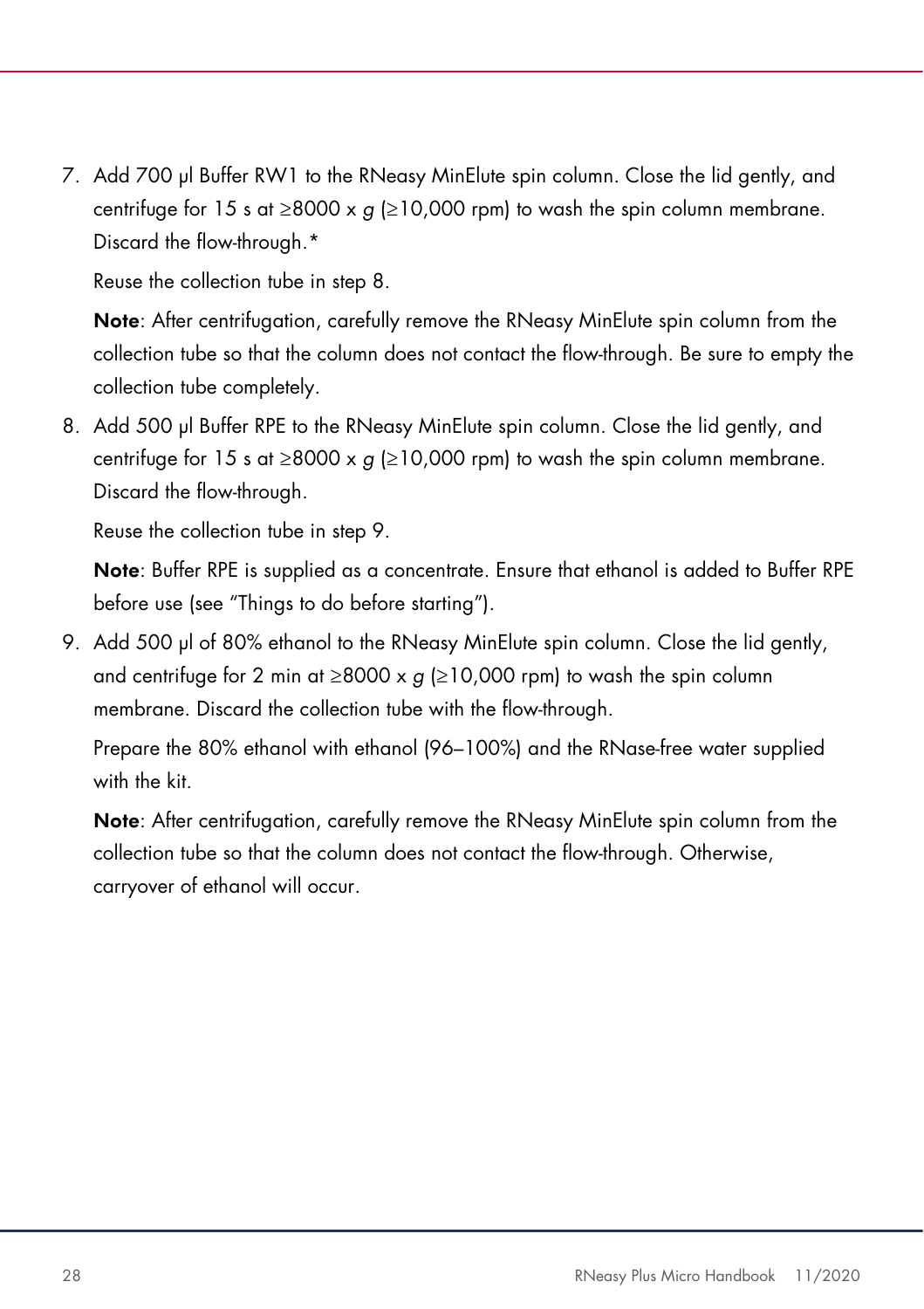7. Add 700 µl Buffer RW1 to the RNeasy MinElute spin column. Close the lid gently, and centrifuge for 15 s at ≥8000 x *g* (≥10,000 rpm) to wash the spin column membrane. Discard the flow-through.*

   Reuse the collection tube in step 8.

   **Note**: After centrifugation, carefully remove the RNeasy MinElute spin column from the collection tube so that the column does not contact the flow-through. Be sure to empty the collection tube completely.

8. Add 500 µl Buffer RPE to the RNeasy MinElute spin column. Close the lid gently, and centrifuge for 15 s at ≥8000 x *g* (≥10,000 rpm) to wash the spin column membrane. Discard the flow-through.

   Reuse the collection tube in step 9.

   **Note**: Buffer RPE is supplied as a concentrate. Ensure that ethanol is added to Buffer RPE before use (see "Things to do before starting").

9. Add 500 µl of 80% ethanol to the RNeasy MinElute spin column. Close the lid gently, and centrifuge for 2 min at ≥8000 x *g* (≥10,000 rpm) to wash the spin column membrane. Discard the collection tube with the flow-through.

   Prepare the 80% ethanol with ethanol (96–100%) and the RNase-free water supplied with the kit.

   **Note**: After centrifugation, carefully remove the RNeasy MinElute spin column from the collection tube so that the column does not contact the flow-through. Otherwise, carryover of ethanol will occur.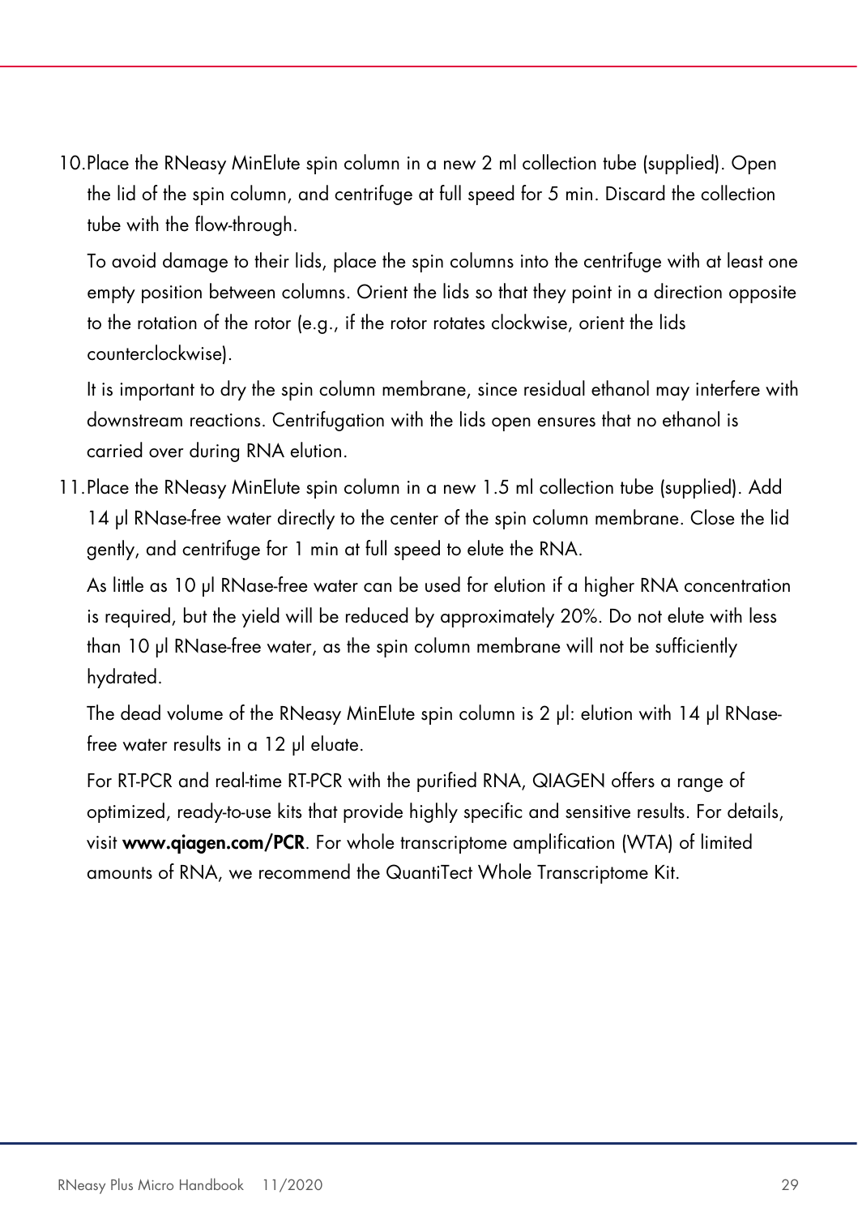10. Place the RNeasy MinElute spin column in a new 2 ml collection tube (supplied). Open the lid of the spin column, and centrifuge at full speed for 5 min. Discard the collection tube with the flow-through.

    To avoid damage to their lids, place the spin columns into the centrifuge with at least one empty position between columns. Orient the lids so that they point in a direction opposite to the rotation of the rotor (e.g., if the rotor rotates clockwise, orient the lids counterclockwise).

    It is important to dry the spin column membrane, since residual ethanol may interfere with downstream reactions. Centrifugation with the lids open ensures that no ethanol is carried over during RNA elution.

11. Place the RNeasy MinElute spin column in a new 1.5 ml collection tube (supplied). Add 14 µl RNase-free water directly to the center of the spin column membrane. Close the lid gently, and centrifuge for 1 min at full speed to elute the RNA.

    As little as 10 µl RNase-free water can be used for elution if a higher RNA concentration is required, but the yield will be reduced by approximately 20%. Do not elute with less than 10 µl RNase-free water, as the spin column membrane will not be sufficiently hydrated.

    The dead volume of the RNeasy MinElute spin column is 2 µl: elution with 14 µl RNase-free water results in a 12 µl eluate.

    For RT-PCR and real-time RT-PCR with the purified RNA, QIAGEN offers a range of optimized, ready-to-use kits that provide highly specific and sensitive results. For details, visit **www.qiagen.com/PCR**. For whole transcriptome amplification (WTA) of limited amounts of RNA, we recommend the QuantiTect Whole Transcriptome Kit.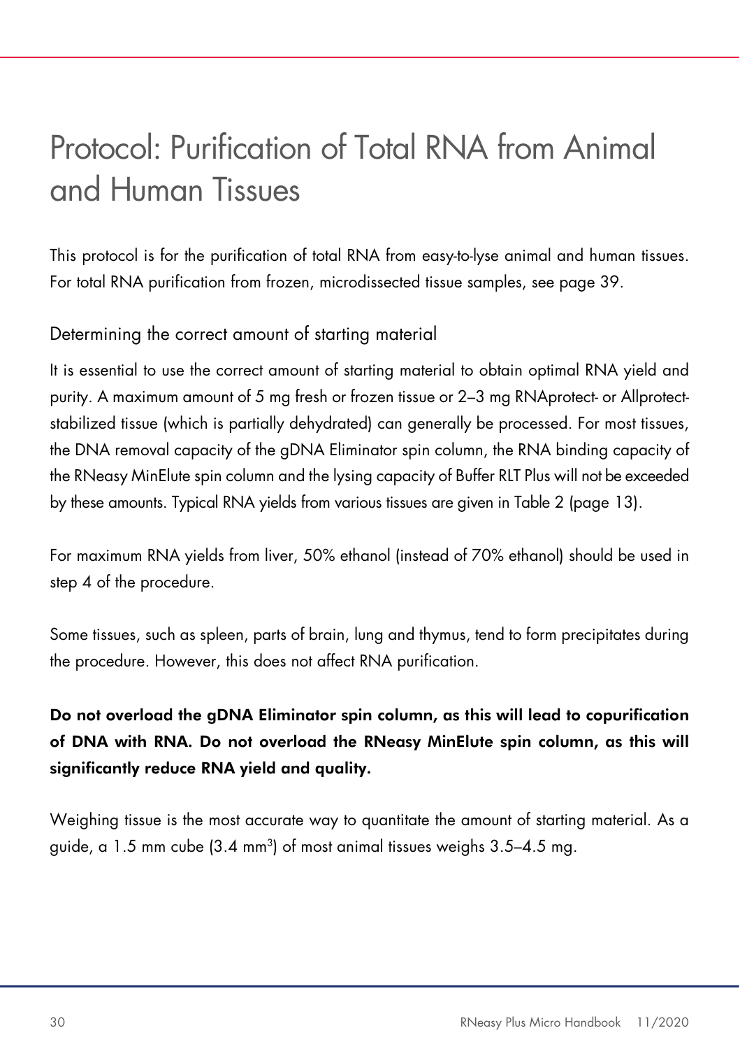# Protocol: Purification of Total RNA from Animal and Human Tissues

This protocol is for the purification of total RNA from easy-to-lyse animal and human tissues. For total RNA purification from frozen, microdissected tissue samples, see page 39.

## Determining the correct amount of starting material

It is essential to use the correct amount of starting material to obtain optimal RNA yield and purity. A maximum amount of 5 mg fresh or frozen tissue or 2–3 mg RNAprotect- or Allprotect-stabilized tissue (which is partially dehydrated) can generally be processed. For most tissues, the DNA removal capacity of the gDNA Eliminator spin column, the RNA binding capacity of the RNeasy MinElute spin column and the lysing capacity of Buffer RLT Plus will not be exceeded by these amounts. Typical RNA yields from various tissues are given in Table 2 (page 13).

For maximum RNA yields from liver, 50% ethanol (instead of 70% ethanol) should be used in step 4 of the procedure.

Some tissues, such as spleen, parts of brain, lung and thymus, tend to form precipitates during the procedure. However, this does not affect RNA purification.

**Do not overload the gDNA Eliminator spin column, as this will lead to copurification of DNA with RNA. Do not overload the RNeasy MinElute spin column, as this will significantly reduce RNA yield and quality.**

Weighing tissue is the most accurate way to quantitate the amount of starting material. As a guide, a 1.5 mm cube (3.4 $mm^3$) of most animal tissues weighs 3.5–4.5 mg.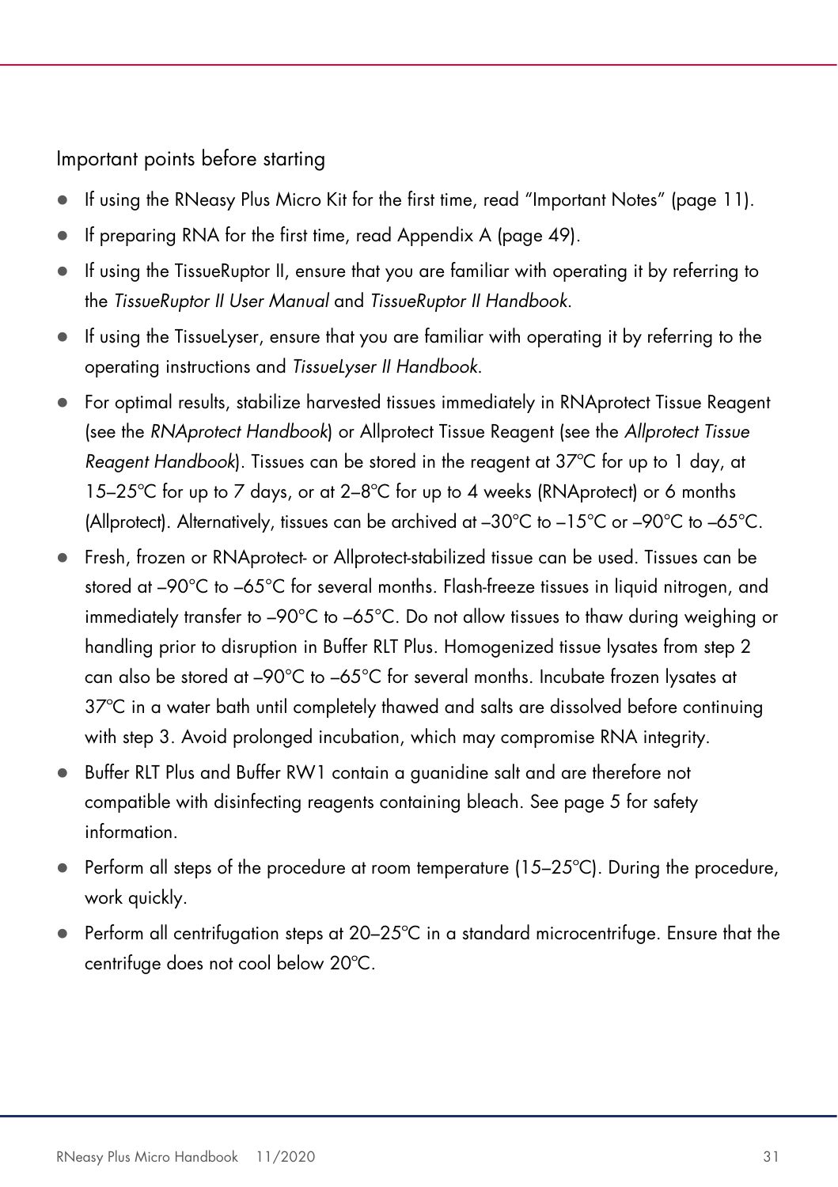### Important points before starting

- If using the RNeasy Plus Micro Kit for the first time, read "Important Notes" (page 11).
- If preparing RNA for the first time, read Appendix A (page 49).
- If using the TissueRuptor II, ensure that you are familiar with operating it by referring to the *TissueRuptor II User Manual* and *TissueRuptor II Handbook*.
- If using the TissueLyser, ensure that you are familiar with operating it by referring to the operating instructions and *TissueLyser II Handbook*.
- For optimal results, stabilize harvested tissues immediately in RNAprotect Tissue Reagent (see the *RNAprotect Handbook*) or Allprotect Tissue Reagent (see the *Allprotect Tissue Reagent Handbook*). Tissues can be stored in the reagent at 37ºC for up to 1 day, at 15–25ºC for up to 7 days, or at 2–8ºC for up to 4 weeks (RNAprotect) or 6 months (Allprotect). Alternatively, tissues can be archived at –30°C to –15°C or –90°C to –65°C.
- Fresh, frozen or RNAprotect- or Allprotect-stabilized tissue can be used. Tissues can be stored at –90°C to –65°C for several months. Flash-freeze tissues in liquid nitrogen, and immediately transfer to –90°C to –65°C. Do not allow tissues to thaw during weighing or handling prior to disruption in Buffer RLT Plus. Homogenized tissue lysates from step 2 can also be stored at –90°C to –65°C for several months. Incubate frozen lysates at 37ºC in a water bath until completely thawed and salts are dissolved before continuing with step 3. Avoid prolonged incubation, which may compromise RNA integrity.
- Buffer RLT Plus and Buffer RW1 contain a guanidine salt and are therefore not compatible with disinfecting reagents containing bleach. See page 5 for safety information.
- Perform all steps of the procedure at room temperature (15–25ºC). During the procedure, work quickly.
- Perform all centrifugation steps at 20–25ºC in a standard microcentrifuge. Ensure that the centrifuge does not cool below 20ºC.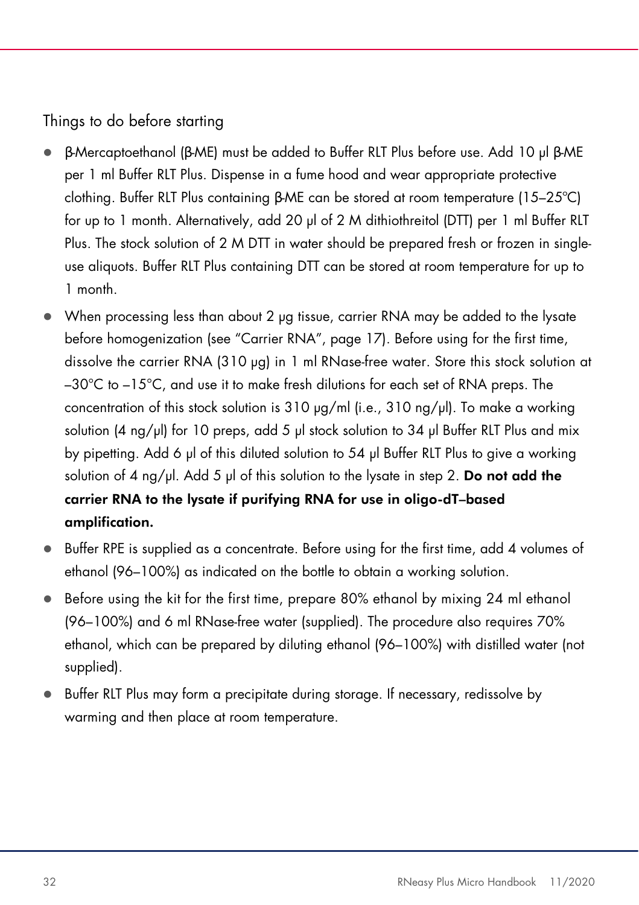## Things to do before starting

- β-Mercaptoethanol (β-ME) must be added to Buffer RLT Plus before use. Add 10 µl β-ME per 1 ml Buffer RLT Plus. Dispense in a fume hood and wear appropriate protective clothing. Buffer RLT Plus containing β-ME can be stored at room temperature (15–25°C) for up to 1 month. Alternatively, add 20 µl of 2 M dithiothreitol (DTT) per 1 ml Buffer RLT Plus. The stock solution of 2 M DTT in water should be prepared fresh or frozen in single-use aliquots. Buffer RLT Plus containing DTT can be stored at room temperature for up to 1 month.
- When processing less than about 2 µg tissue, carrier RNA may be added to the lysate before homogenization (see "Carrier RNA", page 17). Before using for the first time, dissolve the carrier RNA (310 µg) in 1 ml RNase-free water. Store this stock solution at –30°C to –15°C, and use it to make fresh dilutions for each set of RNA preps. The concentration of this stock solution is 310 µg/ml (i.e., 310 ng/µl). To make a working solution (4 ng/µl) for 10 preps, add 5 µl stock solution to 34 µl Buffer RLT Plus and mix by pipetting. Add 6 µl of this diluted solution to 54 µl Buffer RLT Plus to give a working solution of 4 ng/µl. Add 5 µl of this solution to the lysate in step 2. **Do not add the carrier RNA to the lysate if purifying RNA for use in oligo-dT–based amplification.**
- Buffer RPE is supplied as a concentrate. Before using for the first time, add 4 volumes of ethanol (96–100%) as indicated on the bottle to obtain a working solution.
- Before using the kit for the first time, prepare 80% ethanol by mixing 24 ml ethanol (96–100%) and 6 ml RNase-free water (supplied). The procedure also requires 70% ethanol, which can be prepared by diluting ethanol (96–100%) with distilled water (not supplied).
- Buffer RLT Plus may form a precipitate during storage. If necessary, redissolve by warming and then place at room temperature.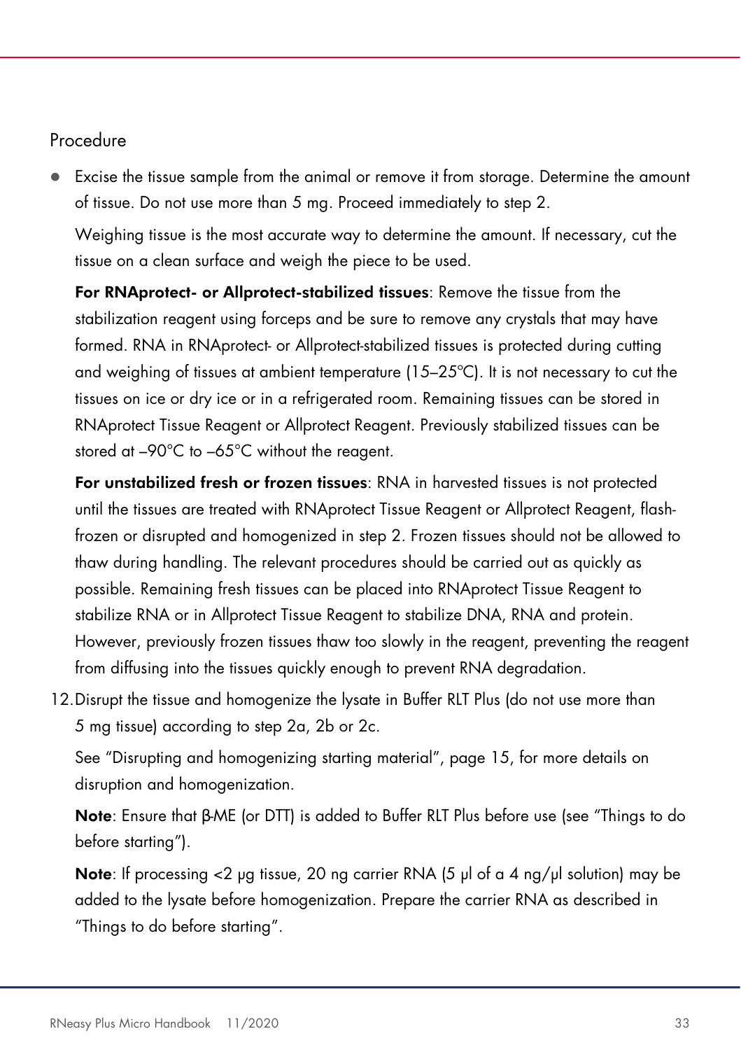Procedure

- Excise the tissue sample from the animal or remove it from storage. Determine the amount of tissue. Do not use more than 5 mg. Proceed immediately to step 2.

  Weighing tissue is the most accurate way to determine the amount. If necessary, cut the tissue on a clean surface and weigh the piece to be used.

  **For RNAprotect- or Allprotect-stabilized tissues**: Remove the tissue from the stabilization reagent using forceps and be sure to remove any crystals that may have formed. RNA in RNAprotect- or Allprotect-stabilized tissues is protected during cutting and weighing of tissues at ambient temperature (15–25ºC). It is not necessary to cut the tissues on ice or dry ice or in a refrigerated room. Remaining tissues can be stored in RNAprotect Tissue Reagent or Allprotect Reagent. Previously stabilized tissues can be stored at –90°C to –65°C without the reagent.

  **For unstabilized fresh or frozen tissues**: RNA in harvested tissues is not protected until the tissues are treated with RNAprotect Tissue Reagent or Allprotect Reagent, flash-frozen or disrupted and homogenized in step 2. Frozen tissues should not be allowed to thaw during handling. The relevant procedures should be carried out as quickly as possible. Remaining fresh tissues can be placed into RNAprotect Tissue Reagent to stabilize RNA or in Allprotect Tissue Reagent to stabilize DNA, RNA and protein. However, previously frozen tissues thaw too slowly in the reagent, preventing the reagent from diffusing into the tissues quickly enough to prevent RNA degradation.

12. Disrupt the tissue and homogenize the lysate in Buffer RLT Plus (do not use more than 5 mg tissue) according to step 2a, 2b or 2c.

    See "Disrupting and homogenizing starting material", page 15, for more details on disruption and homogenization.

    **Note**: Ensure that β-ME (or DTT) is added to Buffer RLT Plus before use (see "Things to do before starting").

    **Note**: If processing <2 µg tissue, 20 ng carrier RNA (5 µl of a 4 ng/µl solution) may be added to the lysate before homogenization. Prepare the carrier RNA as described in "Things to do before starting".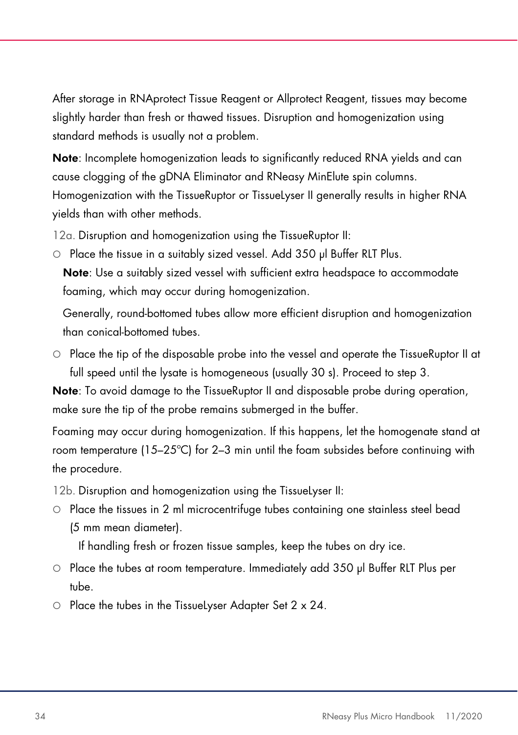After storage in RNAprotect Tissue Reagent or Allprotect Reagent, tissues may become slightly harder than fresh or thawed tissues. Disruption and homogenization using standard methods is usually not a problem.

**Note**: Incomplete homogenization leads to significantly reduced RNA yields and can cause clogging of the gDNA Eliminator and RNeasy MinElute spin columns. Homogenization with the TissueRuptor or TissueLyser II generally results in higher RNA yields than with other methods.

12a. Disruption and homogenization using the TissueRuptor II:

- Place the tissue in a suitably sized vessel. Add 350 µl Buffer RLT Plus.

  **Note**: Use a suitably sized vessel with sufficient extra headspace to accommodate foaming, which may occur during homogenization.

  Generally, round-bottomed tubes allow more efficient disruption and homogenization than conical-bottomed tubes.

- Place the tip of the disposable probe into the vessel and operate the TissueRuptor II at full speed until the lysate is homogeneous (usually 30 s). Proceed to step 3.

**Note**: To avoid damage to the TissueRuptor II and disposable probe during operation, make sure the tip of the probe remains submerged in the buffer.

Foaming may occur during homogenization. If this happens, let the homogenate stand at room temperature (15–25ºC) for 2–3 min until the foam subsides before continuing with the procedure.

12b. Disruption and homogenization using the TissueLyser II:

- Place the tissues in 2 ml microcentrifuge tubes containing one stainless steel bead (5 mm mean diameter).

  If handling fresh or frozen tissue samples, keep the tubes on dry ice.

- Place the tubes at room temperature. Immediately add 350 µl Buffer RLT Plus per tube.
- Place the tubes in the TissueLyser Adapter Set 2 x 24.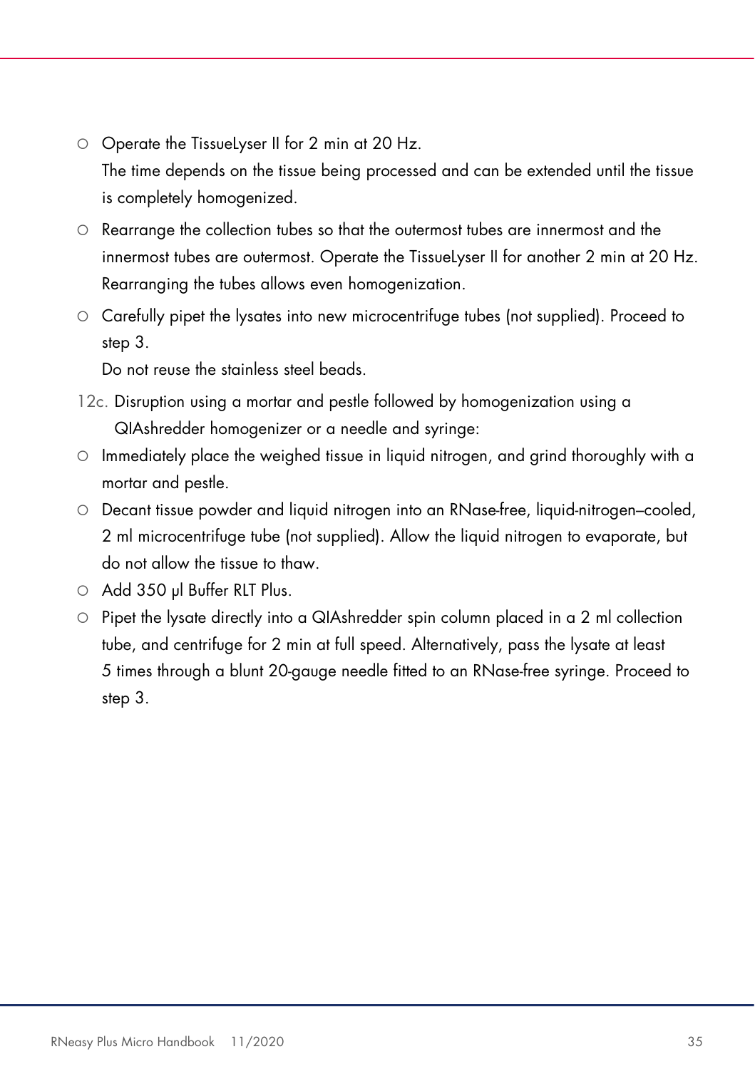- Operate the TissueLyser II for 2 min at 20 Hz.
  The time depends on the tissue being processed and can be extended until the tissue is completely homogenized.
- Rearrange the collection tubes so that the outermost tubes are innermost and the innermost tubes are outermost. Operate the TissueLyser II for another 2 min at 20 Hz. Rearranging the tubes allows even homogenization.
- Carefully pipet the lysates into new microcentrifuge tubes (not supplied). Proceed to step 3.
  Do not reuse the stainless steel beads.

12c. Disruption using a mortar and pestle followed by homogenization using a QIAshredder homogenizer or a needle and syringe:

- Immediately place the weighed tissue in liquid nitrogen, and grind thoroughly with a mortar and pestle.
- Decant tissue powder and liquid nitrogen into an RNase-free, liquid-nitrogen–cooled, 2 ml microcentrifuge tube (not supplied). Allow the liquid nitrogen to evaporate, but do not allow the tissue to thaw.
- Add 350 µl Buffer RLT Plus.
- Pipet the lysate directly into a QIAshredder spin column placed in a 2 ml collection tube, and centrifuge for 2 min at full speed. Alternatively, pass the lysate at least 5 times through a blunt 20-gauge needle fitted to an RNase-free syringe. Proceed to step 3.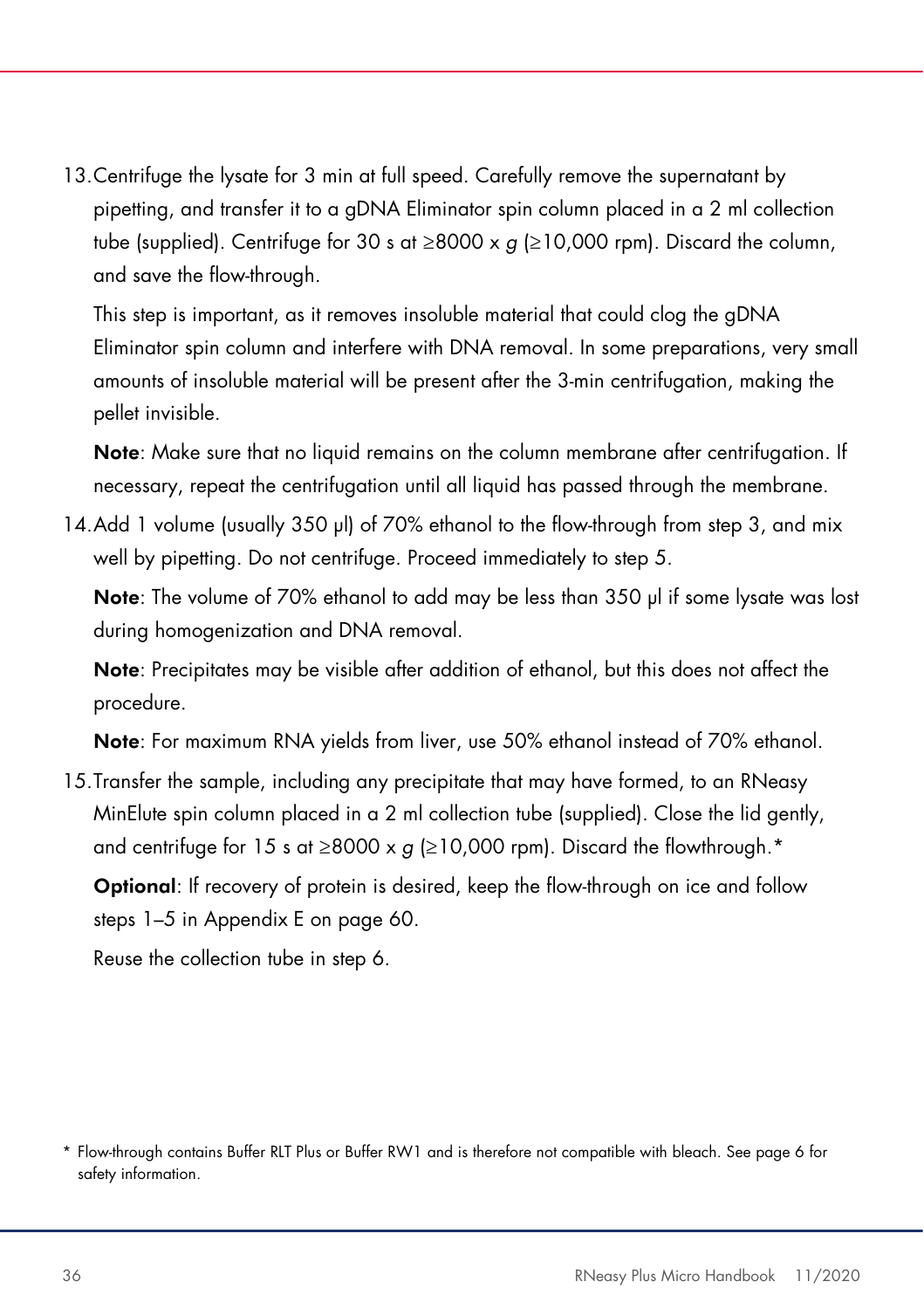13. Centrifuge the lysate for 3 min at full speed. Carefully remove the supernatant by pipetting, and transfer it to a gDNA Eliminator spin column placed in a 2 ml collection tube (supplied). Centrifuge for 30 s at ≥8000 x *g* (≥10,000 rpm). Discard the column, and save the flow-through.

    This step is important, as it removes insoluble material that could clog the gDNA Eliminator spin column and interfere with DNA removal. In some preparations, very small amounts of insoluble material will be present after the 3-min centrifugation, making the pellet invisible.

    **Note**: Make sure that no liquid remains on the column membrane after centrifugation. If necessary, repeat the centrifugation until all liquid has passed through the membrane.

14. Add 1 volume (usually 350 µl) of 70% ethanol to the flow-through from step 3, and mix well by pipetting. Do not centrifuge. Proceed immediately to step 5.

    **Note**: The volume of 70% ethanol to add may be less than 350 µl if some lysate was lost during homogenization and DNA removal.

    **Note**: Precipitates may be visible after addition of ethanol, but this does not affect the procedure.

    **Note**: For maximum RNA yields from liver, use 50% ethanol instead of 70% ethanol.

15. Transfer the sample, including any precipitate that may have formed, to an RNeasy MinElute spin column placed in a 2 ml collection tube (supplied). Close the lid gently, and centrifuge for 15 s at ≥8000 x *g* (≥10,000 rpm). Discard the flowthrough.*

    **Optional**: If recovery of protein is desired, keep the flow-through on ice and follow steps 1–5 in Appendix E on page 60.

    Reuse the collection tube in step 6.

* Flow-through contains Buffer RLT Plus or Buffer RW1 and is therefore not compatible with bleach. See page 6 for safety information.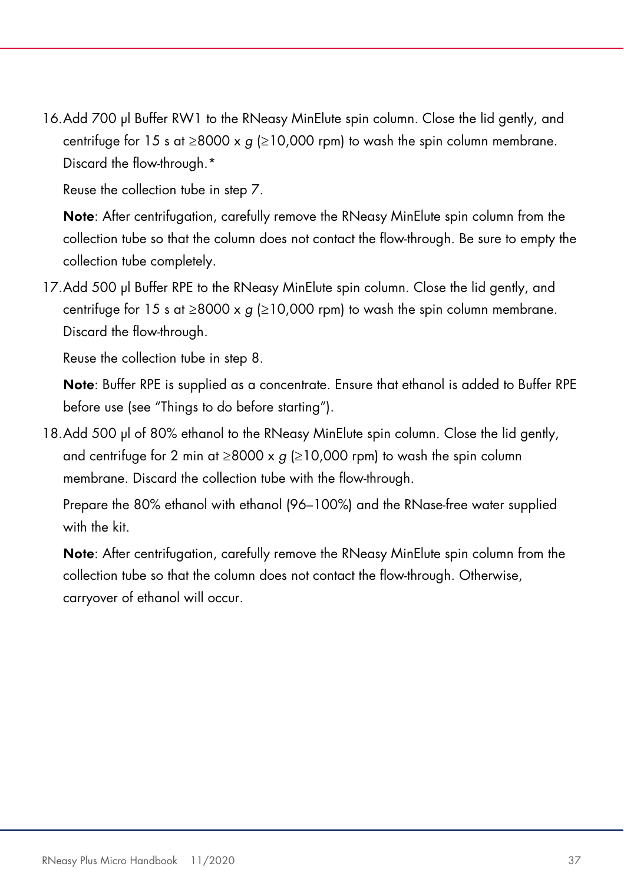16. Add 700 µl Buffer RW1 to the RNeasy MinElute spin column. Close the lid gently, and centrifuge for 15 s at ≥8000 x *g* (≥10,000 rpm) to wash the spin column membrane. Discard the flow-through.*

    Reuse the collection tube in step 7.

    **Note**: After centrifugation, carefully remove the RNeasy MinElute spin column from the collection tube so that the column does not contact the flow-through. Be sure to empty the collection tube completely.

17. Add 500 µl Buffer RPE to the RNeasy MinElute spin column. Close the lid gently, and centrifuge for 15 s at ≥8000 x *g* (≥10,000 rpm) to wash the spin column membrane. Discard the flow-through.

    Reuse the collection tube in step 8.

    **Note**: Buffer RPE is supplied as a concentrate. Ensure that ethanol is added to Buffer RPE before use (see "Things to do before starting").

18. Add 500 µl of 80% ethanol to the RNeasy MinElute spin column. Close the lid gently, and centrifuge for 2 min at ≥8000 x *g* (≥10,000 rpm) to wash the spin column membrane. Discard the collection tube with the flow-through.

    Prepare the 80% ethanol with ethanol (96–100%) and the RNase-free water supplied with the kit.

    **Note**: After centrifugation, carefully remove the RNeasy MinElute spin column from the collection tube so that the column does not contact the flow-through. Otherwise, carryover of ethanol will occur.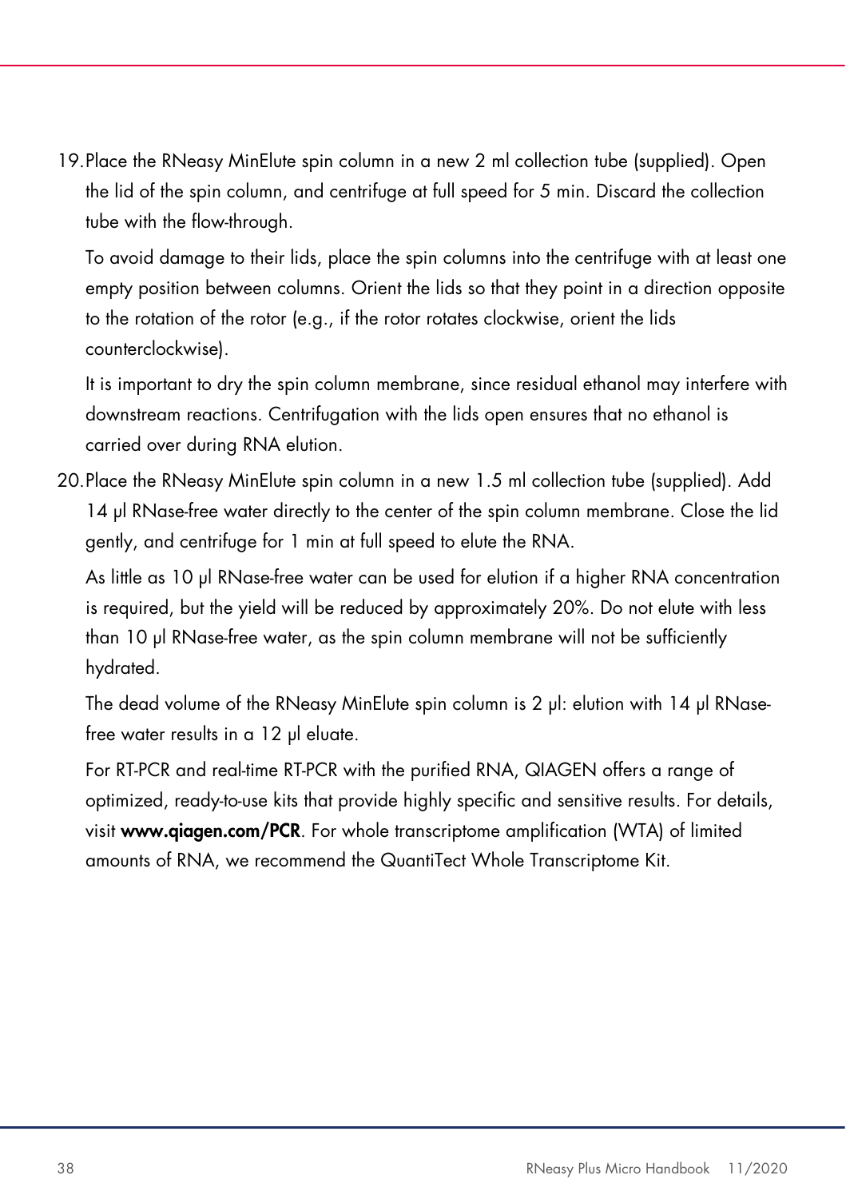19. Place the RNeasy MinElute spin column in a new 2 ml collection tube (supplied). Open the lid of the spin column, and centrifuge at full speed for 5 min. Discard the collection tube with the flow-through.

    To avoid damage to their lids, place the spin columns into the centrifuge with at least one empty position between columns. Orient the lids so that they point in a direction opposite to the rotation of the rotor (e.g., if the rotor rotates clockwise, orient the lids counterclockwise).

    It is important to dry the spin column membrane, since residual ethanol may interfere with downstream reactions. Centrifugation with the lids open ensures that no ethanol is carried over during RNA elution.

20. Place the RNeasy MinElute spin column in a new 1.5 ml collection tube (supplied). Add 14 µl RNase-free water directly to the center of the spin column membrane. Close the lid gently, and centrifuge for 1 min at full speed to elute the RNA.

    As little as 10 µl RNase-free water can be used for elution if a higher RNA concentration is required, but the yield will be reduced by approximately 20%. Do not elute with less than 10 µl RNase-free water, as the spin column membrane will not be sufficiently hydrated.

    The dead volume of the RNeasy MinElute spin column is 2 µl: elution with 14 µl RNase-free water results in a 12 µl eluate.

    For RT-PCR and real-time RT-PCR with the purified RNA, QIAGEN offers a range of optimized, ready-to-use kits that provide highly specific and sensitive results. For details, visit **www.qiagen.com/PCR**. For whole transcriptome amplification (WTA) of limited amounts of RNA, we recommend the QuantiTect Whole Transcriptome Kit.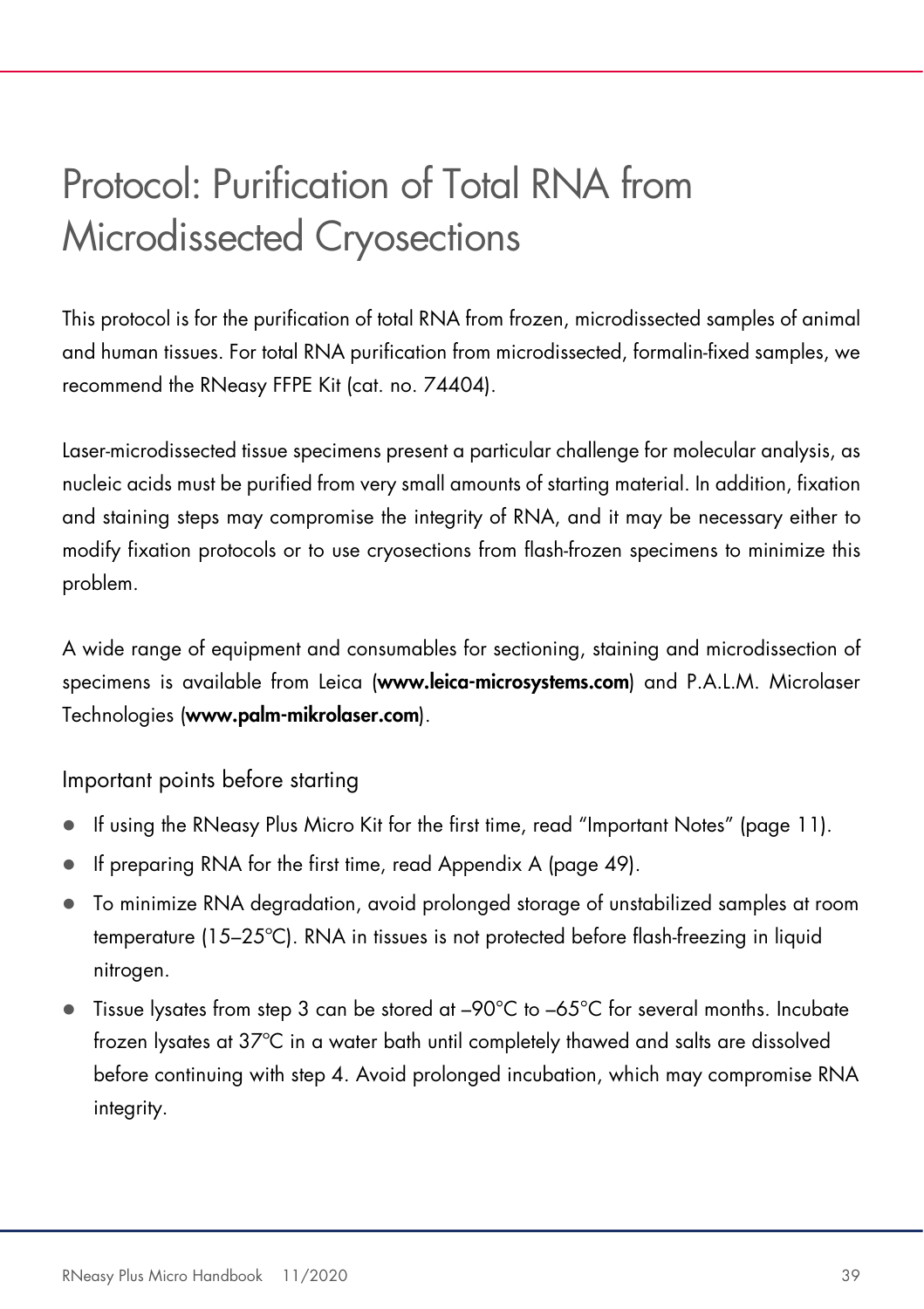# Protocol: Purification of Total RNA from Microdissected Cryosections

This protocol is for the purification of total RNA from frozen, microdissected samples of animal and human tissues. For total RNA purification from microdissected, formalin-fixed samples, we recommend the RNeasy FFPE Kit (cat. no. 74404).

Laser-microdissected tissue specimens present a particular challenge for molecular analysis, as nucleic acids must be purified from very small amounts of starting material. In addition, fixation and staining steps may compromise the integrity of RNA, and it may be necessary either to modify fixation protocols or to use cryosections from flash-frozen specimens to minimize this problem.

A wide range of equipment and consumables for sectioning, staining and microdissection of specimens is available from Leica (**www.leica-microsystems.com**) and P.A.L.M. Microlaser Technologies (**www.palm-mikrolaser.com**).

## Important points before starting

- If using the RNeasy Plus Micro Kit for the first time, read "Important Notes" (page 11).
- If preparing RNA for the first time, read Appendix A (page 49).
- To minimize RNA degradation, avoid prolonged storage of unstabilized samples at room temperature (15–25°C). RNA in tissues is not protected before flash-freezing in liquid nitrogen.
- Tissue lysates from step 3 can be stored at –90°C to –65°C for several months. Incubate frozen lysates at 37°C in a water bath until completely thawed and salts are dissolved before continuing with step 4. Avoid prolonged incubation, which may compromise RNA integrity.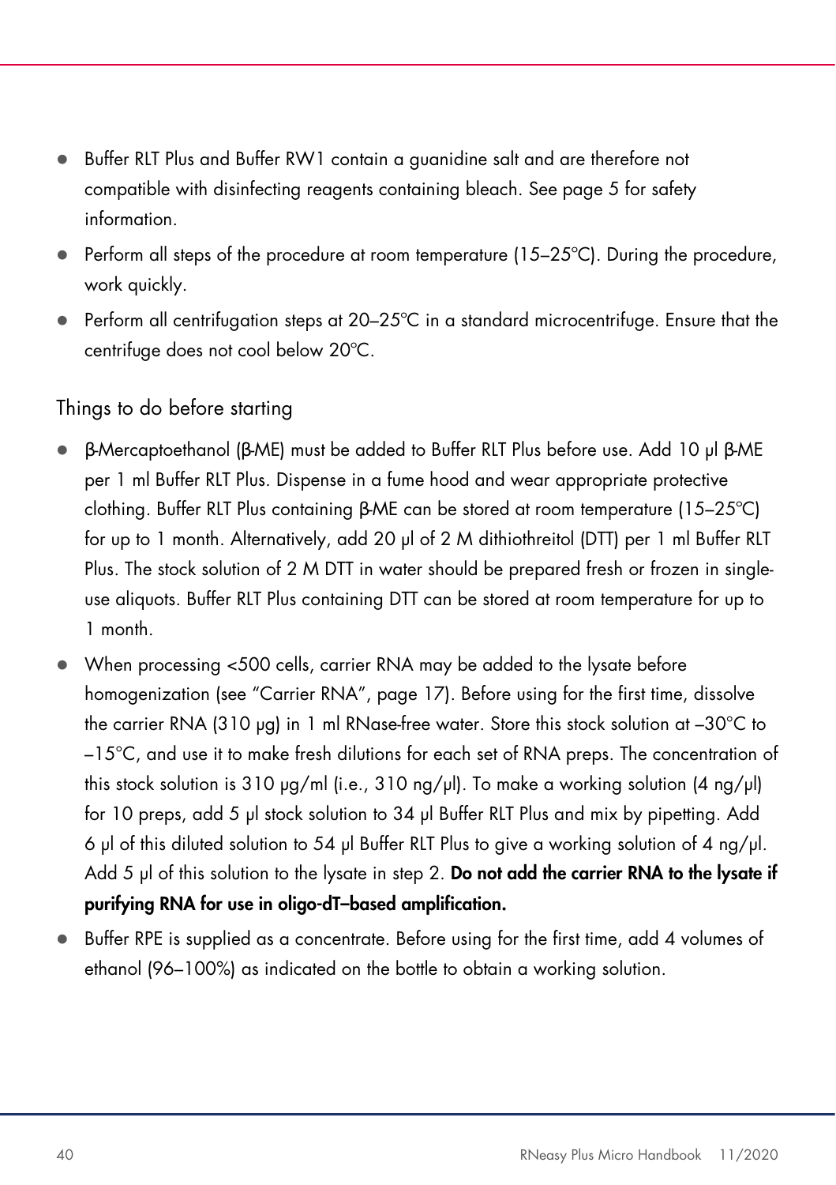- Buffer RLT Plus and Buffer RW1 contain a guanidine salt and are therefore not compatible with disinfecting reagents containing bleach. See page 5 for safety information.
- Perform all steps of the procedure at room temperature (15–25°C). During the procedure, work quickly.
- Perform all centrifugation steps at 20–25°C in a standard microcentrifuge. Ensure that the centrifuge does not cool below 20°C.

## Things to do before starting

- β-Mercaptoethanol (β-ME) must be added to Buffer RLT Plus before use. Add 10 µl β-ME per 1 ml Buffer RLT Plus. Dispense in a fume hood and wear appropriate protective clothing. Buffer RLT Plus containing β-ME can be stored at room temperature (15–25°C) for up to 1 month. Alternatively, add 20 µl of 2 M dithiothreitol (DTT) per 1 ml Buffer RLT Plus. The stock solution of 2 M DTT in water should be prepared fresh or frozen in single-use aliquots. Buffer RLT Plus containing DTT can be stored at room temperature for up to 1 month.
- When processing <500 cells, carrier RNA may be added to the lysate before homogenization (see "Carrier RNA", page 17). Before using for the first time, dissolve the carrier RNA (310 µg) in 1 ml RNase-free water. Store this stock solution at –30°C to –15°C, and use it to make fresh dilutions for each set of RNA preps. The concentration of this stock solution is 310 µg/ml (i.e., 310 ng/µl). To make a working solution (4 ng/µl) for 10 preps, add 5 µl stock solution to 34 µl Buffer RLT Plus and mix by pipetting. Add 6 µl of this diluted solution to 54 µl Buffer RLT Plus to give a working solution of 4 ng/µl. Add 5 µl of this solution to the lysate in step 2. **Do not add the carrier RNA to the lysate if purifying RNA for use in oligo-dT–based amplification.**
- Buffer RPE is supplied as a concentrate. Before using for the first time, add 4 volumes of ethanol (96–100%) as indicated on the bottle to obtain a working solution.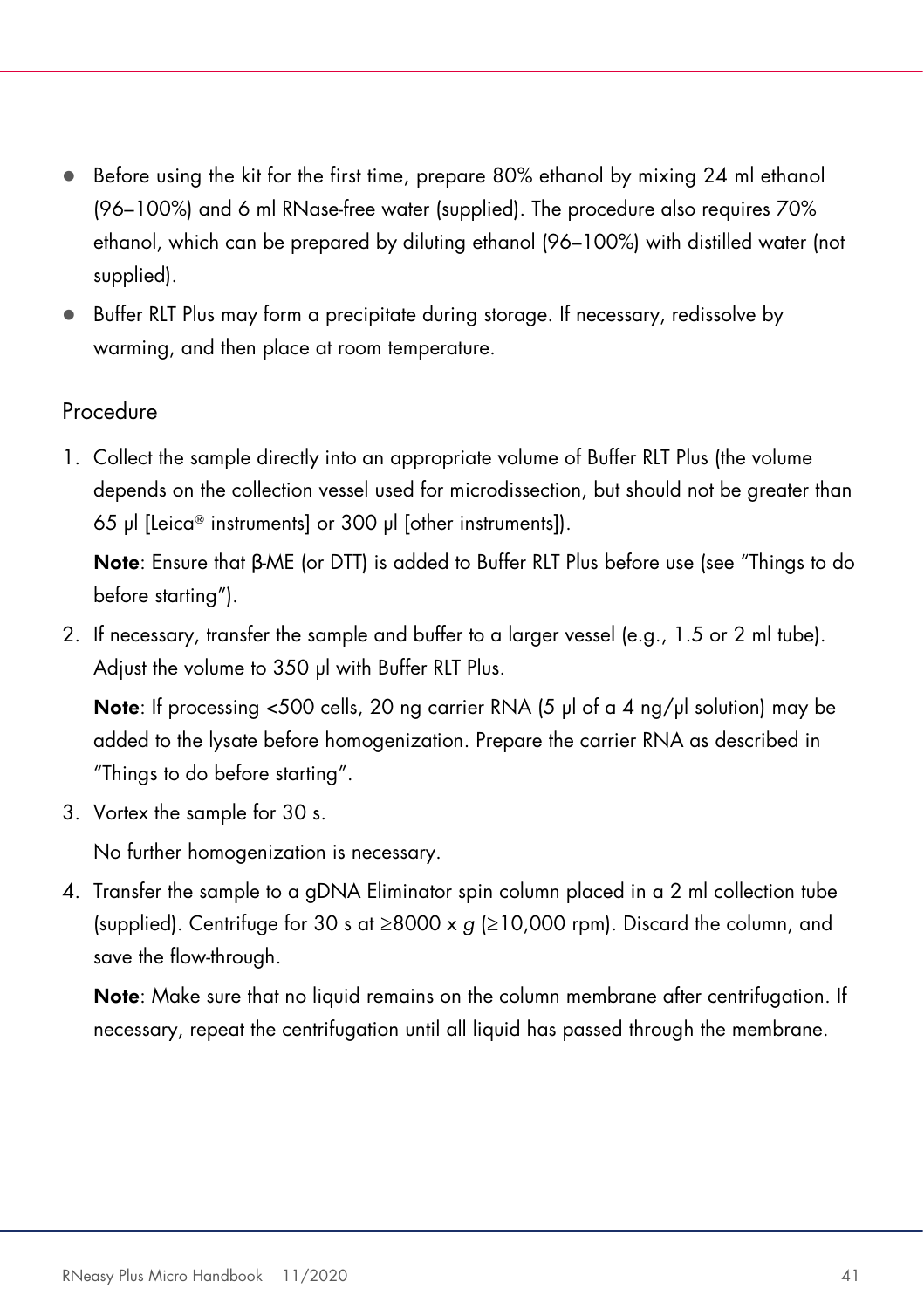- Before using the kit for the first time, prepare 80% ethanol by mixing 24 ml ethanol (96–100%) and 6 ml RNase-free water (supplied). The procedure also requires 70% ethanol, which can be prepared by diluting ethanol (96–100%) with distilled water (not supplied).
- Buffer RLT Plus may form a precipitate during storage. If necessary, redissolve by warming, and then place at room temperature.

## Procedure

1. Collect the sample directly into an appropriate volume of Buffer RLT Plus (the volume depends on the collection vessel used for microdissection, but should not be greater than 65 µl [Leica® instruments] or 300 µl [other instruments]).

   **Note**: Ensure that β-ME (or DTT) is added to Buffer RLT Plus before use (see "Things to do before starting").

2. If necessary, transfer the sample and buffer to a larger vessel (e.g., 1.5 or 2 ml tube). Adjust the volume to 350 µl with Buffer RLT Plus.

   **Note**: If processing <500 cells, 20 ng carrier RNA (5 µl of a 4 ng/µl solution) may be added to the lysate before homogenization. Prepare the carrier RNA as described in "Things to do before starting".

3. Vortex the sample for 30 s.

   No further homogenization is necessary.

4. Transfer the sample to a gDNA Eliminator spin column placed in a 2 ml collection tube (supplied). Centrifuge for 30 s at ≥8000 x *g* (≥10,000 rpm). Discard the column, and save the flow-through.

   **Note**: Make sure that no liquid remains on the column membrane after centrifugation. If necessary, repeat the centrifugation until all liquid has passed through the membrane.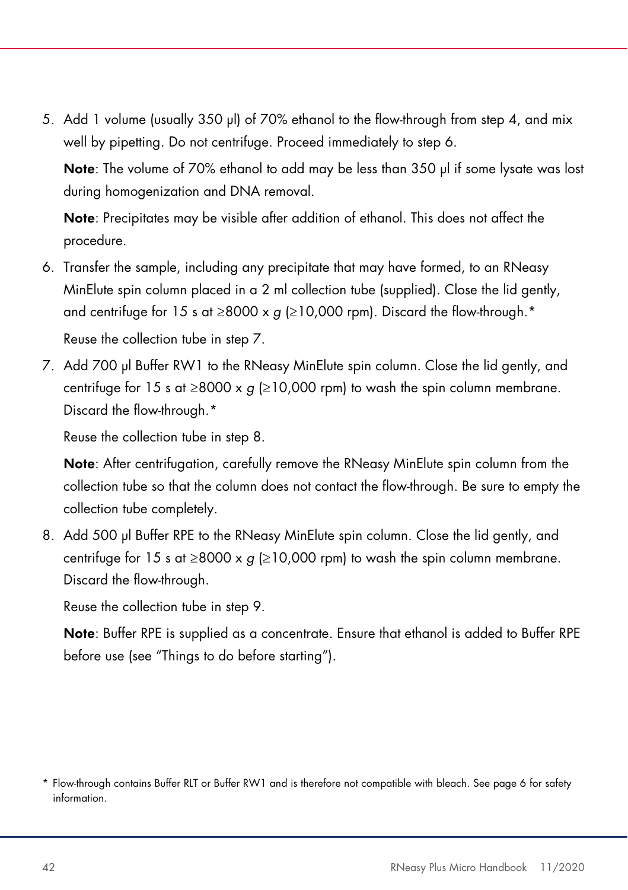5. Add 1 volume (usually 350 µl) of 70% ethanol to the flow-through from step 4, and mix well by pipetting. Do not centrifuge. Proceed immediately to step 6.

   **Note**: The volume of 70% ethanol to add may be less than 350 µl if some lysate was lost during homogenization and DNA removal.

   **Note**: Precipitates may be visible after addition of ethanol. This does not affect the procedure.

6. Transfer the sample, including any precipitate that may have formed, to an RNeasy MinElute spin column placed in a 2 ml collection tube (supplied). Close the lid gently, and centrifuge for 15 s at ≥8000 x *g* (≥10,000 rpm). Discard the flow-through.*

   Reuse the collection tube in step 7.

7. Add 700 µl Buffer RW1 to the RNeasy MinElute spin column. Close the lid gently, and centrifuge for 15 s at ≥8000 x *g* (≥10,000 rpm) to wash the spin column membrane. Discard the flow-through.*

   Reuse the collection tube in step 8.

   **Note**: After centrifugation, carefully remove the RNeasy MinElute spin column from the collection tube so that the column does not contact the flow-through. Be sure to empty the collection tube completely.

8. Add 500 µl Buffer RPE to the RNeasy MinElute spin column. Close the lid gently, and centrifuge for 15 s at ≥8000 x *g* (≥10,000 rpm) to wash the spin column membrane. Discard the flow-through.

   Reuse the collection tube in step 9.

   **Note**: Buffer RPE is supplied as a concentrate. Ensure that ethanol is added to Buffer RPE before use (see "Things to do before starting").

\* Flow-through contains Buffer RLT or Buffer RW1 and is therefore not compatible with bleach. See page 6 for safety information.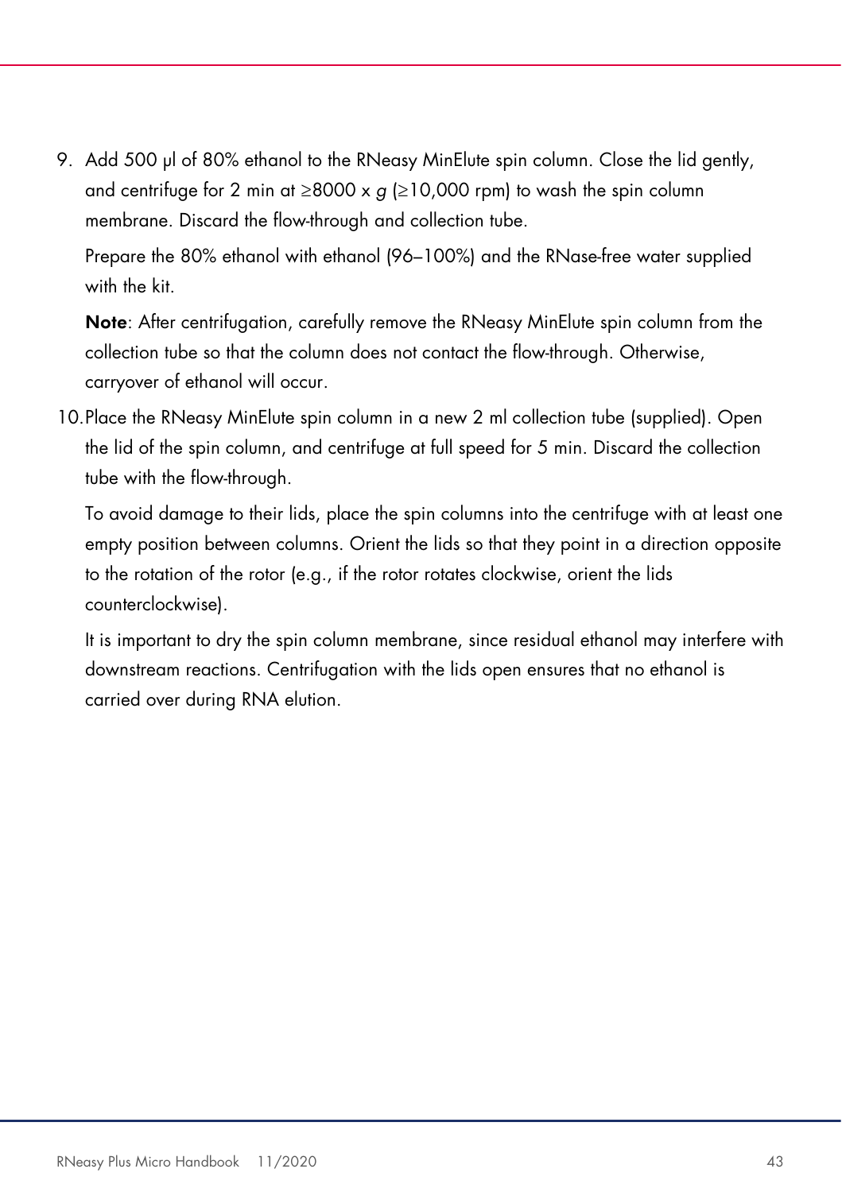9. Add 500 µl of 80% ethanol to the RNeasy MinElute spin column. Close the lid gently, and centrifuge for 2 min at ≥8000 x *g* (≥10,000 rpm) to wash the spin column membrane. Discard the flow-through and collection tube.

   Prepare the 80% ethanol with ethanol (96–100%) and the RNase-free water supplied with the kit.

   **Note**: After centrifugation, carefully remove the RNeasy MinElute spin column from the collection tube so that the column does not contact the flow-through. Otherwise, carryover of ethanol will occur.

10. Place the RNeasy MinElute spin column in a new 2 ml collection tube (supplied). Open the lid of the spin column, and centrifuge at full speed for 5 min. Discard the collection tube with the flow-through.

    To avoid damage to their lids, place the spin columns into the centrifuge with at least one empty position between columns. Orient the lids so that they point in a direction opposite to the rotation of the rotor (e.g., if the rotor rotates clockwise, orient the lids counterclockwise).

    It is important to dry the spin column membrane, since residual ethanol may interfere with downstream reactions. Centrifugation with the lids open ensures that no ethanol is carried over during RNA elution.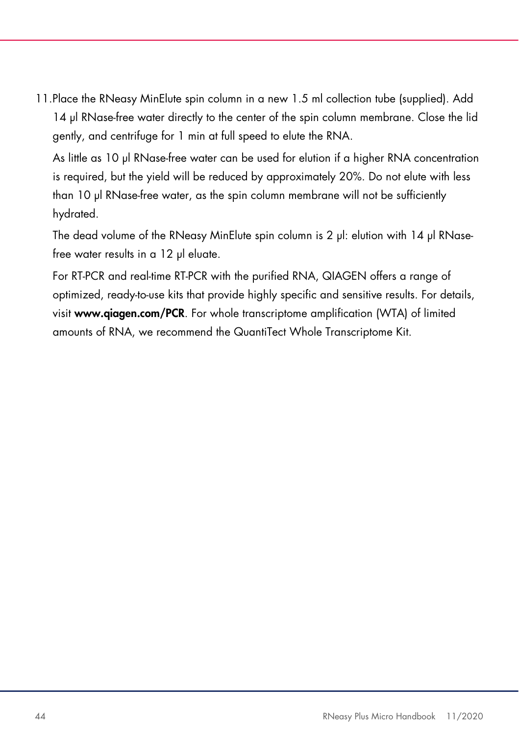11. Place the RNeasy MinElute spin column in a new 1.5 ml collection tube (supplied). Add 14 µl RNase-free water directly to the center of the spin column membrane. Close the lid gently, and centrifuge for 1 min at full speed to elute the RNA.

    As little as 10 µl RNase-free water can be used for elution if a higher RNA concentration is required, but the yield will be reduced by approximately 20%. Do not elute with less than 10 µl RNase-free water, as the spin column membrane will not be sufficiently hydrated.

    The dead volume of the RNeasy MinElute spin column is 2 µl: elution with 14 µl RNase-free water results in a 12 µl eluate.

    For RT-PCR and real-time RT-PCR with the purified RNA, QIAGEN offers a range of optimized, ready-to-use kits that provide highly specific and sensitive results. For details, visit **www.qiagen.com/PCR**. For whole transcriptome amplification (WTA) of limited amounts of RNA, we recommend the QuantiTect Whole Transcriptome Kit.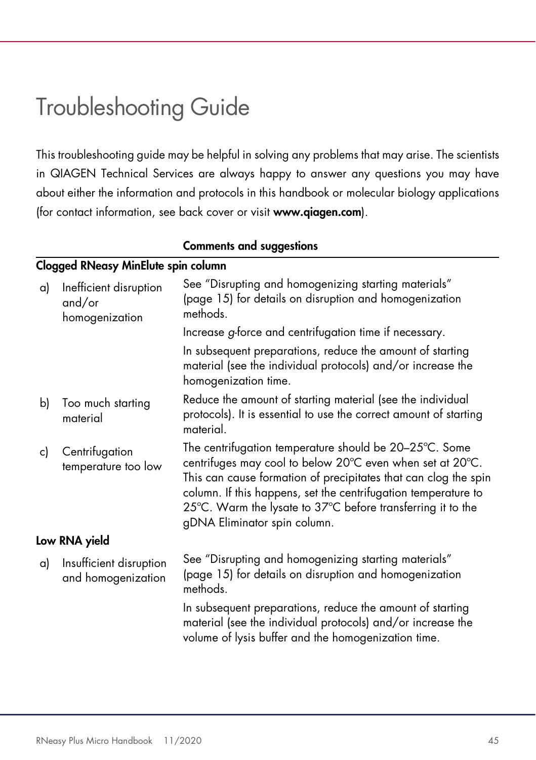# Troubleshooting Guide

This troubleshooting guide may be helpful in solving any problems that may arise. The scientists in QIAGEN Technical Services are always happy to answer any questions you may have about either the information and protocols in this handbook or molecular biology applications (for contact information, see back cover or visit **www.qiagen.com**).

| | | **Comments and suggestions** |
|---|---|---|
| **Clogged RNeasy MinElute spin column** | | |
| a) | Inefficient disruption and/or homogenization | See "Disrupting and homogenizing starting materials" (page 15) for details on disruption and homogenization methods. Increase *g*-force and centrifugation time if necessary. In subsequent preparations, reduce the amount of starting material (see the individual protocols) and/or increase the homogenization time. |
| b) | Too much starting material | Reduce the amount of starting material (see the individual protocols). It is essential to use the correct amount of starting material. |
| c) | Centrifugation temperature too low | The centrifugation temperature should be 20–25°C. Some centrifuges may cool to below 20°C even when set at 20°C. This can cause formation of precipitates that can clog the spin column. If this happens, set the centrifugation temperature to 25°C. Warm the lysate to 37°C before transferring it to the gDNA Eliminator spin column. |
| **Low RNA yield** | | |
| a) | Insufficient disruption and homogenization | See "Disrupting and homogenizing starting materials" (page 15) for details on disruption and homogenization methods. In subsequent preparations, reduce the amount of starting material (see the individual protocols) and/or increase the volume of lysis buffer and the homogenization time. |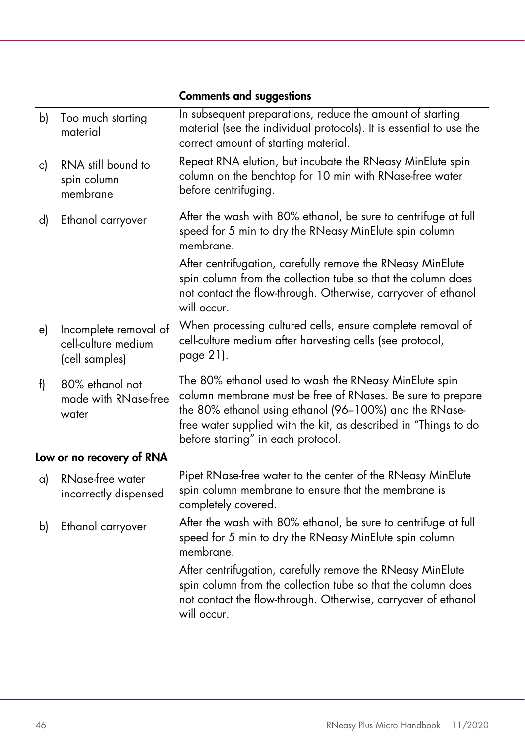| | | Comments and suggestions |
|---|---|---|
| b) | Too much starting material | In subsequent preparations, reduce the amount of starting material (see the individual protocols). It is essential to use the correct amount of starting material. |
| c) | RNA still bound to spin column membrane | Repeat RNA elution, but incubate the RNeasy MinElute spin column on the benchtop for 10 min with RNase-free water before centrifuging. |
| d) | Ethanol carryover | After the wash with 80% ethanol, be sure to centrifuge at full speed for 5 min to dry the RNeasy MinElute spin column membrane.<br><br>After centrifugation, carefully remove the RNeasy MinElute spin column from the collection tube so that the column does not contact the flow-through. Otherwise, carryover of ethanol will occur. |
| e) | Incomplete removal of cell-culture medium (cell samples) | When processing cultured cells, ensure complete removal of cell-culture medium after harvesting cells (see protocol, page 21). |
| f) | 80% ethanol not made with RNase-free water | The 80% ethanol used to wash the RNeasy MinElute spin column membrane must be free of RNases. Be sure to prepare the 80% ethanol using ethanol (96–100%) and the RNase-free water supplied with the kit, as described in "Things to do before starting" in each protocol. |
| **Low or no recovery of RNA** | | |
| a) | RNase-free water incorrectly dispensed | Pipet RNase-free water to the center of the RNeasy MinElute spin column membrane to ensure that the membrane is completely covered. |
| b) | Ethanol carryover | After the wash with 80% ethanol, be sure to centrifuge at full speed for 5 min to dry the RNeasy MinElute spin column membrane.<br><br>After centrifugation, carefully remove the RNeasy MinElute spin column from the collection tube so that the column does not contact the flow-through. Otherwise, carryover of ethanol will occur. |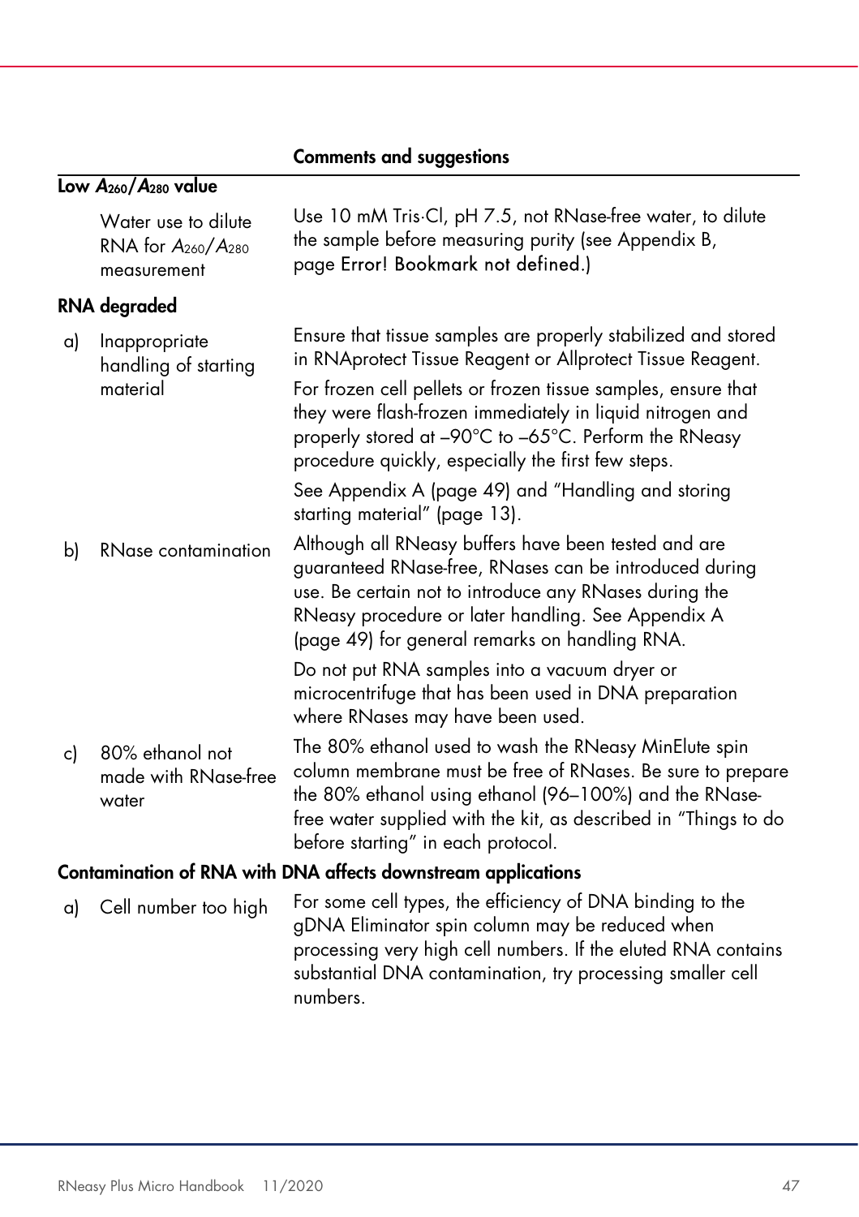| | | Comments and suggestions |
|---|---|---|
| **Low $A_{260}/A_{280}$ value** | | |
| | Water use to dilute RNA for $A_{260}/A_{280}$ measurement | Use 10 mM Tris·Cl, pH 7.5, not RNase-free water, to dilute the sample before measuring purity (see Appendix B, page Error! Bookmark not defined.) |
| **RNA degraded** | | |
| a) | Inappropriate handling of starting material | Ensure that tissue samples are properly stabilized and stored in RNAprotect Tissue Reagent or Allprotect Tissue Reagent.<br><br>For frozen cell pellets or frozen tissue samples, ensure that they were flash-frozen immediately in liquid nitrogen and properly stored at –90°C to –65°C. Perform the RNeasy procedure quickly, especially the first few steps.<br><br>See Appendix A (page 49) and "Handling and storing starting material" (page 13). |
| b) | RNase contamination | Although all RNeasy buffers have been tested and are guaranteed RNase-free, RNases can be introduced during use. Be certain not to introduce any RNases during the RNeasy procedure or later handling. See Appendix A (page 49) for general remarks on handling RNA.<br><br>Do not put RNA samples into a vacuum dryer or microcentrifuge that has been used in DNA preparation where RNases may have been used. |
| c) | 80% ethanol not made with RNase-free water | The 80% ethanol used to wash the RNeasy MinElute spin column membrane must be free of RNases. Be sure to prepare the 80% ethanol using ethanol (96–100%) and the RNase-free water supplied with the kit, as described in "Things to do before starting" in each protocol. |
| **Contamination of RNA with DNA affects downstream applications** | | |
| a) | Cell number too high | For some cell types, the efficiency of DNA binding to the gDNA Eliminator spin column may be reduced when processing very high cell numbers. If the eluted RNA contains substantial DNA contamination, try processing smaller cell numbers. |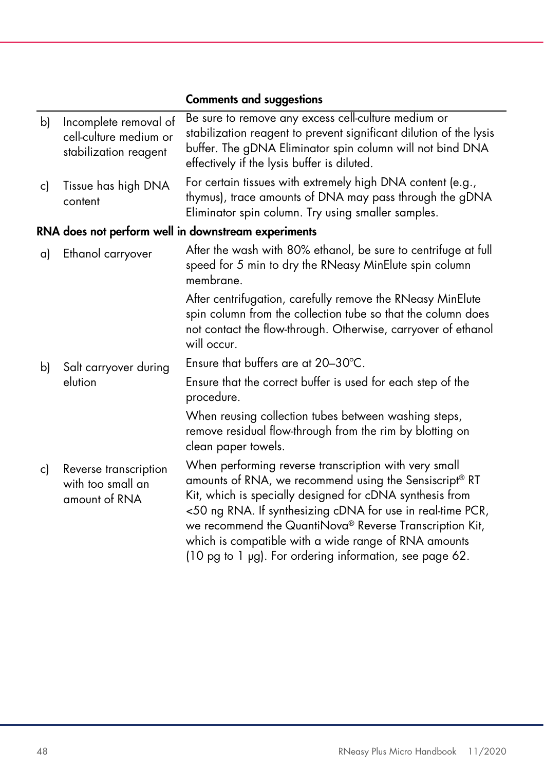| | | Comments and suggestions |
|---|---|---|
| b) | Incomplete removal of cell-culture medium or stabilization reagent | Be sure to remove any excess cell-culture medium or stabilization reagent to prevent significant dilution of the lysis buffer. The gDNA Eliminator spin column will not bind DNA effectively if the lysis buffer is diluted. |
| c) | Tissue has high DNA content | For certain tissues with extremely high DNA content (e.g., thymus), trace amounts of DNA may pass through the gDNA Eliminator spin column. Try using smaller samples. |
| **RNA does not perform well in downstream experiments** | | |
| a) | Ethanol carryover | After the wash with 80% ethanol, be sure to centrifuge at full speed for 5 min to dry the RNeasy MinElute spin column membrane.<br><br>After centrifugation, carefully remove the RNeasy MinElute spin column from the collection tube so that the column does not contact the flow-through. Otherwise, carryover of ethanol will occur. |
| b) | Salt carryover during elution | Ensure that buffers are at 20–30ºC.<br><br>Ensure that the correct buffer is used for each step of the procedure.<br><br>When reusing collection tubes between washing steps, remove residual flow-through from the rim by blotting on clean paper towels. |
| c) | Reverse transcription with too small an amount of RNA | When performing reverse transcription with very small amounts of RNA, we recommend using the Sensiscript® RT Kit, which is specially designed for cDNA synthesis from <50 ng RNA. If synthesizing cDNA for use in real-time PCR, we recommend the QuantiNova® Reverse Transcription Kit, which is compatible with a wide range of RNA amounts (10 pg to 1 µg). For ordering information, see page 62. |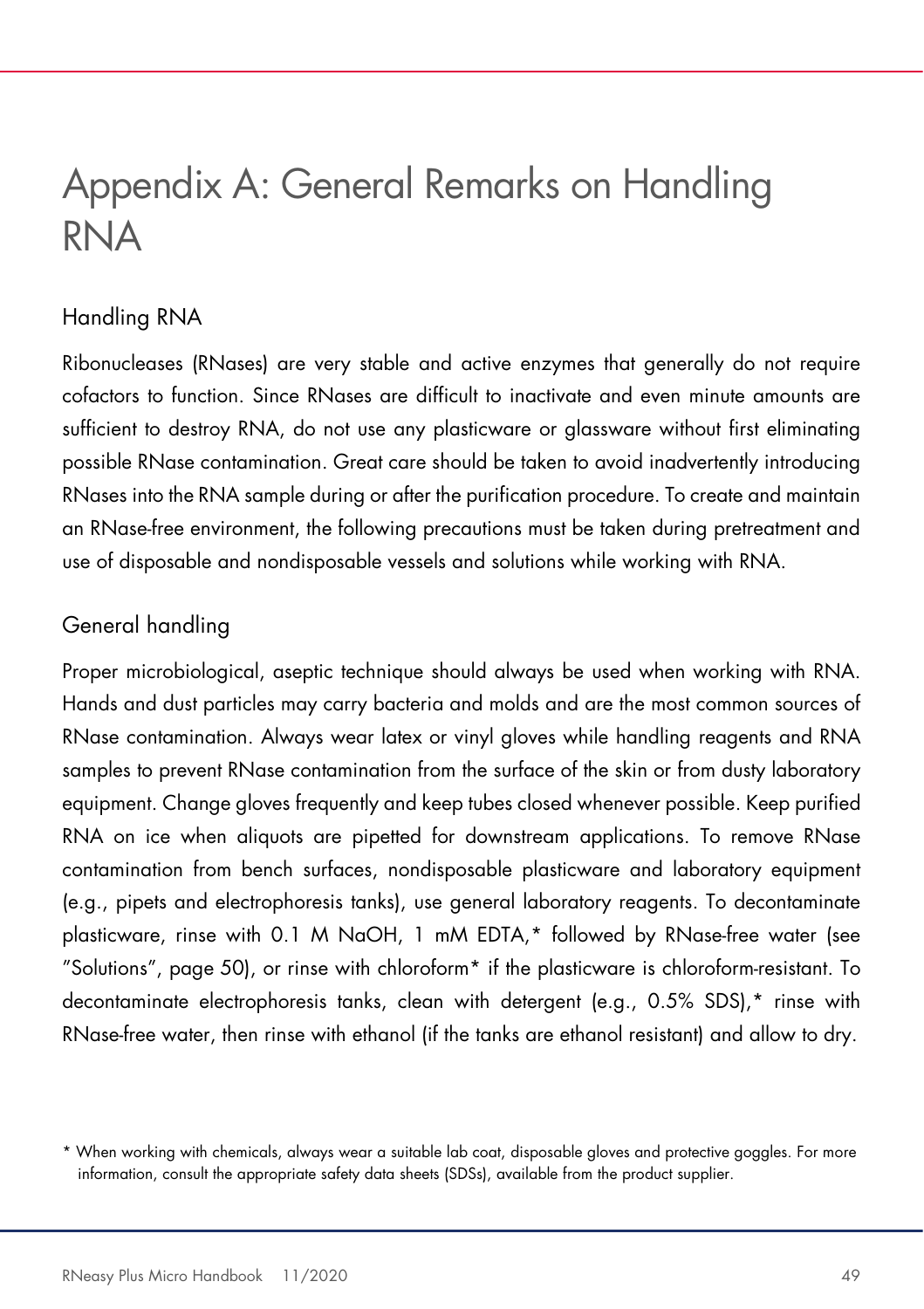# Appendix A: General Remarks on Handling RNA

## Handling RNA

Ribonucleases (RNases) are very stable and active enzymes that generally do not require cofactors to function. Since RNases are difficult to inactivate and even minute amounts are sufficient to destroy RNA, do not use any plasticware or glassware without first eliminating possible RNase contamination. Great care should be taken to avoid inadvertently introducing RNases into the RNA sample during or after the purification procedure. To create and maintain an RNase-free environment, the following precautions must be taken during pretreatment and use of disposable and nondisposable vessels and solutions while working with RNA.

## General handling

Proper microbiological, aseptic technique should always be used when working with RNA. Hands and dust particles may carry bacteria and molds and are the most common sources of RNase contamination. Always wear latex or vinyl gloves while handling reagents and RNA samples to prevent RNase contamination from the surface of the skin or from dusty laboratory equipment. Change gloves frequently and keep tubes closed whenever possible. Keep purified RNA on ice when aliquots are pipetted for downstream applications. To remove RNase contamination from bench surfaces, nondisposable plasticware and laboratory equipment (e.g., pipets and electrophoresis tanks), use general laboratory reagents. To decontaminate plasticware, rinse with 0.1 M NaOH, 1 mM EDTA,* followed by RNase-free water (see "Solutions", page 50), or rinse with chloroform* if the plasticware is chloroform-resistant. To decontaminate electrophoresis tanks, clean with detergent (e.g., 0.5% SDS),* rinse with RNase-free water, then rinse with ethanol (if the tanks are ethanol resistant) and allow to dry.

* When working with chemicals, always wear a suitable lab coat, disposable gloves and protective goggles. For more information, consult the appropriate safety data sheets (SDSs), available from the product supplier.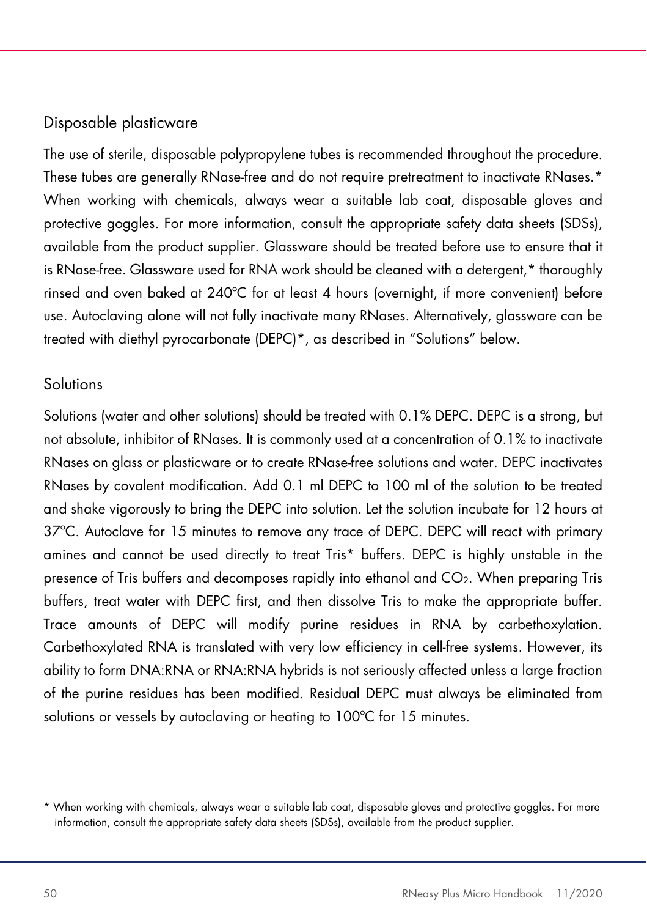## Disposable plasticware

The use of sterile, disposable polypropylene tubes is recommended throughout the procedure. These tubes are generally RNase-free and do not require pretreatment to inactivate RNases.* When working with chemicals, always wear a suitable lab coat, disposable gloves and protective goggles. For more information, consult the appropriate safety data sheets (SDSs), available from the product supplier. Glassware should be treated before use to ensure that it is RNase-free. Glassware used for RNA work should be cleaned with a detergent,* thoroughly rinsed and oven baked at 240°C for at least 4 hours (overnight, if more convenient) before use. Autoclaving alone will not fully inactivate many RNases. Alternatively, glassware can be treated with diethyl pyrocarbonate (DEPC)*, as described in "Solutions" below.

## Solutions

Solutions (water and other solutions) should be treated with 0.1% DEPC. DEPC is a strong, but not absolute, inhibitor of RNases. It is commonly used at a concentration of 0.1% to inactivate RNases on glass or plasticware or to create RNase-free solutions and water. DEPC inactivates RNases by covalent modification. Add 0.1 ml DEPC to 100 ml of the solution to be treated and shake vigorously to bring the DEPC into solution. Let the solution incubate for 12 hours at 37°C. Autoclave for 15 minutes to remove any trace of DEPC. DEPC will react with primary amines and cannot be used directly to treat Tris* buffers. DEPC is highly unstable in the presence of Tris buffers and decomposes rapidly into ethanol and $CO_2$. When preparing Tris buffers, treat water with DEPC first, and then dissolve Tris to make the appropriate buffer. Trace amounts of DEPC will modify purine residues in RNA by carbethoxylation. Carbethoxylated RNA is translated with very low efficiency in cell-free systems. However, its ability to form DNA:RNA or RNA:RNA hybrids is not seriously affected unless a large fraction of the purine residues has been modified. Residual DEPC must always be eliminated from solutions or vessels by autoclaving or heating to 100°C for 15 minutes.

* When working with chemicals, always wear a suitable lab coat, disposable gloves and protective goggles. For more information, consult the appropriate safety data sheets (SDSs), available from the product supplier.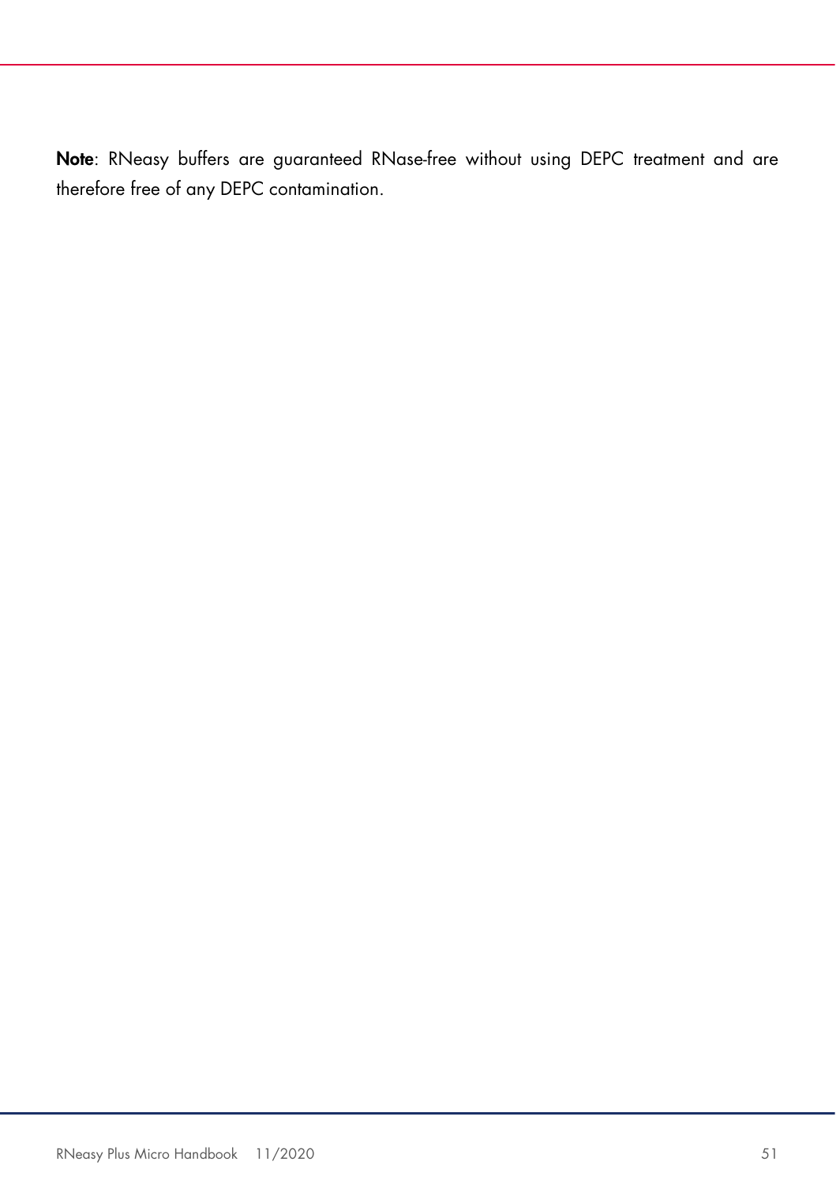**Note**: RNeasy buffers are guaranteed RNase-free without using DEPC treatment and are therefore free of any DEPC contamination.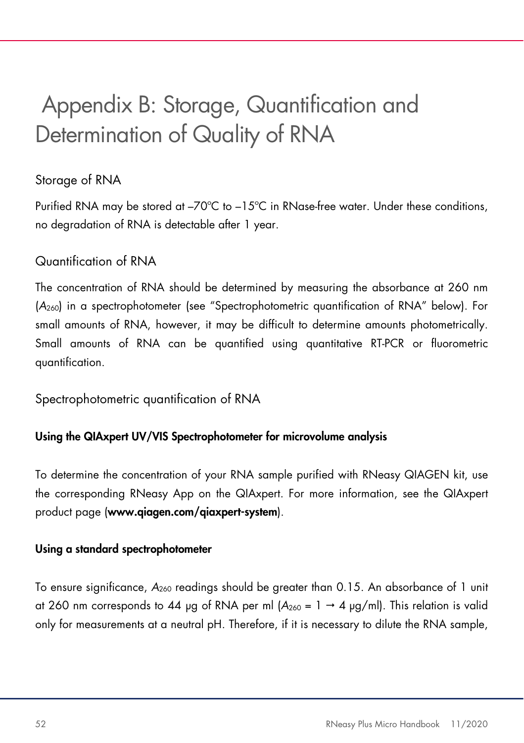# Appendix B: Storage, Quantification and Determination of Quality of RNA

## Storage of RNA

Purified RNA may be stored at –70°C to –15°C in RNase-free water. Under these conditions, no degradation of RNA is detectable after 1 year.

## Quantification of RNA

The concentration of RNA should be determined by measuring the absorbance at 260 nm ($A_{260}$) in a spectrophotometer (see "Spectrophotometric quantification of RNA" below). For small amounts of RNA, however, it may be difficult to determine amounts photometrically. Small amounts of RNA can be quantified using quantitative RT-PCR or fluorometric quantification.

### Spectrophotometric quantification of RNA

**Using the QIAxpert UV/VIS Spectrophotometer for microvolume analysis**

To determine the concentration of your RNA sample purified with RNeasy QIAGEN kit, use the corresponding RNeasy App on the QIAxpert. For more information, see the QIAxpert product page (**www.qiagen.com/qiaxpert-system**).

**Using a standard spectrophotometer**

To ensure significance, $A_{260}$ readings should be greater than 0.15. An absorbance of 1 unit at 260 nm corresponds to 44 µg of RNA per ml ($A_{260} = 1 \rightarrow 4$ µg/ml). This relation is valid only for measurements at a neutral pH. Therefore, if it is necessary to dilute the RNA sample,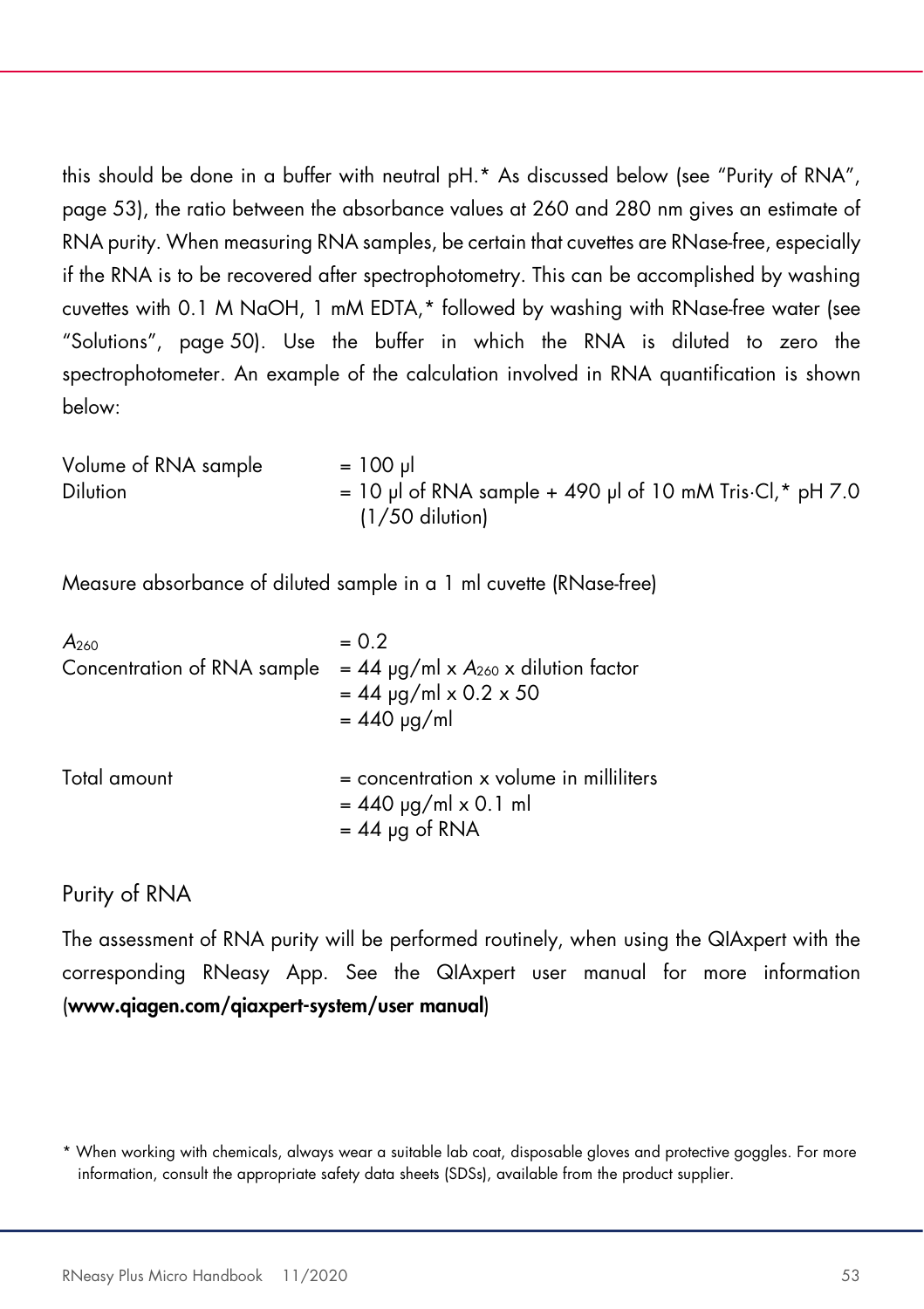this should be done in a buffer with neutral pH.* As discussed below (see "Purity of RNA", page 53), the ratio between the absorbance values at 260 and 280 nm gives an estimate of RNA purity. When measuring RNA samples, be certain that cuvettes are RNase-free, especially if the RNA is to be recovered after spectrophotometry. This can be accomplished by washing cuvettes with 0.1 M NaOH, 1 mM EDTA,* followed by washing with RNase-free water (see "Solutions", page 50). Use the buffer in which the RNA is diluted to zero the spectrophotometer. An example of the calculation involved in RNA quantification is shown below:

| | |
|---|---|
| Volume of RNA sample | = 100 µl |
| Dilution | = 10 µl of RNA sample + 490 µl of 10 mM Tris·Cl,* pH 7.0 (1/50 dilution) |

Measure absorbance of diluted sample in a 1 ml cuvette (RNase-free)

| | |
|---|---|
| $A_{260}$ | = 0.2 |
| Concentration of RNA sample | = 44 µg/ml x $A_{260}$ x dilution factor |
| | = 44 µg/ml x 0.2 x 50 |
| | = 440 µg/ml |

| | |
|---|---|
| Total amount | = concentration x volume in milliliters |
| | = 440 µg/ml x 0.1 ml |
| | = 44 µg of RNA |

## Purity of RNA

The assessment of RNA purity will be performed routinely, when using the QIAxpert with the corresponding RNeasy App. See the QIAxpert user manual for more information (**www.qiagen.com/qiaxpert-system/user manual**)

\* When working with chemicals, always wear a suitable lab coat, disposable gloves and protective goggles. For more information, consult the appropriate safety data sheets (SDSs), available from the product supplier.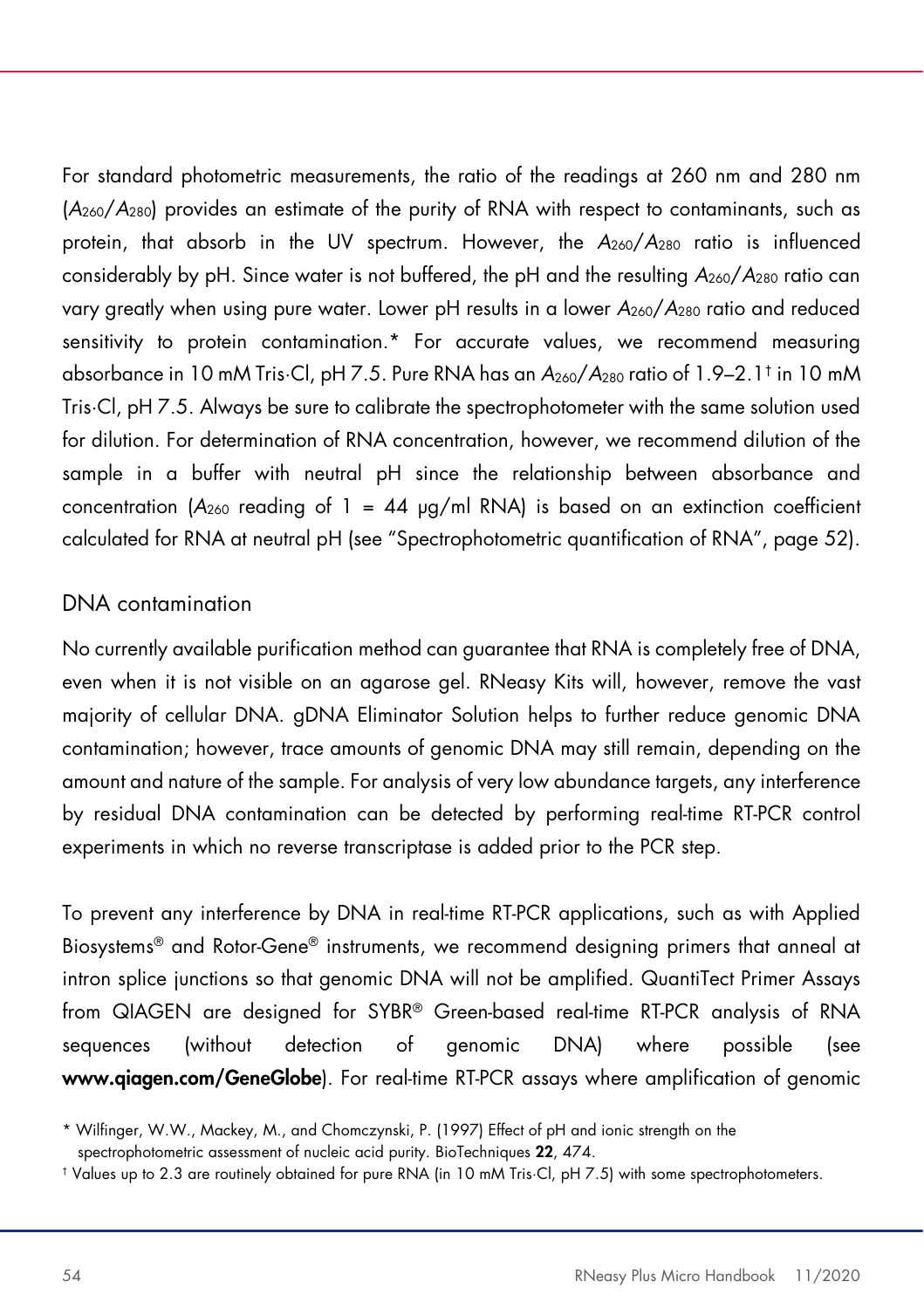For standard photometric measurements, the ratio of the readings at 260 nm and 280 nm ($A_{260}/A_{280}$) provides an estimate of the purity of RNA with respect to contaminants, such as protein, that absorb in the UV spectrum. However, the $A_{260}/A_{280}$ ratio is influenced considerably by pH. Since water is not buffered, the pH and the resulting $A_{260}/A_{280}$ ratio can vary greatly when using pure water. Lower pH results in a lower $A_{260}/A_{280}$ ratio and reduced sensitivity to protein contamination.* For accurate values, we recommend measuring absorbance in 10 mM Tris·Cl, pH 7.5. Pure RNA has an $A_{260}/A_{280}$ ratio of 1.9–2.1† in 10 mM Tris·Cl, pH 7.5. Always be sure to calibrate the spectrophotometer with the same solution used for dilution. For determination of RNA concentration, however, we recommend dilution of the sample in a buffer with neutral pH since the relationship between absorbance and concentration ($A_{260}$ reading of 1 = 44 µg/ml RNA) is based on an extinction coefficient calculated for RNA at neutral pH (see "Spectrophotometric quantification of RNA", page 52).

## DNA contamination

No currently available purification method can guarantee that RNA is completely free of DNA, even when it is not visible on an agarose gel. RNeasy Kits will, however, remove the vast majority of cellular DNA. gDNA Eliminator Solution helps to further reduce genomic DNA contamination; however, trace amounts of genomic DNA may still remain, depending on the amount and nature of the sample. For analysis of very low abundance targets, any interference by residual DNA contamination can be detected by performing real-time RT-PCR control experiments in which no reverse transcriptase is added prior to the PCR step.

To prevent any interference by DNA in real-time RT-PCR applications, such as with Applied Biosystems® and Rotor-Gene® instruments, we recommend designing primers that anneal at intron splice junctions so that genomic DNA will not be amplified. QuantiTect Primer Assays from QIAGEN are designed for SYBR® Green-based real-time RT-PCR analysis of RNA sequences (without detection of genomic DNA) where possible (see **www.qiagen.com/GeneGlobe**). For real-time RT-PCR assays where amplification of genomic

\* Wilfinger, W.W., Mackey, M., and Chomczynski, P. (1997) Effect of pH and ionic strength on the spectrophotometric assessment of nucleic acid purity. BioTechniques **22**, 474.

† Values up to 2.3 are routinely obtained for pure RNA (in 10 mM Tris·Cl, pH 7.5) with some spectrophotometers.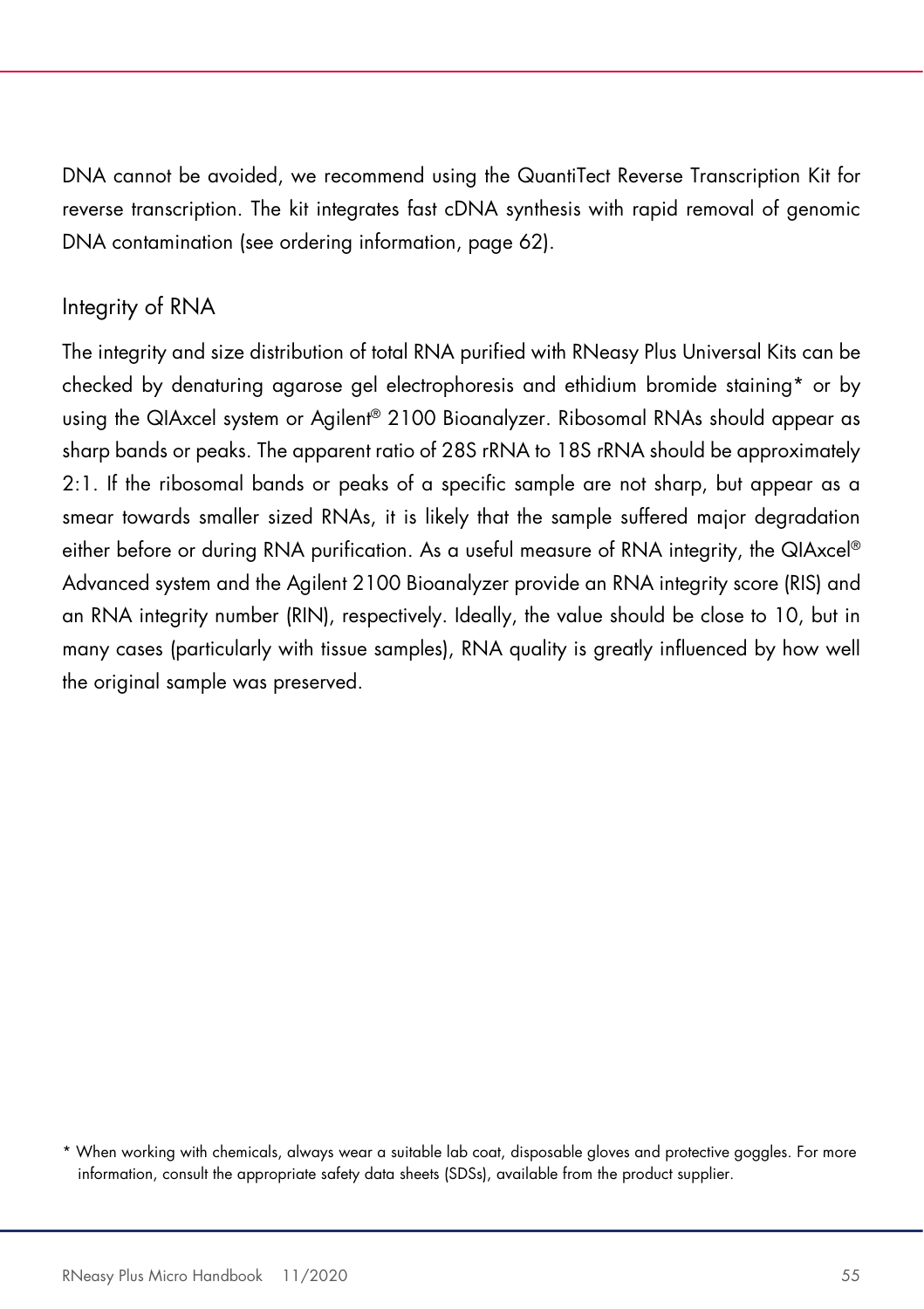DNA cannot be avoided, we recommend using the QuantiTect Reverse Transcription Kit for reverse transcription. The kit integrates fast cDNA synthesis with rapid removal of genomic DNA contamination (see ordering information, page 62).

## Integrity of RNA

The integrity and size distribution of total RNA purified with RNeasy Plus Universal Kits can be checked by denaturing agarose gel electrophoresis and ethidium bromide staining* or by using the QIAxcel system or Agilent® 2100 Bioanalyzer. Ribosomal RNAs should appear as sharp bands or peaks. The apparent ratio of 28S rRNA to 18S rRNA should be approximately 2:1. If the ribosomal bands or peaks of a specific sample are not sharp, but appear as a smear towards smaller sized RNAs, it is likely that the sample suffered major degradation either before or during RNA purification. As a useful measure of RNA integrity, the QIAxcel® Advanced system and the Agilent 2100 Bioanalyzer provide an RNA integrity score (RIS) and an RNA integrity number (RIN), respectively. Ideally, the value should be close to 10, but in many cases (particularly with tissue samples), RNA quality is greatly influenced by how well the original sample was preserved.

* When working with chemicals, always wear a suitable lab coat, disposable gloves and protective goggles. For more information, consult the appropriate safety data sheets (SDSs), available from the product supplier.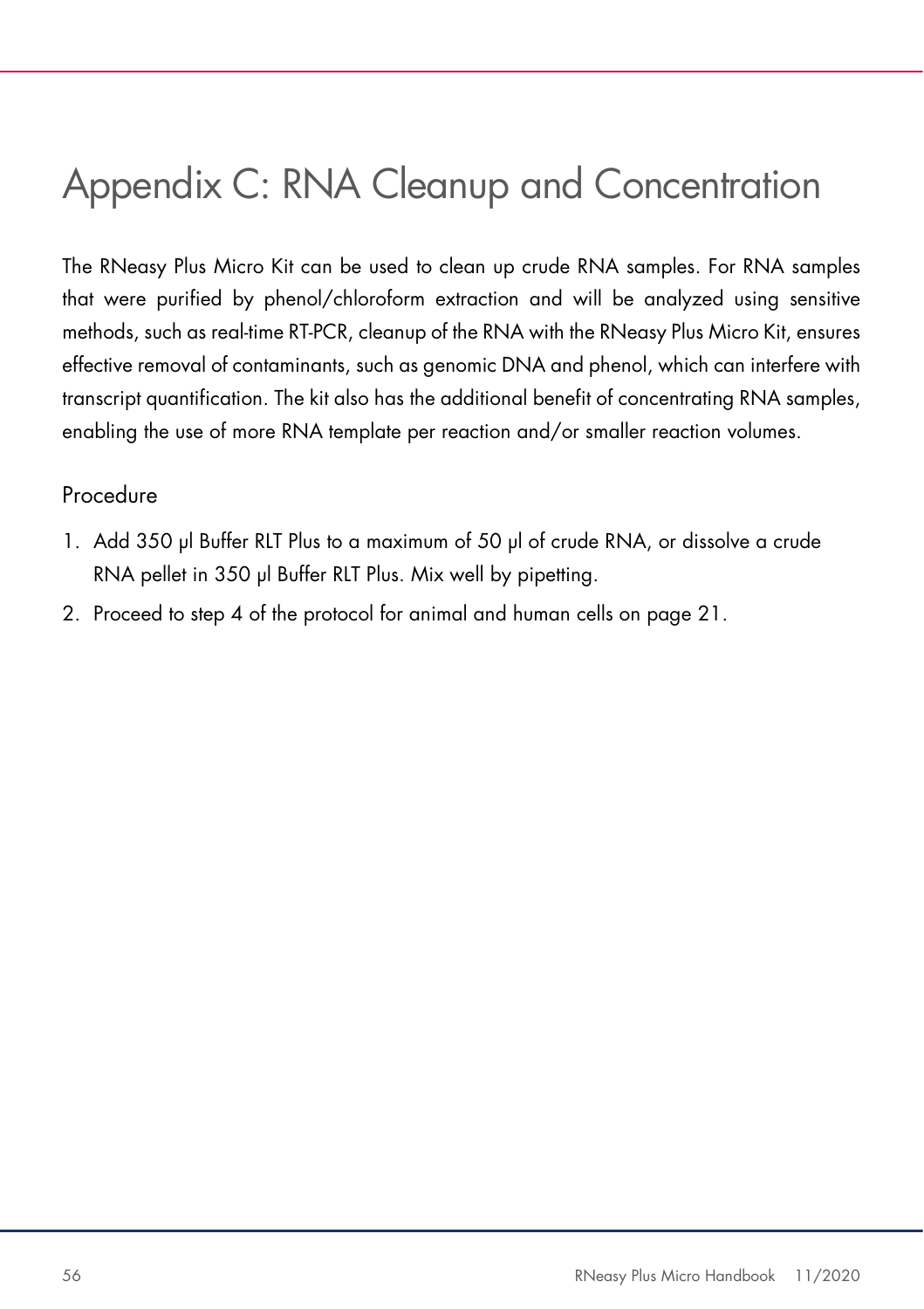# Appendix C: RNA Cleanup and Concentration

The RNeasy Plus Micro Kit can be used to clean up crude RNA samples. For RNA samples that were purified by phenol/chloroform extraction and will be analyzed using sensitive methods, such as real-time RT-PCR, cleanup of the RNA with the RNeasy Plus Micro Kit, ensures effective removal of contaminants, such as genomic DNA and phenol, which can interfere with transcript quantification. The kit also has the additional benefit of concentrating RNA samples, enabling the use of more RNA template per reaction and/or smaller reaction volumes.

## Procedure

1. Add 350 µl Buffer RLT Plus to a maximum of 50 µl of crude RNA, or dissolve a crude RNA pellet in 350 µl Buffer RLT Plus. Mix well by pipetting.
2. Proceed to step 4 of the protocol for animal and human cells on page 21.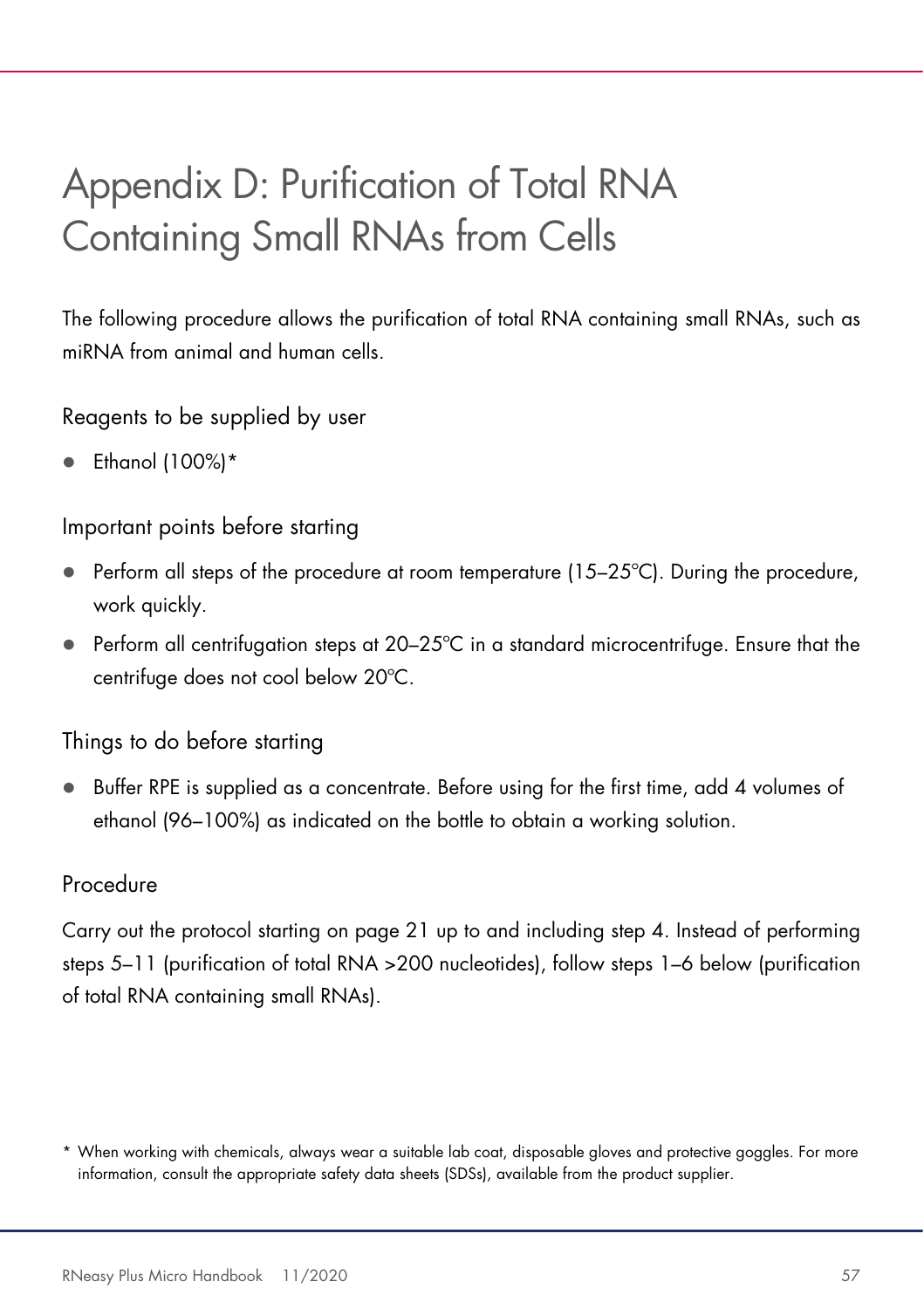# Appendix D: Purification of Total RNA Containing Small RNAs from Cells

The following procedure allows the purification of total RNA containing small RNAs, such as miRNA from animal and human cells.

## Reagents to be supplied by user

- Ethanol (100%)*

## Important points before starting

- Perform all steps of the procedure at room temperature (15–25°C). During the procedure, work quickly.
- Perform all centrifugation steps at 20–25°C in a standard microcentrifuge. Ensure that the centrifuge does not cool below 20°C.

## Things to do before starting

- Buffer RPE is supplied as a concentrate. Before using for the first time, add 4 volumes of ethanol (96–100%) as indicated on the bottle to obtain a working solution.

## Procedure

Carry out the protocol starting on page 21 up to and including step 4. Instead of performing steps 5–11 (purification of total RNA >200 nucleotides), follow steps 1–6 below (purification of total RNA containing small RNAs).

* When working with chemicals, always wear a suitable lab coat, disposable gloves and protective goggles. For more information, consult the appropriate safety data sheets (SDSs), available from the product supplier.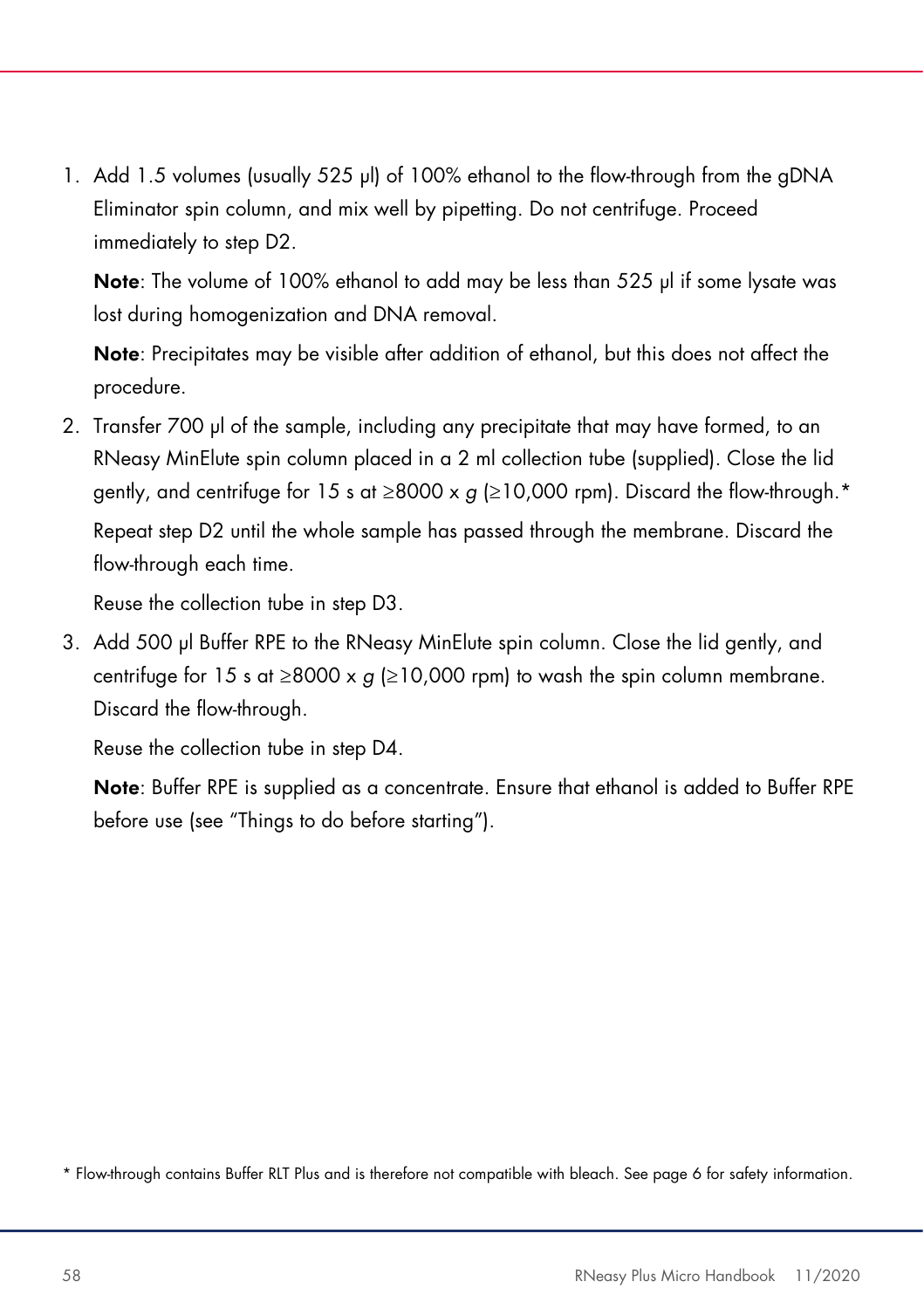1. Add 1.5 volumes (usually 525 µl) of 100% ethanol to the flow-through from the gDNA Eliminator spin column, and mix well by pipetting. Do not centrifuge. Proceed immediately to step D2.

   **Note**: The volume of 100% ethanol to add may be less than 525 µl if some lysate was lost during homogenization and DNA removal.

   **Note**: Precipitates may be visible after addition of ethanol, but this does not affect the procedure.

2. Transfer 700 µl of the sample, including any precipitate that may have formed, to an RNeasy MinElute spin column placed in a 2 ml collection tube (supplied). Close the lid gently, and centrifuge for 15 s at ≥8000 x *g* (≥10,000 rpm). Discard the flow-through.*

   Repeat step D2 until the whole sample has passed through the membrane. Discard the flow-through each time.

   Reuse the collection tube in step D3.

3. Add 500 µl Buffer RPE to the RNeasy MinElute spin column. Close the lid gently, and centrifuge for 15 s at ≥8000 x *g* (≥10,000 rpm) to wash the spin column membrane. Discard the flow-through.

   Reuse the collection tube in step D4.

   **Note**: Buffer RPE is supplied as a concentrate. Ensure that ethanol is added to Buffer RPE before use (see "Things to do before starting").

* Flow-through contains Buffer RLT Plus and is therefore not compatible with bleach. See page 6 for safety information.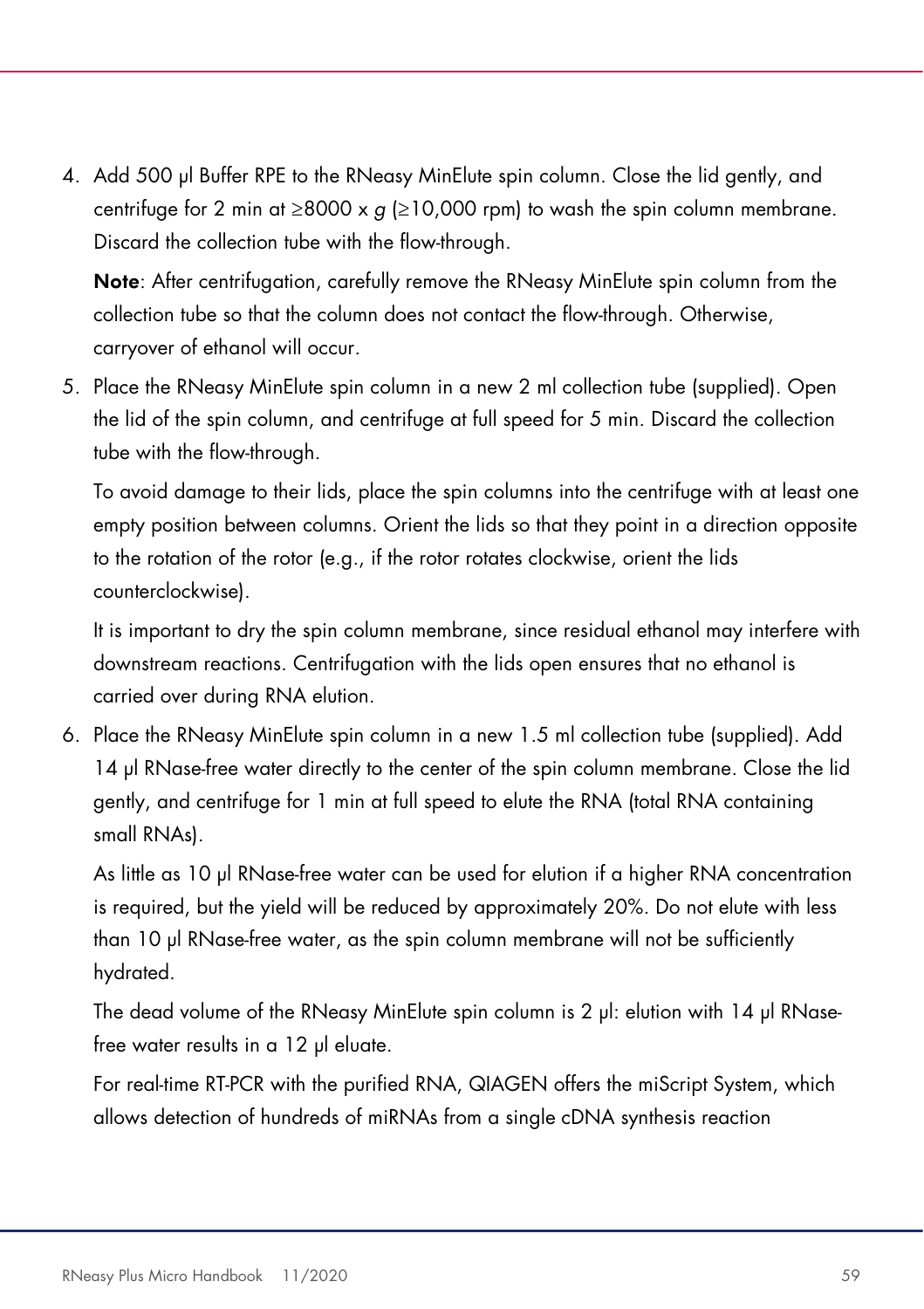4. Add 500 µl Buffer RPE to the RNeasy MinElute spin column. Close the lid gently, and centrifuge for 2 min at ≥8000 x *g* (≥10,000 rpm) to wash the spin column membrane. Discard the collection tube with the flow-through.

   **Note**: After centrifugation, carefully remove the RNeasy MinElute spin column from the collection tube so that the column does not contact the flow-through. Otherwise, carryover of ethanol will occur.

5. Place the RNeasy MinElute spin column in a new 2 ml collection tube (supplied). Open the lid of the spin column, and centrifuge at full speed for 5 min. Discard the collection tube with the flow-through.

   To avoid damage to their lids, place the spin columns into the centrifuge with at least one empty position between columns. Orient the lids so that they point in a direction opposite to the rotation of the rotor (e.g., if the rotor rotates clockwise, orient the lids counterclockwise).

   It is important to dry the spin column membrane, since residual ethanol may interfere with downstream reactions. Centrifugation with the lids open ensures that no ethanol is carried over during RNA elution.

6. Place the RNeasy MinElute spin column in a new 1.5 ml collection tube (supplied). Add 14 µl RNase-free water directly to the center of the spin column membrane. Close the lid gently, and centrifuge for 1 min at full speed to elute the RNA (total RNA containing small RNAs).

   As little as 10 µl RNase-free water can be used for elution if a higher RNA concentration is required, but the yield will be reduced by approximately 20%. Do not elute with less than 10 µl RNase-free water, as the spin column membrane will not be sufficiently hydrated.

   The dead volume of the RNeasy MinElute spin column is 2 µl: elution with 14 µl RNase-free water results in a 12 µl eluate.

   For real-time RT-PCR with the purified RNA, QIAGEN offers the miScript System, which allows detection of hundreds of miRNAs from a single cDNA synthesis reaction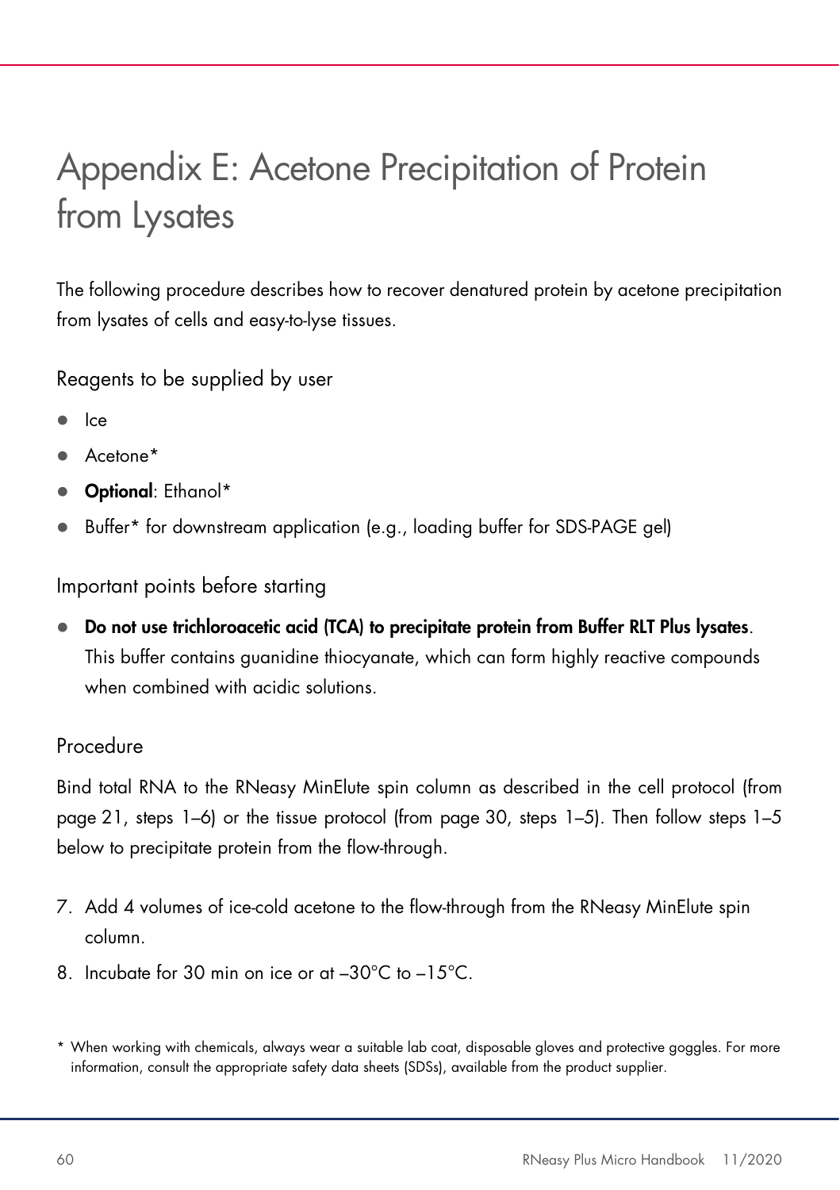# Appendix E: Acetone Precipitation of Protein from Lysates

The following procedure describes how to recover denatured protein by acetone precipitation from lysates of cells and easy-to-lyse tissues.

## Reagents to be supplied by user

- Ice
- Acetone*
- **Optional**: Ethanol*
- Buffer* for downstream application (e.g., loading buffer for SDS-PAGE gel)

## Important points before starting

- **Do not use trichloroacetic acid (TCA) to precipitate protein from Buffer RLT Plus lysates**. This buffer contains guanidine thiocyanate, which can form highly reactive compounds when combined with acidic solutions.

## Procedure

Bind total RNA to the RNeasy MinElute spin column as described in the cell protocol (from page 21, steps 1–6) or the tissue protocol (from page 30, steps 1–5). Then follow steps 1–5 below to precipitate protein from the flow-through.

7. Add 4 volumes of ice-cold acetone to the flow-through from the RNeasy MinElute spin column.
8. Incubate for 30 min on ice or at –30°C to –15°C.

\* When working with chemicals, always wear a suitable lab coat, disposable gloves and protective goggles. For more information, consult the appropriate safety data sheets (SDSs), available from the product supplier.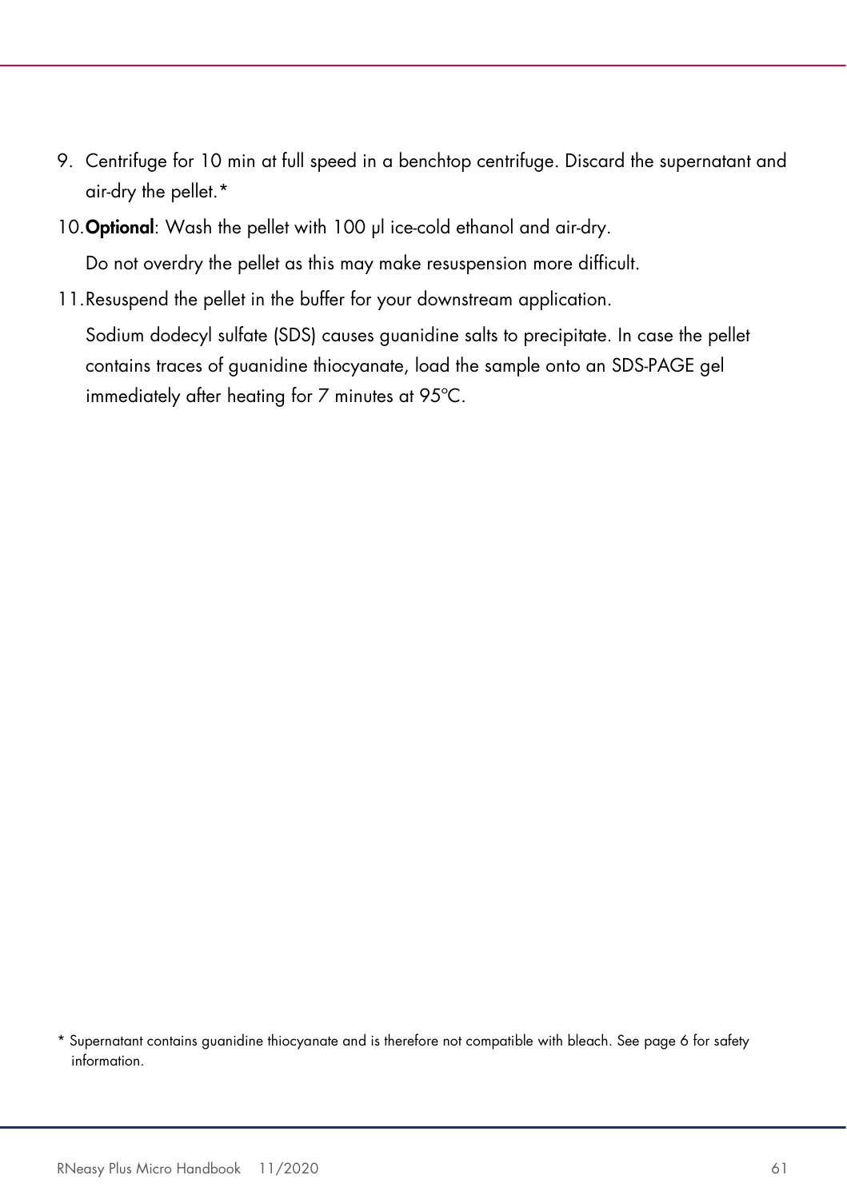9. Centrifuge for 10 min at full speed in a benchtop centrifuge. Discard the supernatant and air-dry the pellet.*

10. **Optional**: Wash the pellet with 100 µl ice-cold ethanol and air-dry.

    Do not overdry the pellet as this may make resuspension more difficult.

11. Resuspend the pellet in the buffer for your downstream application.

    Sodium dodecyl sulfate (SDS) causes guanidine salts to precipitate. In case the pellet contains traces of guanidine thiocyanate, load the sample onto an SDS-PAGE gel immediately after heating for 7 minutes at 95°C.

* Supernatant contains guanidine thiocyanate and is therefore not compatible with bleach. See page 6 for safety information.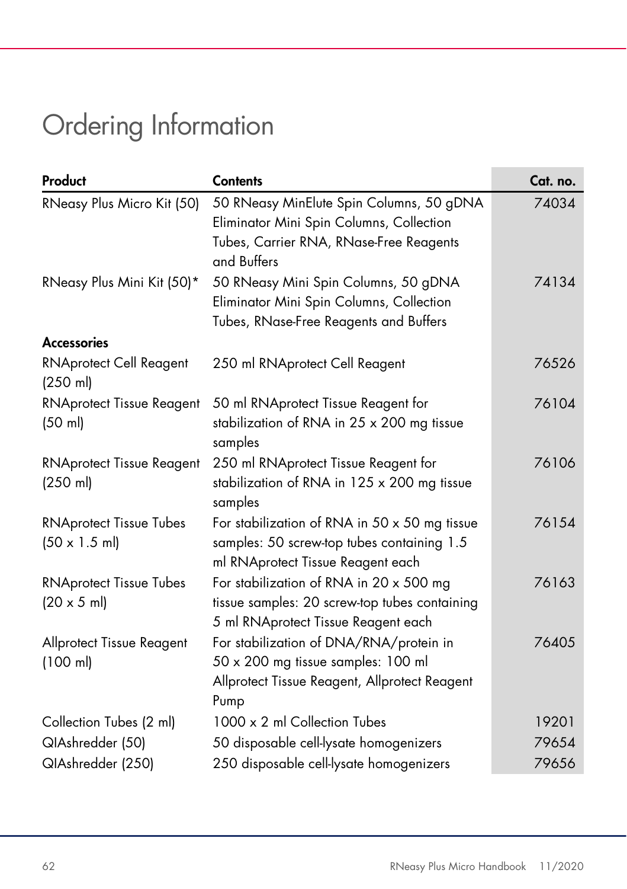# Ordering Information

| Product | Contents | Cat. no. |
|---|---|---|
| RNeasy Plus Micro Kit (50) | 50 RNeasy MinElute Spin Columns, 50 gDNA Eliminator Mini Spin Columns, Collection Tubes, Carrier RNA, RNase-Free Reagents and Buffers | 74034 |
| RNeasy Plus Mini Kit (50)* | 50 RNeasy Mini Spin Columns, 50 gDNA Eliminator Mini Spin Columns, Collection Tubes, RNase-Free Reagents and Buffers | 74134 |
| **Accessories** | | |
| RNAprotect Cell Reagent (250 ml) | 250 ml RNAprotect Cell Reagent | 76526 |
| RNAprotect Tissue Reagent (50 ml) | 50 ml RNAprotect Tissue Reagent for stabilization of RNA in 25 x 200 mg tissue samples | 76104 |
| RNAprotect Tissue Reagent (250 ml) | 250 ml RNAprotect Tissue Reagent for stabilization of RNA in 125 x 200 mg tissue samples | 76106 |
| RNAprotect Tissue Tubes (50 x 1.5 ml) | For stabilization of RNA in 50 x 50 mg tissue samples: 50 screw-top tubes containing 1.5 ml RNAprotect Tissue Reagent each | 76154 |
| RNAprotect Tissue Tubes (20 x 5 ml) | For stabilization of RNA in 20 x 500 mg tissue samples: 20 screw-top tubes containing 5 ml RNAprotect Tissue Reagent each | 76163 |
| Allprotect Tissue Reagent (100 ml) | For stabilization of DNA/RNA/protein in 50 x 200 mg tissue samples: 100 ml Allprotect Tissue Reagent, Allprotect Reagent Pump | 76405 |
| Collection Tubes (2 ml) | 1000 x 2 ml Collection Tubes | 19201 |
| QIAshredder (50) | 50 disposable cell-lysate homogenizers | 79654 |
| QIAshredder (250) | 250 disposable cell-lysate homogenizers | 79656 |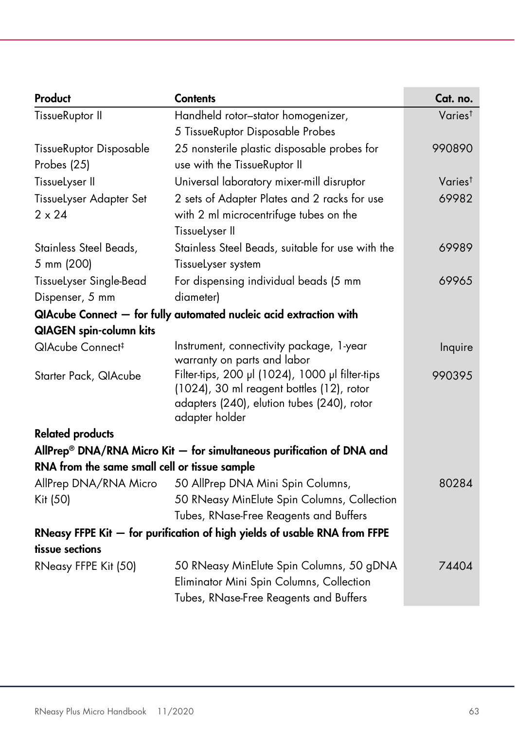| Product | Contents | Cat. no. |
|---|---|---|
| TissueRuptor II | Handheld rotor–stator homogenizer, 5 TissueRuptor Disposable Probes | Varies† |
| TissueRuptor Disposable Probes (25) | 25 nonsterile plastic disposable probes for use with the TissueRuptor II | 990890 |
| TissueLyser II | Universal laboratory mixer-mill disruptor | Varies† |
| TissueLyser Adapter Set 2 x 24 | 2 sets of Adapter Plates and 2 racks for use with 2 ml microcentrifuge tubes on the TissueLyser II | 69982 |
| Stainless Steel Beads, 5 mm (200) | Stainless Steel Beads, suitable for use with the TissueLyser system | 69989 |
| TissueLyser Single-Bead Dispenser, 5 mm | For dispensing individual beads (5 mm diameter) | 69965 |
| **QIAcube Connect — for fully automated nucleic acid extraction with QIAGEN spin-column kits** | | |
| QIAcube Connect‡ | Instrument, connectivity package, 1-year warranty on parts and labor | Inquire |
| Starter Pack, QIAcube | Filter-tips, 200 µl (1024), 1000 µl filter-tips (1024), 30 ml reagent bottles (12), rotor adapters (240), elution tubes (240), rotor adapter holder | 990395 |
| **Related products** | | |
| **AllPrep® DNA/RNA Micro Kit — for simultaneous purification of DNA and RNA from the same small cell or tissue sample** | | |
| AllPrep DNA/RNA Micro Kit (50) | 50 AllPrep DNA Mini Spin Columns, 50 RNeasy MinElute Spin Columns, Collection Tubes, RNase-Free Reagents and Buffers | 80284 |
| **RNeasy FFPE Kit — for purification of high yields of usable RNA from FFPE tissue sections** | | |
| RNeasy FFPE Kit (50) | 50 RNeasy MinElute Spin Columns, 50 gDNA Eliminator Mini Spin Columns, Collection Tubes, RNase-Free Reagents and Buffers | 74404 |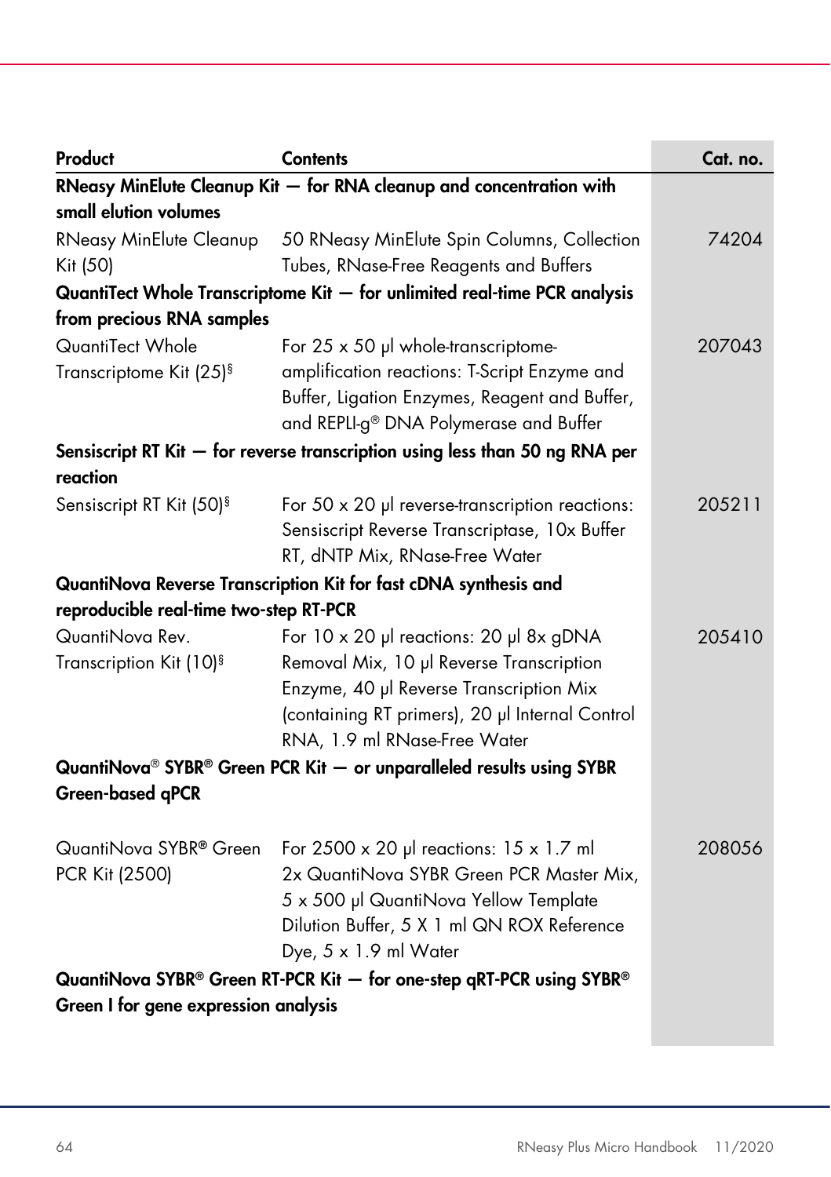| Product | Contents | Cat. no. |
|---|---|---|
| **RNeasy MinElute Cleanup Kit — for RNA cleanup and concentration with small elution volumes** | | |
| RNeasy MinElute Cleanup Kit (50) | 50 RNeasy MinElute Spin Columns, Collection Tubes, RNase-Free Reagents and Buffers | 74204 |
| **QuantiTect Whole Transcriptome Kit — for unlimited real-time PCR analysis from precious RNA samples** | | |
| QuantiTect Whole Transcriptome Kit (25)§ | For 25 x 50 µl whole-transcriptome-amplification reactions: T-Script Enzyme and Buffer, Ligation Enzymes, Reagent and Buffer, and REPLI-g® DNA Polymerase and Buffer | 207043 |
| **Sensiscript RT Kit — for reverse transcription using less than 50 ng RNA per reaction** | | |
| Sensiscript RT Kit (50)§ | For 50 x 20 µl reverse-transcription reactions: Sensiscript Reverse Transcriptase, 10x Buffer RT, dNTP Mix, RNase-Free Water | 205211 |
| **QuantiNova Reverse Transcription Kit for fast cDNA synthesis and reproducible real-time two-step RT-PCR** | | |
| QuantiNova Rev. Transcription Kit (10)§ | For 10 x 20 µl reactions: 20 µl 8x gDNA Removal Mix, 10 µl Reverse Transcription Enzyme, 40 µl Reverse Transcription Mix (containing RT primers), 20 µl Internal Control RNA, 1.9 ml RNase-Free Water | 205410 |
| **QuantiNova® SYBR® Green PCR Kit — or unparalleled results using SYBR Green-based qPCR** | | |
| QuantiNova SYBR® Green PCR Kit (2500) | For 2500 x 20 µl reactions: 15 x 1.7 ml 2x QuantiNova SYBR Green PCR Master Mix, 5 x 500 µl QuantiNova Yellow Template Dilution Buffer, 5 X 1 ml QN ROX Reference Dye, 5 x 1.9 ml Water | 208056 |
| **QuantiNova SYBR® Green RT-PCR Kit — for one-step qRT-PCR using SYBR® Green I for gene expression analysis** | | |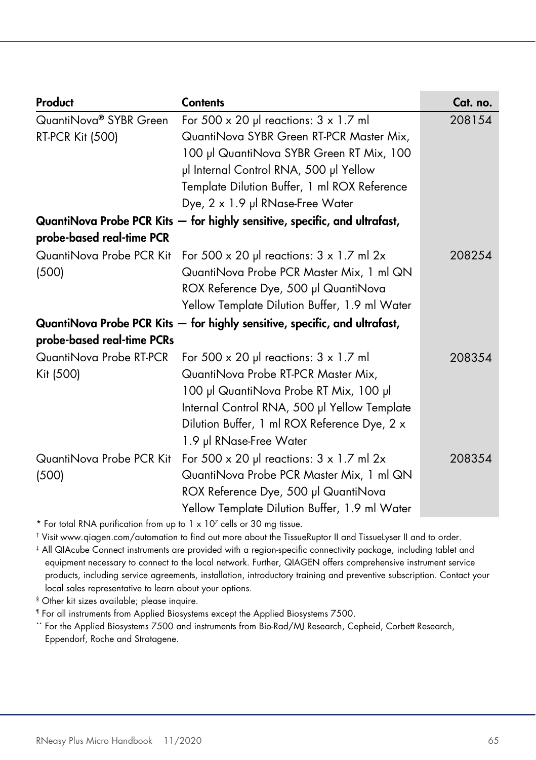| Product | Contents | Cat. no. |
| --- | --- | --- |
| QuantiNova® SYBR Green RT-PCR Kit (500) | For 500 x 20 µl reactions: 3 x 1.7 ml QuantiNova SYBR Green RT-PCR Master Mix, 100 µl QuantiNova SYBR Green RT Mix, 100 µl Internal Control RNA, 500 µl Yellow Template Dilution Buffer, 1 ml ROX Reference Dye, 2 x 1.9 µl RNase-Free Water | 208154 |
| **QuantiNova Probe PCR Kits — for highly sensitive, specific, and ultrafast, probe-based real-time PCR** | | |
| QuantiNova Probe PCR Kit (500) | For 500 x 20 µl reactions: 3 x 1.7 ml 2x QuantiNova Probe PCR Master Mix, 1 ml QN ROX Reference Dye, 500 µl QuantiNova Yellow Template Dilution Buffer, 1.9 ml Water | 208254 |
| **QuantiNova Probe PCR Kits — for highly sensitive, specific, and ultrafast, probe-based real-time PCRs** | | |
| QuantiNova Probe RT-PCR Kit (500) | For 500 x 20 µl reactions: 3 x 1.7 ml QuantiNova Probe RT-PCR Master Mix, 100 µl QuantiNova Probe RT Mix, 100 µl Internal Control RNA, 500 µl Yellow Template Dilution Buffer, 1 ml ROX Reference Dye, 2 x 1.9 µl RNase-Free Water | 208354 |
| QuantiNova Probe PCR Kit (500) | For 500 x 20 µl reactions: 3 x 1.7 ml 2x QuantiNova Probe PCR Master Mix, 1 ml QN ROX Reference Dye, 500 µl QuantiNova Yellow Template Dilution Buffer, 1.9 ml Water | 208354 |

* For total RNA purification from up to 1 x $10^7$ cells or 30 mg tissue.

† Visit www.qiagen.com/automation to find out more about the TissueRuptor II and TissueLyser II and to order.

‡ All QIAcube Connect instruments are provided with a region-specific connectivity package, including tablet and equipment necessary to connect to the local network. Further, QIAGEN offers comprehensive instrument service products, including service agreements, installation, introductory training and preventive subscription. Contact your local sales representative to learn about your options.

§ Other kit sizes available; please inquire.

¶ For all instruments from Applied Biosystems except the Applied Biosystems 7500.

** For the Applied Biosystems 7500 and instruments from Bio-Rad/MJ Research, Cepheid, Corbett Research, Eppendorf, Roche and Stratagene.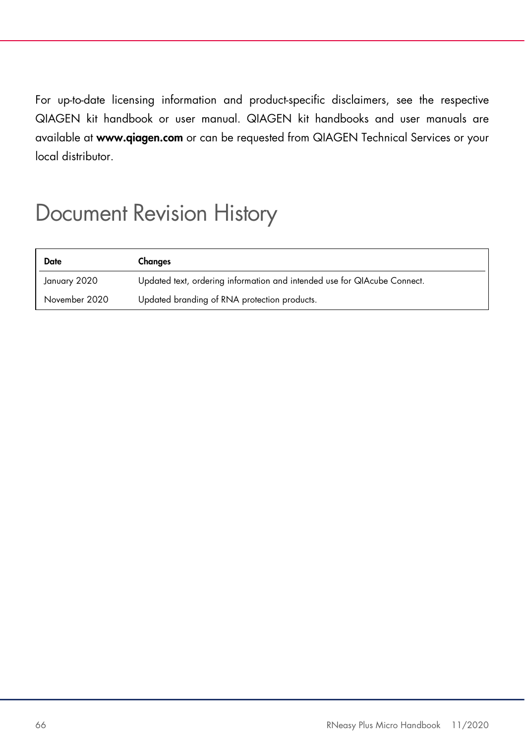For up-to-date licensing information and product-specific disclaimers, see the respective QIAGEN kit handbook or user manual. QIAGEN kit handbooks and user manuals are available at **www.qiagen.com** or can be requested from QIAGEN Technical Services or your local distributor.

# Document Revision History

| Date | Changes |
|---|---|
| January 2020 | Updated text, ordering information and intended use for QIAcube Connect. |
| November 2020 | Updated branding of RNA protection products. |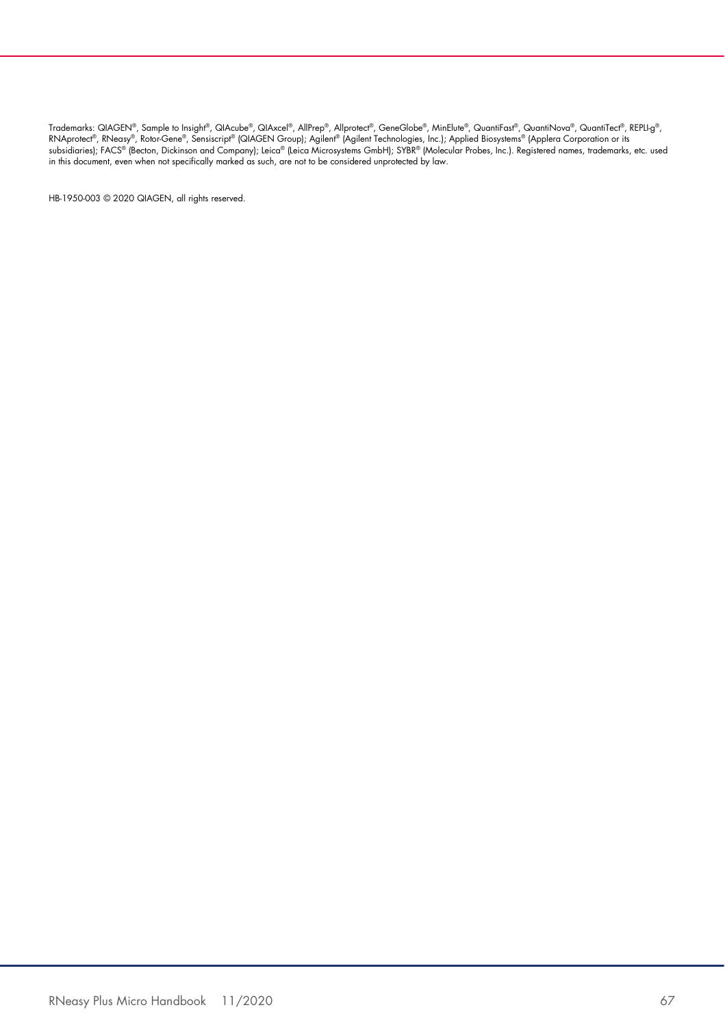Trademarks: QIAGEN®, Sample to Insight®, QIAcube®, QIAxcel®, AllPrep®, Allprotect®, GeneGlobe®, MinElute®, QuantiFast®, QuantiNova®, QuantiTect®, REPLI-g®, RNAprotect®, RNeasy®, Rotor-Gene®, Sensiscript® (QIAGEN Group); Agilent® (Agilent Technologies, Inc.); Applied Biosystems® (Applera Corporation or its subsidiaries); FACS® (Becton, Dickinson and Company); Leica® (Leica Microsystems GmbH); SYBR® (Molecular Probes, Inc.). Registered names, trademarks, etc. used in this document, even when not specifically marked as such, are not to be considered unprotected by law.

HB-1950-003 © 2020 QIAGEN, all rights reserved.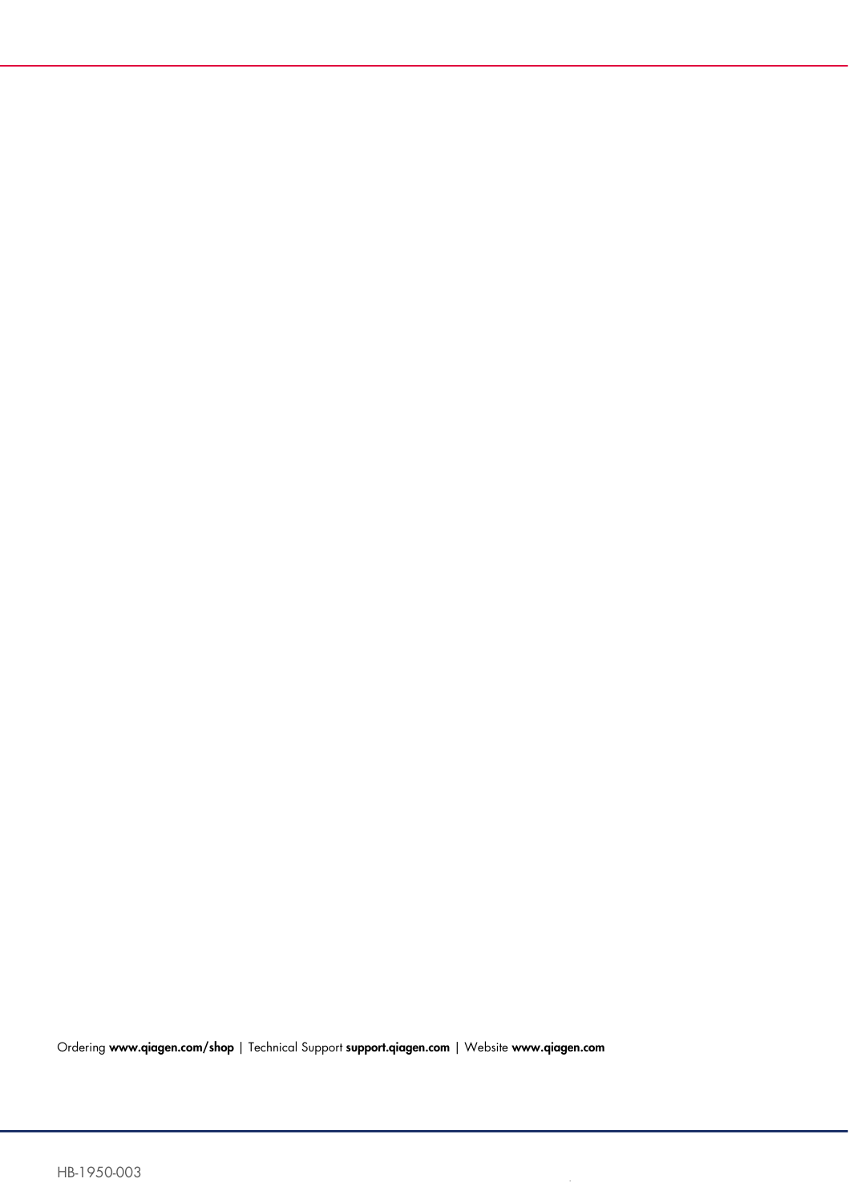Ordering **www.qiagen.com/shop** | Technical Support **support.qiagen.com** | Website **www.qiagen.com**

HB-1950-003